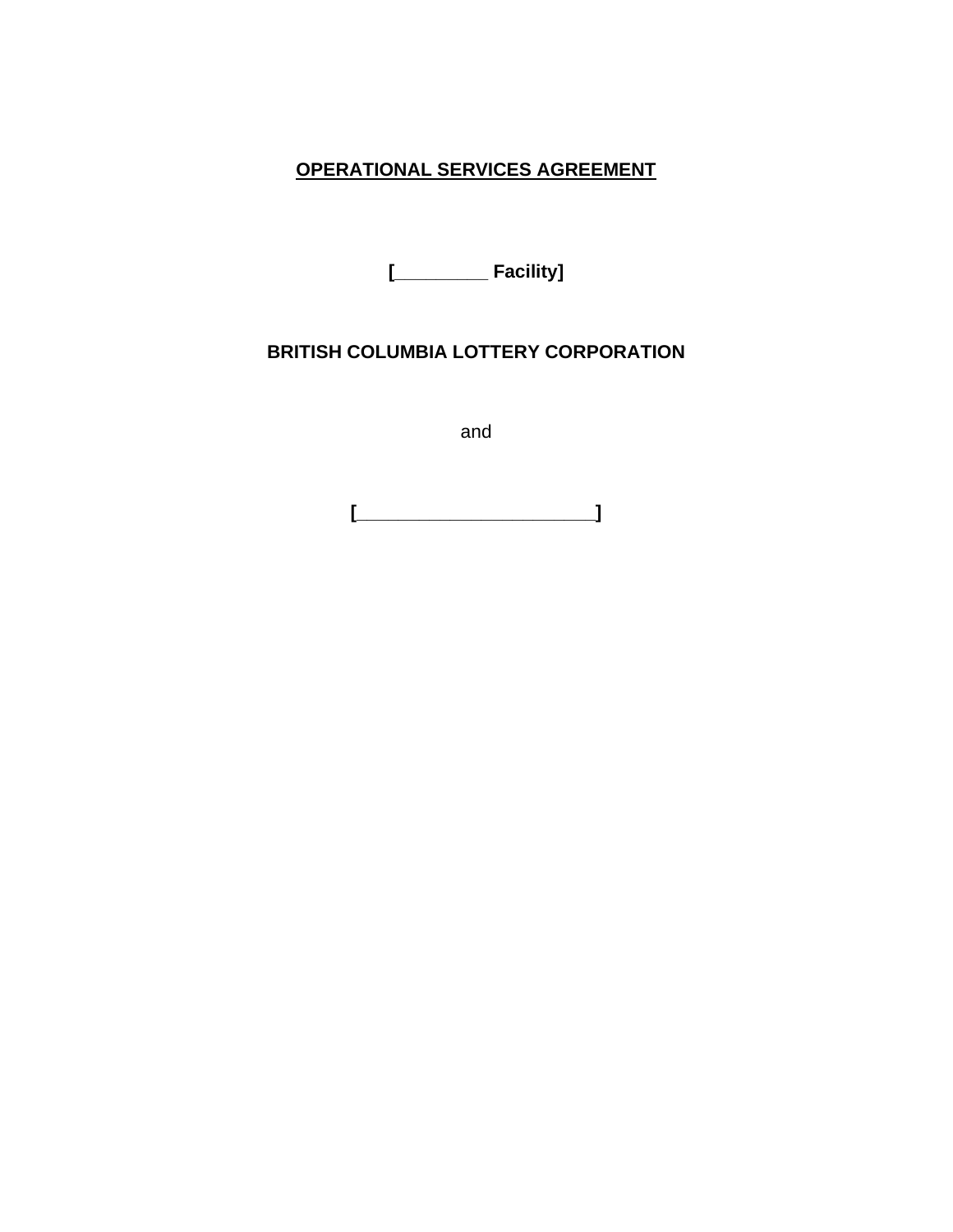# OPERATIONAL SERVICES AGREEMENT

**[_________ Facility]**

**BRITISH COLUMBIA LOTTERY CORPORATION**

and

**[______________________]**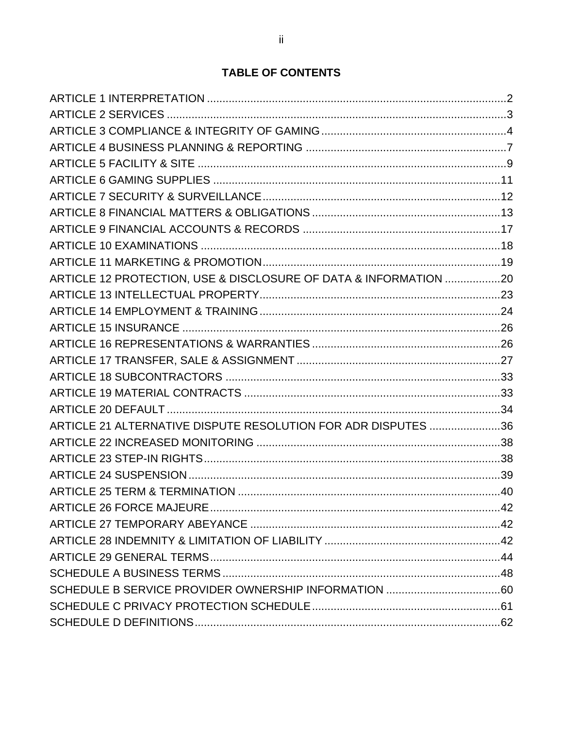# TABLE OF CONTENTS

| | |
|---|---|
| ARTICLE 1 INTERPRETATION | 2 |
| ARTICLE 2 SERVICES | 3 |
| ARTICLE 3 COMPLIANCE & INTEGRITY OF GAMING | 4 |
| ARTICLE 4 BUSINESS PLANNING & REPORTING | 7 |
| ARTICLE 5 FACILITY & SITE | 9 |
| ARTICLE 6 GAMING SUPPLIES | 11 |
| ARTICLE 7 SECURITY & SURVEILLANCE | 12 |
| ARTICLE 8 FINANCIAL MATTERS & OBLIGATIONS | 13 |
| ARTICLE 9 FINANCIAL ACCOUNTS & RECORDS | 17 |
| ARTICLE 10 EXAMINATIONS | 18 |
| ARTICLE 11 MARKETING & PROMOTION | 19 |
| ARTICLE 12 PROTECTION, USE & DISCLOSURE OF DATA & INFORMATION | 20 |
| ARTICLE 13 INTELLECTUAL PROPERTY | 23 |
| ARTICLE 14 EMPLOYMENT & TRAINING | 24 |
| ARTICLE 15 INSURANCE | 26 |
| ARTICLE 16 REPRESENTATIONS & WARRANTIES | 26 |
| ARTICLE 17 TRANSFER, SALE & ASSIGNMENT | 27 |
| ARTICLE 18 SUBCONTRACTORS | 33 |
| ARTICLE 19 MATERIAL CONTRACTS | 33 |
| ARTICLE 20 DEFAULT | 34 |
| ARTICLE 21 ALTERNATIVE DISPUTE RESOLUTION FOR ADR DISPUTES | 36 |
| ARTICLE 22 INCREASED MONITORING | 38 |
| ARTICLE 23 STEP-IN RIGHTS | 38 |
| ARTICLE 24 SUSPENSION | 39 |
| ARTICLE 25 TERM & TERMINATION | 40 |
| ARTICLE 26 FORCE MAJEURE | 42 |
| ARTICLE 27 TEMPORARY ABEYANCE | 42 |
| ARTICLE 28 INDEMNITY & LIMITATION OF LIABILITY | 42 |
| ARTICLE 29 GENERAL TERMS | 44 |
| SCHEDULE A BUSINESS TERMS | 48 |
| SCHEDULE B SERVICE PROVIDER OWNERSHIP INFORMATION | 60 |
| SCHEDULE C PRIVACY PROTECTION SCHEDULE | 61 |
| SCHEDULE D DEFINITIONS | 62 |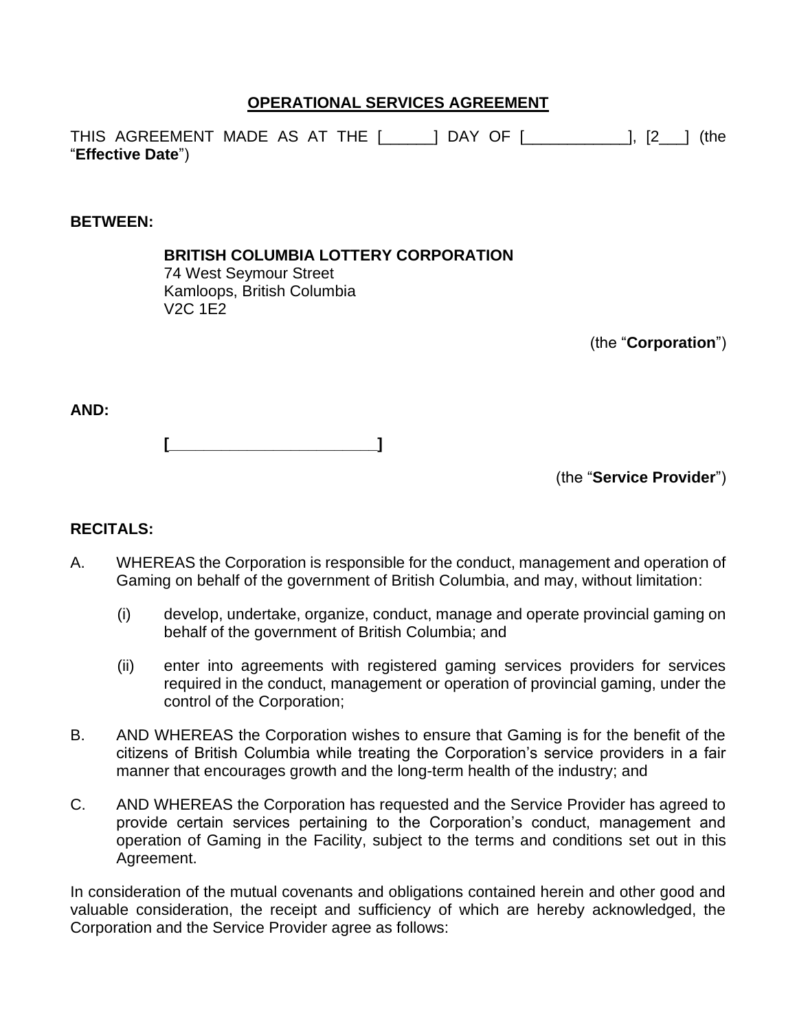# **OPERATIONAL SERVICES AGREEMENT**

THIS AGREEMENT MADE AS AT THE [______] DAY OF [____________], [2___] (the "**Effective Date**")

**BETWEEN:**

**BRITISH COLUMBIA LOTTERY CORPORATION**
74 West Seymour Street
Kamloops, British Columbia
V2C 1E2

(the "**Corporation**")

**AND:**

**[______________________]**

(the "**Service Provider**")

**RECITALS:**

A. WHEREAS the Corporation is responsible for the conduct, management and operation of Gaming on behalf of the government of British Columbia, and may, without limitation:

   (i) develop, undertake, organize, conduct, manage and operate provincial gaming on behalf of the government of British Columbia; and

   (ii) enter into agreements with registered gaming services providers for services required in the conduct, management or operation of provincial gaming, under the control of the Corporation;

B. AND WHEREAS the Corporation wishes to ensure that Gaming is for the benefit of the citizens of British Columbia while treating the Corporation's service providers in a fair manner that encourages growth and the long-term health of the industry; and

C. AND WHEREAS the Corporation has requested and the Service Provider has agreed to provide certain services pertaining to the Corporation's conduct, management and operation of Gaming in the Facility, subject to the terms and conditions set out in this Agreement.

In consideration of the mutual covenants and obligations contained herein and other good and valuable consideration, the receipt and sufficiency of which are hereby acknowledged, the Corporation and the Service Provider agree as follows: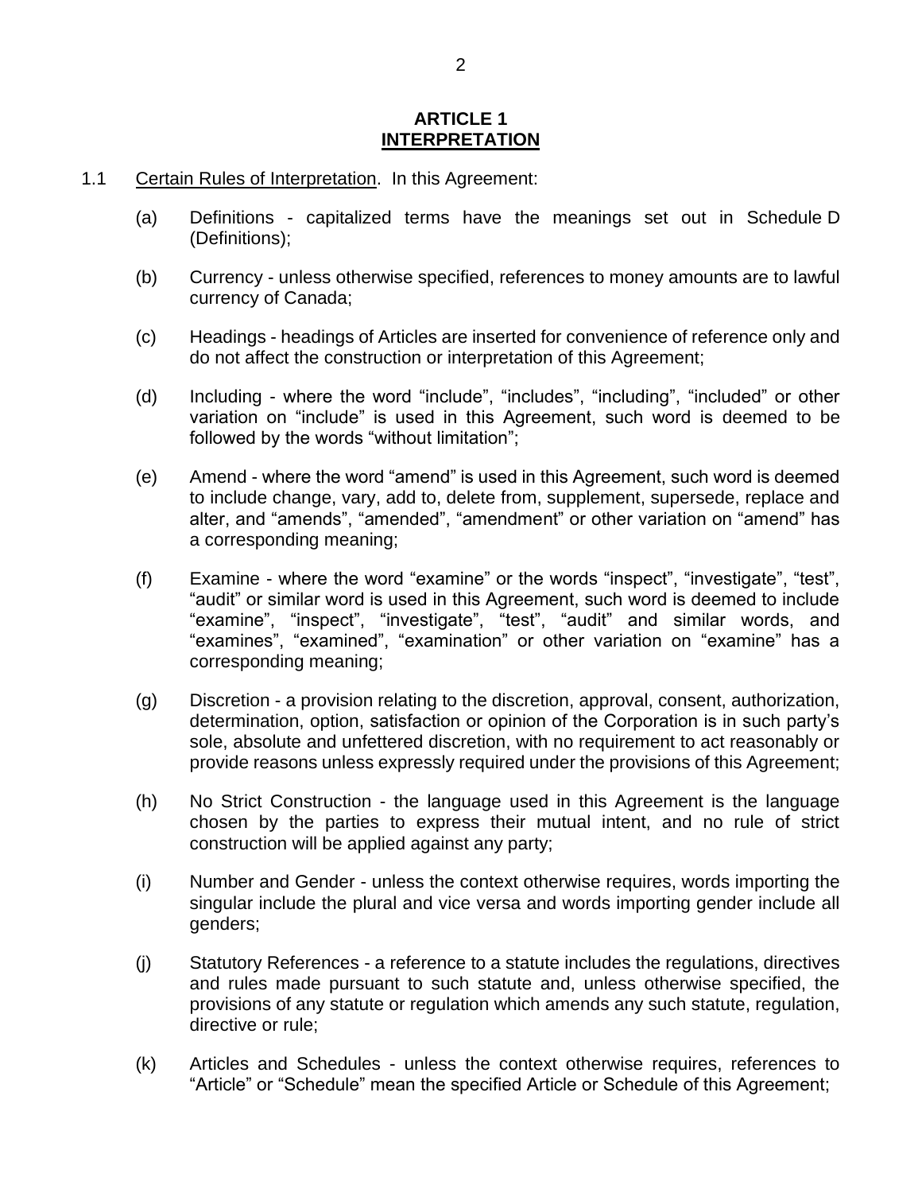## ARTICLE 1
## INTERPRETATION

1.1 Certain Rules of Interpretation. In this Agreement:

(a) Definitions - capitalized terms have the meanings set out in Schedule D (Definitions);

(b) Currency - unless otherwise specified, references to money amounts are to lawful currency of Canada;

(c) Headings - headings of Articles are inserted for convenience of reference only and do not affect the construction or interpretation of this Agreement;

(d) Including - where the word "include", "includes", "including", "included" or other variation on "include" is used in this Agreement, such word is deemed to be followed by the words "without limitation";

(e) Amend - where the word "amend" is used in this Agreement, such word is deemed to include change, vary, add to, delete from, supplement, supersede, replace and alter, and "amends", "amended", "amendment" or other variation on "amend" has a corresponding meaning;

(f) Examine - where the word "examine" or the words "inspect", "investigate", "test", "audit" or similar word is used in this Agreement, such word is deemed to include "examine", "inspect", "investigate", "test", "audit" and similar words, and "examines", "examined", "examination" or other variation on "examine" has a corresponding meaning;

(g) Discretion - a provision relating to the discretion, approval, consent, authorization, determination, option, satisfaction or opinion of the Corporation is in such party's sole, absolute and unfettered discretion, with no requirement to act reasonably or provide reasons unless expressly required under the provisions of this Agreement;

(h) No Strict Construction - the language used in this Agreement is the language chosen by the parties to express their mutual intent, and no rule of strict construction will be applied against any party;

(i) Number and Gender - unless the context otherwise requires, words importing the singular include the plural and vice versa and words importing gender include all genders;

(j) Statutory References - a reference to a statute includes the regulations, directives and rules made pursuant to such statute and, unless otherwise specified, the provisions of any statute or regulation which amends any such statute, regulation, directive or rule;

(k) Articles and Schedules - unless the context otherwise requires, references to "Article" or "Schedule" mean the specified Article or Schedule of this Agreement;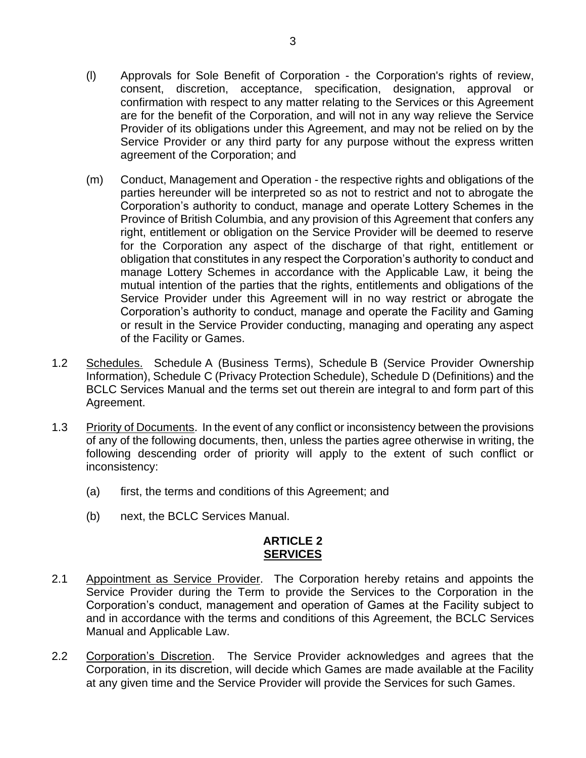(l) Approvals for Sole Benefit of Corporation - the Corporation's rights of review, consent, discretion, acceptance, specification, designation, approval or confirmation with respect to any matter relating to the Services or this Agreement are for the benefit of the Corporation, and will not in any way relieve the Service Provider of its obligations under this Agreement, and may not be relied on by the Service Provider or any third party for any purpose without the express written agreement of the Corporation; and

(m) Conduct, Management and Operation - the respective rights and obligations of the parties hereunder will be interpreted so as not to restrict and not to abrogate the Corporation's authority to conduct, manage and operate Lottery Schemes in the Province of British Columbia, and any provision of this Agreement that confers any right, entitlement or obligation on the Service Provider will be deemed to reserve for the Corporation any aspect of the discharge of that right, entitlement or obligation that constitutes in any respect the Corporation's authority to conduct and manage Lottery Schemes in accordance with the Applicable Law, it being the mutual intention of the parties that the rights, entitlements and obligations of the Service Provider under this Agreement will in no way restrict or abrogate the Corporation's authority to conduct, manage and operate the Facility and Gaming or result in the Service Provider conducting, managing and operating any aspect of the Facility or Games.

1.2 Schedules. Schedule A (Business Terms), Schedule B (Service Provider Ownership Information), Schedule C (Privacy Protection Schedule), Schedule D (Definitions) and the BCLC Services Manual and the terms set out therein are integral to and form part of this Agreement.

1.3 Priority of Documents. In the event of any conflict or inconsistency between the provisions of any of the following documents, then, unless the parties agree otherwise in writing, the following descending order of priority will apply to the extent of such conflict or inconsistency:

(a) first, the terms and conditions of this Agreement; and

(b) next, the BCLC Services Manual.

## ARTICLE 2
## SERVICES

2.1 Appointment as Service Provider. The Corporation hereby retains and appoints the Service Provider during the Term to provide the Services to the Corporation in the Corporation's conduct, management and operation of Games at the Facility subject to and in accordance with the terms and conditions of this Agreement, the BCLC Services Manual and Applicable Law.

2.2 Corporation's Discretion. The Service Provider acknowledges and agrees that the Corporation, in its discretion, will decide which Games are made available at the Facility at any given time and the Service Provider will provide the Services for such Games.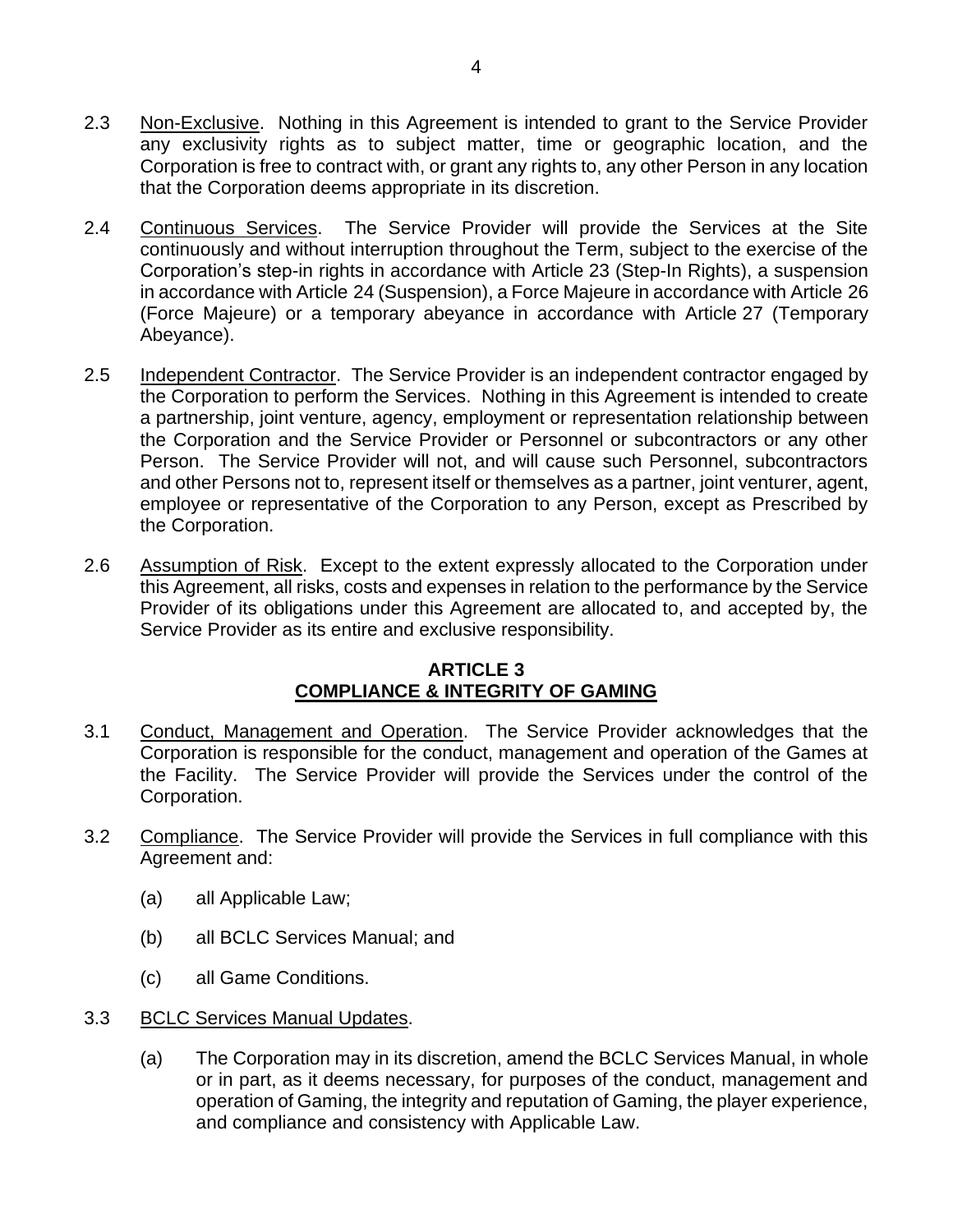2.3 Non-Exclusive. Nothing in this Agreement is intended to grant to the Service Provider any exclusivity rights as to subject matter, time or geographic location, and the Corporation is free to contract with, or grant any rights to, any other Person in any location that the Corporation deems appropriate in its discretion.

2.4 Continuous Services. The Service Provider will provide the Services at the Site continuously and without interruption throughout the Term, subject to the exercise of the Corporation's step-in rights in accordance with Article 23 (Step-In Rights), a suspension in accordance with Article 24 (Suspension), a Force Majeure in accordance with Article 26 (Force Majeure) or a temporary abeyance in accordance with Article 27 (Temporary Abeyance).

2.5 Independent Contractor. The Service Provider is an independent contractor engaged by the Corporation to perform the Services. Nothing in this Agreement is intended to create a partnership, joint venture, agency, employment or representation relationship between the Corporation and the Service Provider or Personnel or subcontractors or any other Person. The Service Provider will not, and will cause such Personnel, subcontractors and other Persons not to, represent itself or themselves as a partner, joint venturer, agent, employee or representative of the Corporation to any Person, except as Prescribed by the Corporation.

2.6 Assumption of Risk. Except to the extent expressly allocated to the Corporation under this Agreement, all risks, costs and expenses in relation to the performance by the Service Provider of its obligations under this Agreement are allocated to, and accepted by, the Service Provider as its entire and exclusive responsibility.

## ARTICLE 3
## COMPLIANCE & INTEGRITY OF GAMING

3.1 Conduct, Management and Operation. The Service Provider acknowledges that the Corporation is responsible for the conduct, management and operation of the Games at the Facility. The Service Provider will provide the Services under the control of the Corporation.

3.2 Compliance. The Service Provider will provide the Services in full compliance with this Agreement and:

(a) all Applicable Law;

(b) all BCLC Services Manual; and

(c) all Game Conditions.

3.3 BCLC Services Manual Updates.

(a) The Corporation may in its discretion, amend the BCLC Services Manual, in whole or in part, as it deems necessary, for purposes of the conduct, management and operation of Gaming, the integrity and reputation of Gaming, the player experience, and compliance and consistency with Applicable Law.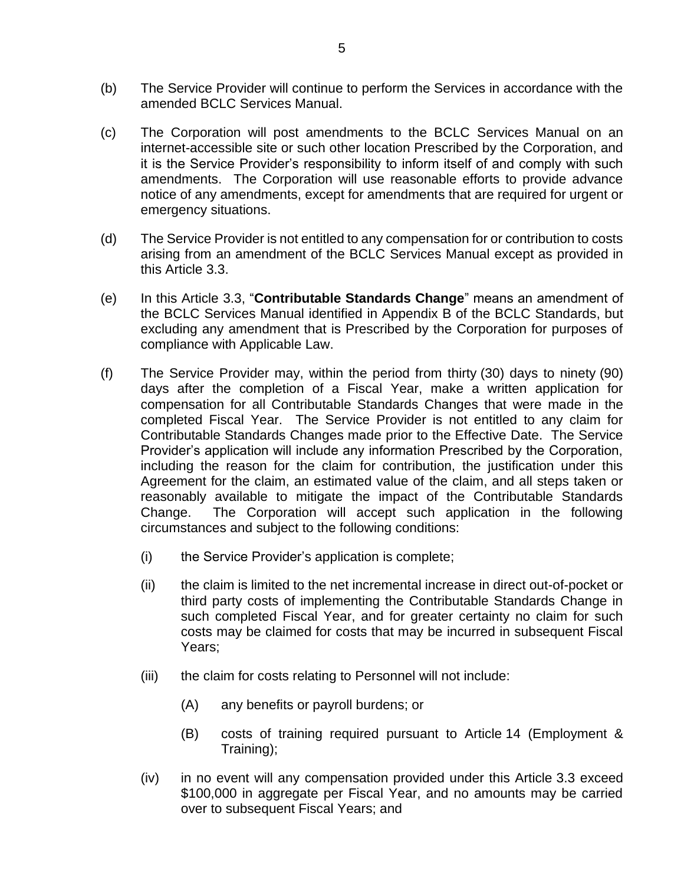(b) The Service Provider will continue to perform the Services in accordance with the amended BCLC Services Manual.

(c) The Corporation will post amendments to the BCLC Services Manual on an internet-accessible site or such other location Prescribed by the Corporation, and it is the Service Provider's responsibility to inform itself of and comply with such amendments. The Corporation will use reasonable efforts to provide advance notice of any amendments, except for amendments that are required for urgent or emergency situations.

(d) The Service Provider is not entitled to any compensation for or contribution to costs arising from an amendment of the BCLC Services Manual except as provided in this Article 3.3.

(e) In this Article 3.3, "**Contributable Standards Change**" means an amendment of the BCLC Services Manual identified in Appendix B of the BCLC Standards, but excluding any amendment that is Prescribed by the Corporation for purposes of compliance with Applicable Law.

(f) The Service Provider may, within the period from thirty (30) days to ninety (90) days after the completion of a Fiscal Year, make a written application for compensation for all Contributable Standards Changes that were made in the completed Fiscal Year. The Service Provider is not entitled to any claim for Contributable Standards Changes made prior to the Effective Date. The Service Provider's application will include any information Prescribed by the Corporation, including the reason for the claim for contribution, the justification under this Agreement for the claim, an estimated value of the claim, and all steps taken or reasonably available to mitigate the impact of the Contributable Standards Change. The Corporation will accept such application in the following circumstances and subject to the following conditions:

   (i) the Service Provider's application is complete;

   (ii) the claim is limited to the net incremental increase in direct out-of-pocket or third party costs of implementing the Contributable Standards Change in such completed Fiscal Year, and for greater certainty no claim for such costs may be claimed for costs that may be incurred in subsequent Fiscal Years;

   (iii) the claim for costs relating to Personnel will not include:

      (A) any benefits or payroll burdens; or

      (B) costs of training required pursuant to Article 14 (Employment & Training);

   (iv) in no event will any compensation provided under this Article 3.3 exceed \$100,000 in aggregate per Fiscal Year, and no amounts may be carried over to subsequent Fiscal Years; and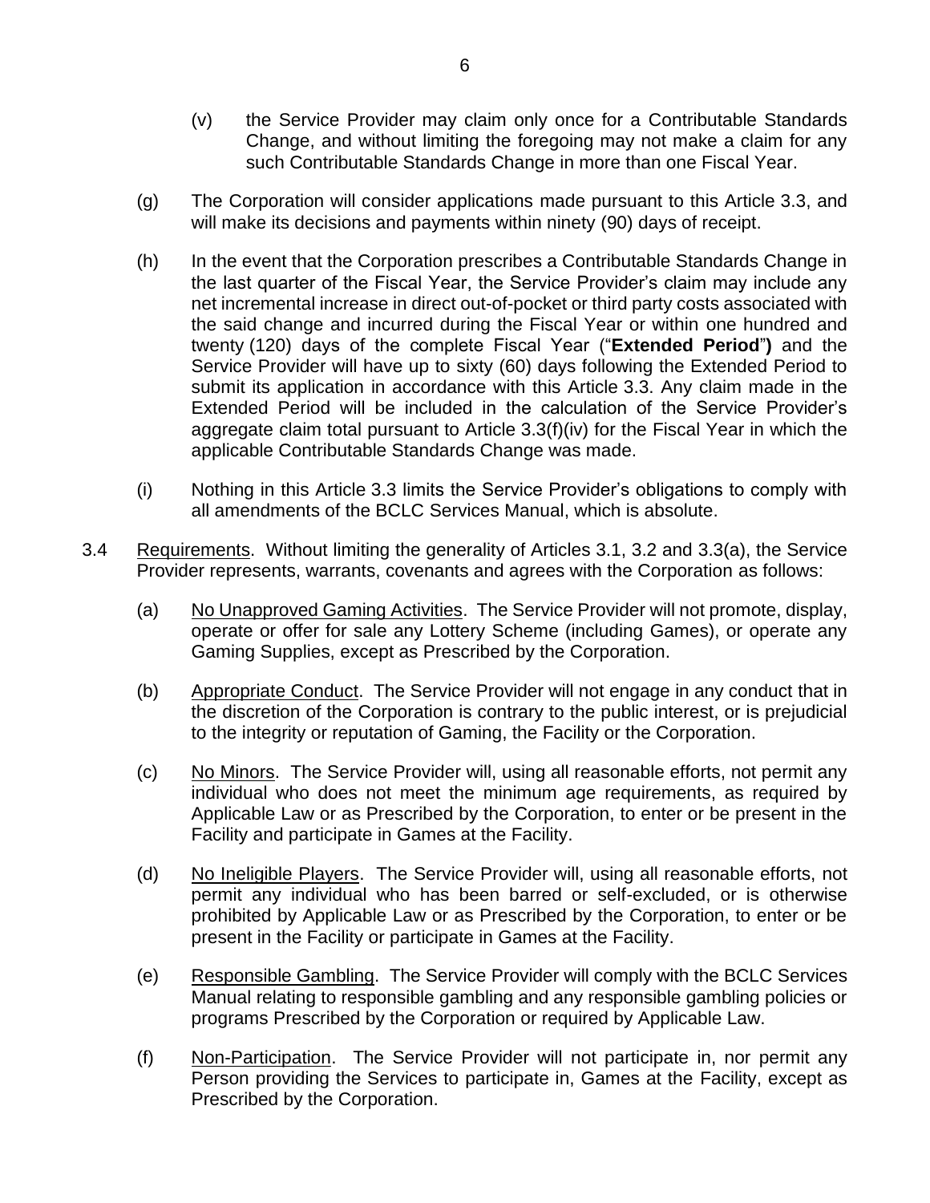(v) the Service Provider may claim only once for a Contributable Standards Change, and without limiting the foregoing may not make a claim for any such Contributable Standards Change in more than one Fiscal Year.

(g) The Corporation will consider applications made pursuant to this Article 3.3, and will make its decisions and payments within ninety (90) days of receipt.

(h) In the event that the Corporation prescribes a Contributable Standards Change in the last quarter of the Fiscal Year, the Service Provider's claim may include any net incremental increase in direct out-of-pocket or third party costs associated with the said change and incurred during the Fiscal Year or within one hundred and twenty (120) days of the complete Fiscal Year ("**Extended Period**") and the Service Provider will have up to sixty (60) days following the Extended Period to submit its application in accordance with this Article 3.3. Any claim made in the Extended Period will be included in the calculation of the Service Provider's aggregate claim total pursuant to Article 3.3(f)(iv) for the Fiscal Year in which the applicable Contributable Standards Change was made.

(i) Nothing in this Article 3.3 limits the Service Provider's obligations to comply with all amendments of the BCLC Services Manual, which is absolute.

3.4 Requirements. Without limiting the generality of Articles 3.1, 3.2 and 3.3(a), the Service Provider represents, warrants, covenants and agrees with the Corporation as follows:

(a) No Unapproved Gaming Activities. The Service Provider will not promote, display, operate or offer for sale any Lottery Scheme (including Games), or operate any Gaming Supplies, except as Prescribed by the Corporation.

(b) Appropriate Conduct. The Service Provider will not engage in any conduct that in the discretion of the Corporation is contrary to the public interest, or is prejudicial to the integrity or reputation of Gaming, the Facility or the Corporation.

(c) No Minors. The Service Provider will, using all reasonable efforts, not permit any individual who does not meet the minimum age requirements, as required by Applicable Law or as Prescribed by the Corporation, to enter or be present in the Facility and participate in Games at the Facility.

(d) No Ineligible Players. The Service Provider will, using all reasonable efforts, not permit any individual who has been barred or self-excluded, or is otherwise prohibited by Applicable Law or as Prescribed by the Corporation, to enter or be present in the Facility or participate in Games at the Facility.

(e) Responsible Gambling. The Service Provider will comply with the BCLC Services Manual relating to responsible gambling and any responsible gambling policies or programs Prescribed by the Corporation or required by Applicable Law.

(f) Non-Participation. The Service Provider will not participate in, nor permit any Person providing the Services to participate in, Games at the Facility, except as Prescribed by the Corporation.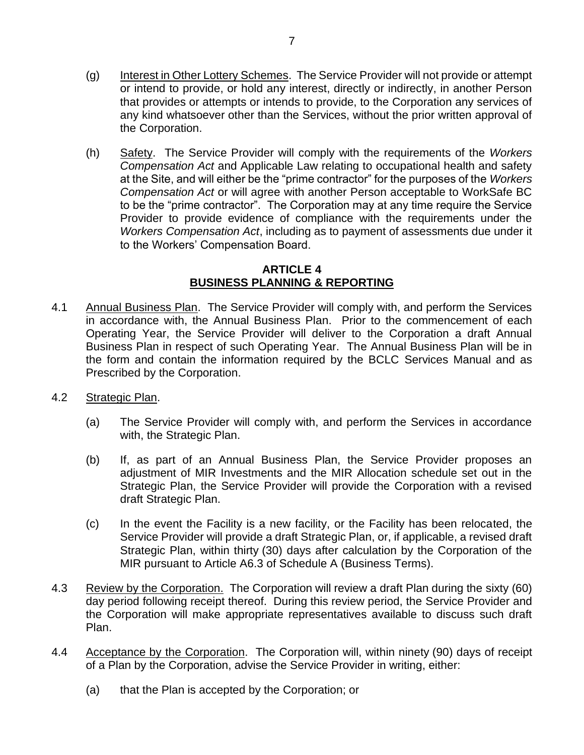(g) Interest in Other Lottery Schemes. The Service Provider will not provide or attempt or intend to provide, or hold any interest, directly or indirectly, in another Person that provides or attempts or intends to provide, to the Corporation any services of any kind whatsoever other than the Services, without the prior written approval of the Corporation.

(h) Safety. The Service Provider will comply with the requirements of the *Workers Compensation Act* and Applicable Law relating to occupational health and safety at the Site, and will either be the "prime contractor" for the purposes of the *Workers Compensation Act* or will agree with another Person acceptable to WorkSafe BC to be the "prime contractor". The Corporation may at any time require the Service Provider to provide evidence of compliance with the requirements under the *Workers Compensation Act*, including as to payment of assessments due under it to the Workers' Compensation Board.

## ARTICLE 4
## BUSINESS PLANNING & REPORTING

4.1 Annual Business Plan. The Service Provider will comply with, and perform the Services in accordance with, the Annual Business Plan. Prior to the commencement of each Operating Year, the Service Provider will deliver to the Corporation a draft Annual Business Plan in respect of such Operating Year. The Annual Business Plan will be in the form and contain the information required by the BCLC Services Manual and as Prescribed by the Corporation.

4.2 Strategic Plan.

(a) The Service Provider will comply with, and perform the Services in accordance with, the Strategic Plan.

(b) If, as part of an Annual Business Plan, the Service Provider proposes an adjustment of MIR Investments and the MIR Allocation schedule set out in the Strategic Plan, the Service Provider will provide the Corporation with a revised draft Strategic Plan.

(c) In the event the Facility is a new facility, or the Facility has been relocated, the Service Provider will provide a draft Strategic Plan, or, if applicable, a revised draft Strategic Plan, within thirty (30) days after calculation by the Corporation of the MIR pursuant to Article A6.3 of Schedule A (Business Terms).

4.3 Review by the Corporation. The Corporation will review a draft Plan during the sixty (60) day period following receipt thereof. During this review period, the Service Provider and the Corporation will make appropriate representatives available to discuss such draft Plan.

4.4 Acceptance by the Corporation. The Corporation will, within ninety (90) days of receipt of a Plan by the Corporation, advise the Service Provider in writing, either:

(a) that the Plan is accepted by the Corporation; or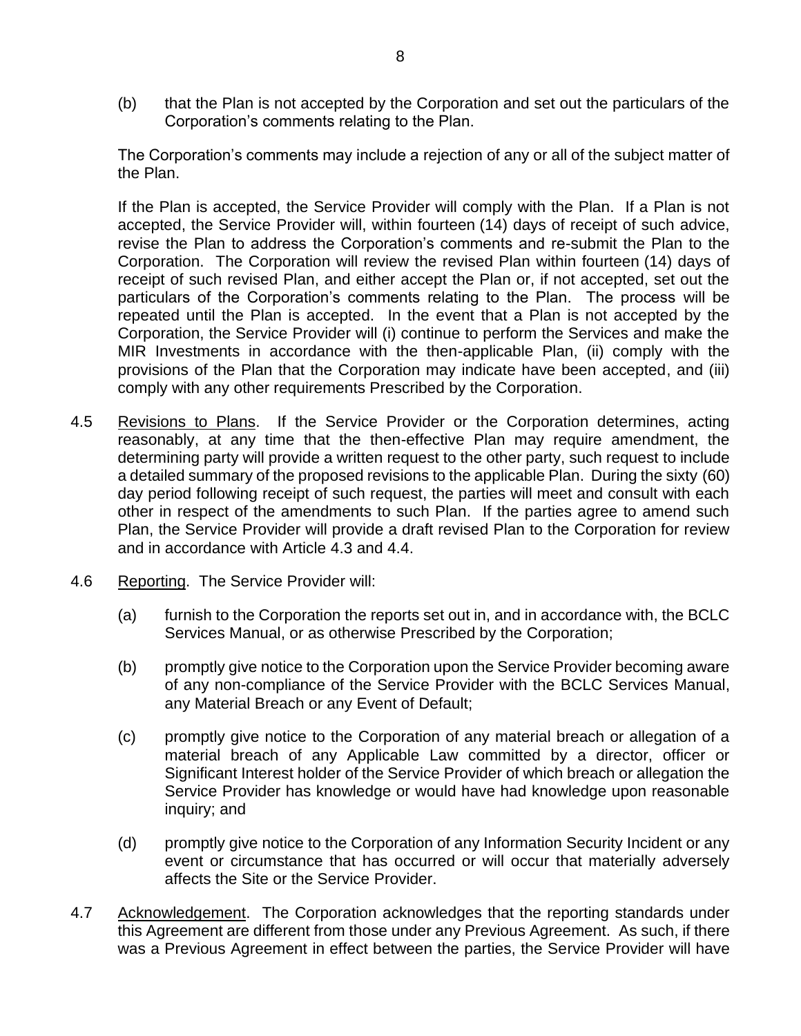(b) that the Plan is not accepted by the Corporation and set out the particulars of the Corporation's comments relating to the Plan.

The Corporation's comments may include a rejection of any or all of the subject matter of the Plan.

If the Plan is accepted, the Service Provider will comply with the Plan. If a Plan is not accepted, the Service Provider will, within fourteen (14) days of receipt of such advice, revise the Plan to address the Corporation's comments and re-submit the Plan to the Corporation. The Corporation will review the revised Plan within fourteen (14) days of receipt of such revised Plan, and either accept the Plan or, if not accepted, set out the particulars of the Corporation's comments relating to the Plan. The process will be repeated until the Plan is accepted. In the event that a Plan is not accepted by the Corporation, the Service Provider will (i) continue to perform the Services and make the MIR Investments in accordance with the then-applicable Plan, (ii) comply with the provisions of the Plan that the Corporation may indicate have been accepted, and (iii) comply with any other requirements Prescribed by the Corporation.

4.5 Revisions to Plans. If the Service Provider or the Corporation determines, acting reasonably, at any time that the then-effective Plan may require amendment, the determining party will provide a written request to the other party, such request to include a detailed summary of the proposed revisions to the applicable Plan. During the sixty (60) day period following receipt of such request, the parties will meet and consult with each other in respect of the amendments to such Plan. If the parties agree to amend such Plan, the Service Provider will provide a draft revised Plan to the Corporation for review and in accordance with Article 4.3 and 4.4.

4.6 Reporting. The Service Provider will:

(a) furnish to the Corporation the reports set out in, and in accordance with, the BCLC Services Manual, or as otherwise Prescribed by the Corporation;

(b) promptly give notice to the Corporation upon the Service Provider becoming aware of any non-compliance of the Service Provider with the BCLC Services Manual, any Material Breach or any Event of Default;

(c) promptly give notice to the Corporation of any material breach or allegation of a material breach of any Applicable Law committed by a director, officer or Significant Interest holder of the Service Provider of which breach or allegation the Service Provider has knowledge or would have had knowledge upon reasonable inquiry; and

(d) promptly give notice to the Corporation of any Information Security Incident or any event or circumstance that has occurred or will occur that materially adversely affects the Site or the Service Provider.

4.7 Acknowledgement. The Corporation acknowledges that the reporting standards under this Agreement are different from those under any Previous Agreement. As such, if there was a Previous Agreement in effect between the parties, the Service Provider will have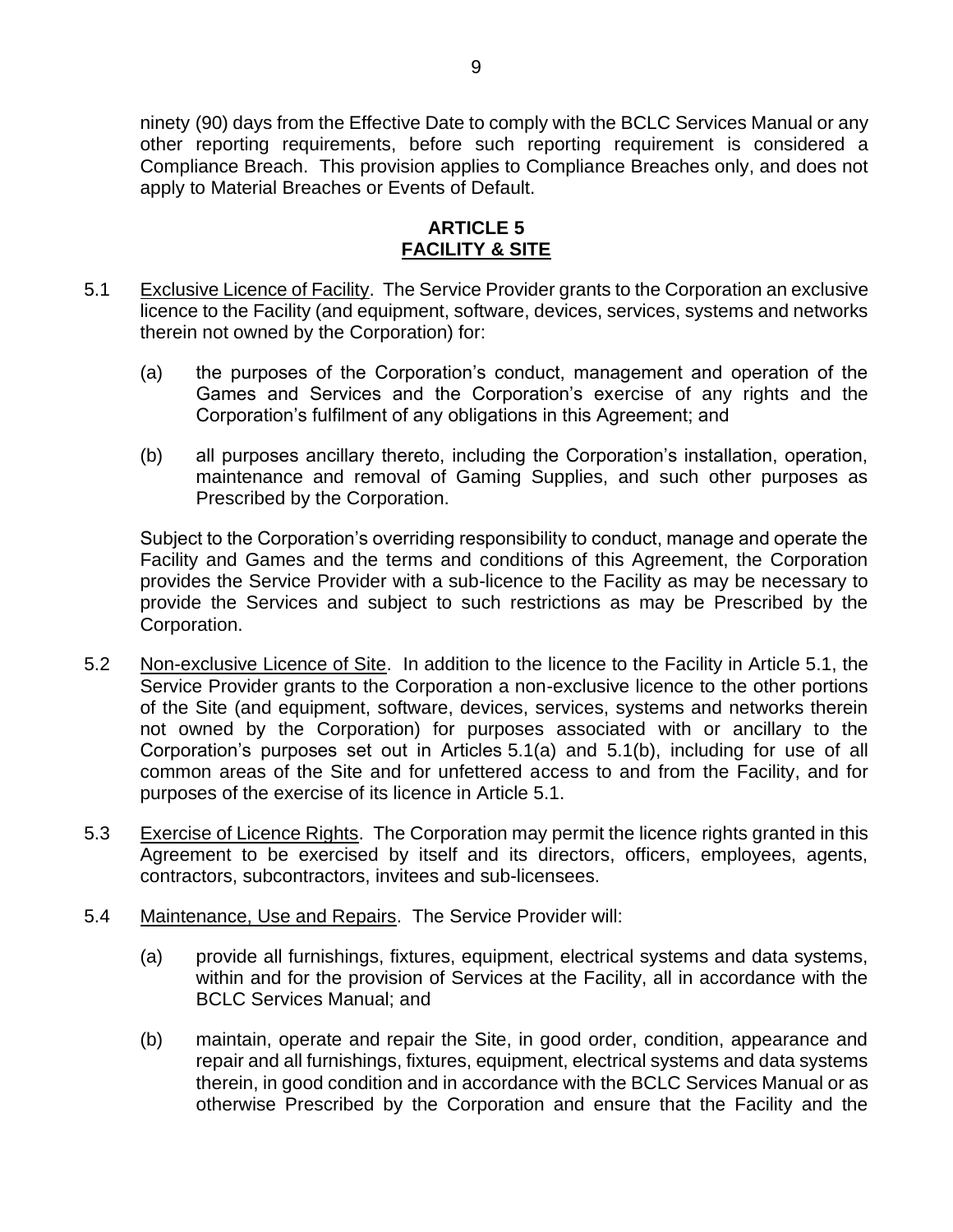ninety (90) days from the Effective Date to comply with the BCLC Services Manual or any other reporting requirements, before such reporting requirement is considered a Compliance Breach. This provision applies to Compliance Breaches only, and does not apply to Material Breaches or Events of Default.

## ARTICLE 5
## FACILITY & SITE

5.1 Exclusive Licence of Facility. The Service Provider grants to the Corporation an exclusive licence to the Facility (and equipment, software, devices, services, systems and networks therein not owned by the Corporation) for:

(a) the purposes of the Corporation's conduct, management and operation of the Games and Services and the Corporation's exercise of any rights and the Corporation's fulfilment of any obligations in this Agreement; and

(b) all purposes ancillary thereto, including the Corporation's installation, operation, maintenance and removal of Gaming Supplies, and such other purposes as Prescribed by the Corporation.

Subject to the Corporation's overriding responsibility to conduct, manage and operate the Facility and Games and the terms and conditions of this Agreement, the Corporation provides the Service Provider with a sub-licence to the Facility as may be necessary to provide the Services and subject to such restrictions as may be Prescribed by the Corporation.

5.2 Non-exclusive Licence of Site. In addition to the licence to the Facility in Article 5.1, the Service Provider grants to the Corporation a non-exclusive licence to the other portions of the Site (and equipment, software, devices, services, systems and networks therein not owned by the Corporation) for purposes associated with or ancillary to the Corporation's purposes set out in Articles 5.1(a) and 5.1(b), including for use of all common areas of the Site and for unfettered access to and from the Facility, and for purposes of the exercise of its licence in Article 5.1.

5.3 Exercise of Licence Rights. The Corporation may permit the licence rights granted in this Agreement to be exercised by itself and its directors, officers, employees, agents, contractors, subcontractors, invitees and sub-licensees.

5.4 Maintenance, Use and Repairs. The Service Provider will:

(a) provide all furnishings, fixtures, equipment, electrical systems and data systems, within and for the provision of Services at the Facility, all in accordance with the BCLC Services Manual; and

(b) maintain, operate and repair the Site, in good order, condition, appearance and repair and all furnishings, fixtures, equipment, electrical systems and data systems therein, in good condition and in accordance with the BCLC Services Manual or as otherwise Prescribed by the Corporation and ensure that the Facility and the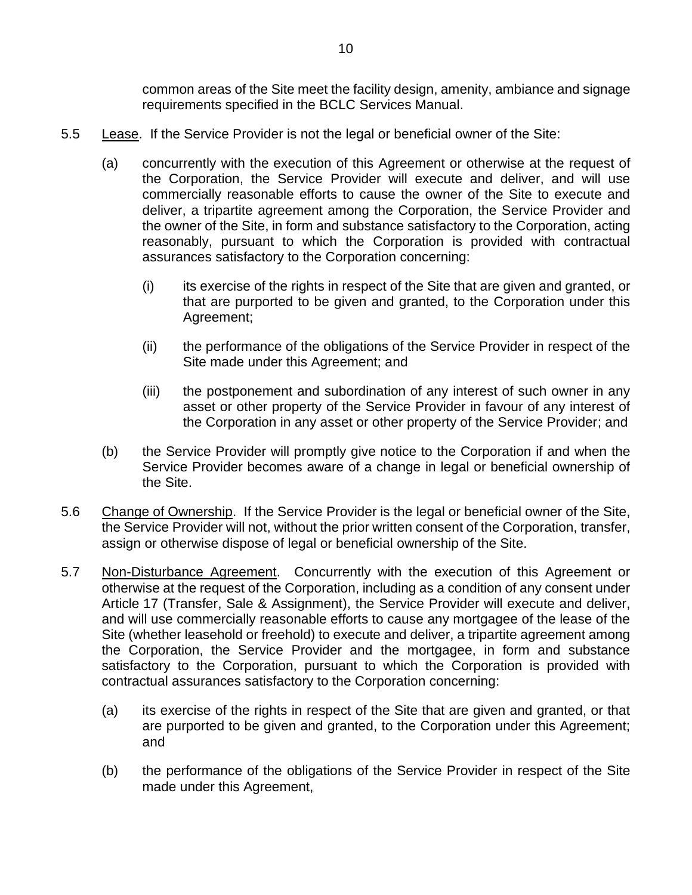common areas of the Site meet the facility design, amenity, ambiance and signage requirements specified in the BCLC Services Manual.

5.5 Lease. If the Service Provider is not the legal or beneficial owner of the Site:

(a) concurrently with the execution of this Agreement or otherwise at the request of the Corporation, the Service Provider will execute and deliver, and will use commercially reasonable efforts to cause the owner of the Site to execute and deliver, a tripartite agreement among the Corporation, the Service Provider and the owner of the Site, in form and substance satisfactory to the Corporation, acting reasonably, pursuant to which the Corporation is provided with contractual assurances satisfactory to the Corporation concerning:

(i) its exercise of the rights in respect of the Site that are given and granted, or that are purported to be given and granted, to the Corporation under this Agreement;

(ii) the performance of the obligations of the Service Provider in respect of the Site made under this Agreement; and

(iii) the postponement and subordination of any interest of such owner in any asset or other property of the Service Provider in favour of any interest of the Corporation in any asset or other property of the Service Provider; and

(b) the Service Provider will promptly give notice to the Corporation if and when the Service Provider becomes aware of a change in legal or beneficial ownership of the Site.

5.6 Change of Ownership. If the Service Provider is the legal or beneficial owner of the Site, the Service Provider will not, without the prior written consent of the Corporation, transfer, assign or otherwise dispose of legal or beneficial ownership of the Site.

5.7 Non-Disturbance Agreement. Concurrently with the execution of this Agreement or otherwise at the request of the Corporation, including as a condition of any consent under Article 17 (Transfer, Sale & Assignment), the Service Provider will execute and deliver, and will use commercially reasonable efforts to cause any mortgagee of the lease of the Site (whether leasehold or freehold) to execute and deliver, a tripartite agreement among the Corporation, the Service Provider and the mortgagee, in form and substance satisfactory to the Corporation, pursuant to which the Corporation is provided with contractual assurances satisfactory to the Corporation concerning:

(a) its exercise of the rights in respect of the Site that are given and granted, or that are purported to be given and granted, to the Corporation under this Agreement; and

(b) the performance of the obligations of the Service Provider in respect of the Site made under this Agreement,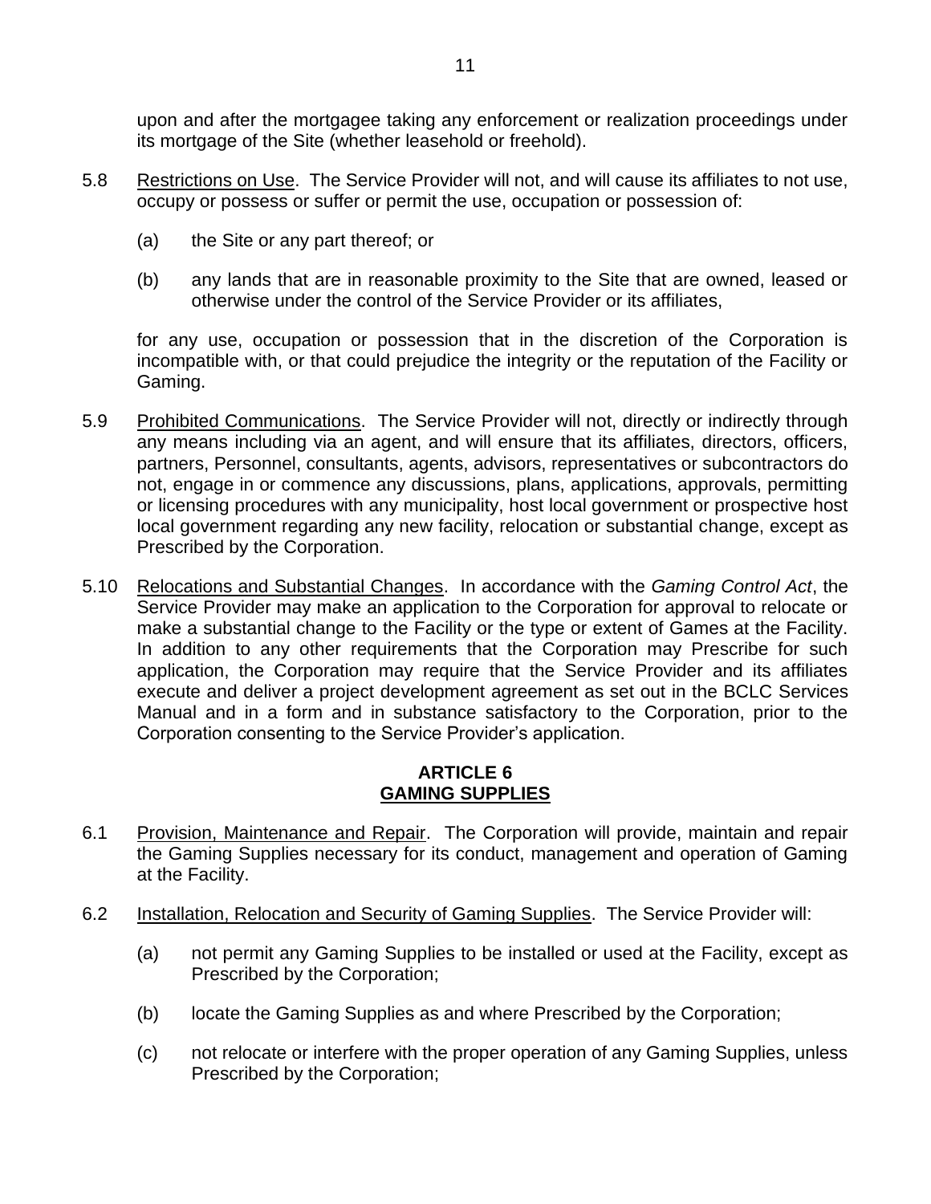upon and after the mortgagee taking any enforcement or realization proceedings under its mortgage of the Site (whether leasehold or freehold).

5.8 Restrictions on Use. The Service Provider will not, and will cause its affiliates to not use, occupy or possess or suffer or permit the use, occupation or possession of:

(a) the Site or any part thereof; or

(b) any lands that are in reasonable proximity to the Site that are owned, leased or otherwise under the control of the Service Provider or its affiliates,

for any use, occupation or possession that in the discretion of the Corporation is incompatible with, or that could prejudice the integrity or the reputation of the Facility or Gaming.

5.9 Prohibited Communications. The Service Provider will not, directly or indirectly through any means including via an agent, and will ensure that its affiliates, directors, officers, partners, Personnel, consultants, agents, advisors, representatives or subcontractors do not, engage in or commence any discussions, plans, applications, approvals, permitting or licensing procedures with any municipality, host local government or prospective host local government regarding any new facility, relocation or substantial change, except as Prescribed by the Corporation.

5.10 Relocations and Substantial Changes. In accordance with the *Gaming Control Act*, the Service Provider may make an application to the Corporation for approval to relocate or make a substantial change to the Facility or the type or extent of Games at the Facility. In addition to any other requirements that the Corporation may Prescribe for such application, the Corporation may require that the Service Provider and its affiliates execute and deliver a project development agreement as set out in the BCLC Services Manual and in a form and in substance satisfactory to the Corporation, prior to the Corporation consenting to the Service Provider's application.

## ARTICLE 6
## GAMING SUPPLIES

6.1 Provision, Maintenance and Repair. The Corporation will provide, maintain and repair the Gaming Supplies necessary for its conduct, management and operation of Gaming at the Facility.

6.2 Installation, Relocation and Security of Gaming Supplies. The Service Provider will:

(a) not permit any Gaming Supplies to be installed or used at the Facility, except as Prescribed by the Corporation;

(b) locate the Gaming Supplies as and where Prescribed by the Corporation;

(c) not relocate or interfere with the proper operation of any Gaming Supplies, unless Prescribed by the Corporation;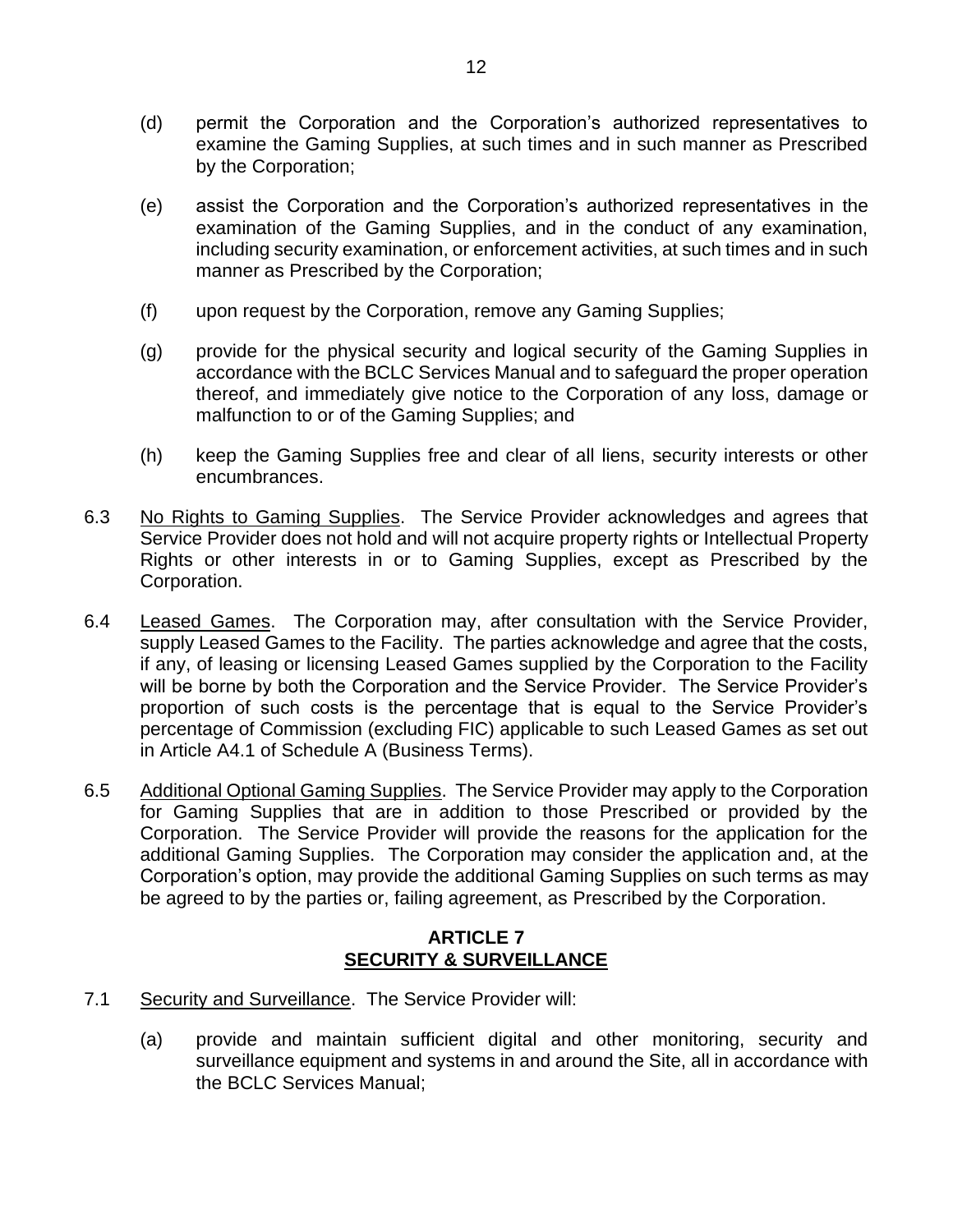(d) permit the Corporation and the Corporation's authorized representatives to examine the Gaming Supplies, at such times and in such manner as Prescribed by the Corporation;

(e) assist the Corporation and the Corporation's authorized representatives in the examination of the Gaming Supplies, and in the conduct of any examination, including security examination, or enforcement activities, at such times and in such manner as Prescribed by the Corporation;

(f) upon request by the Corporation, remove any Gaming Supplies;

(g) provide for the physical security and logical security of the Gaming Supplies in accordance with the BCLC Services Manual and to safeguard the proper operation thereof, and immediately give notice to the Corporation of any loss, damage or malfunction to or of the Gaming Supplies; and

(h) keep the Gaming Supplies free and clear of all liens, security interests or other encumbrances.

6.3 <u>No Rights to Gaming Supplies</u>. The Service Provider acknowledges and agrees that Service Provider does not hold and will not acquire property rights or Intellectual Property Rights or other interests in or to Gaming Supplies, except as Prescribed by the Corporation.

6.4 <u>Leased Games</u>. The Corporation may, after consultation with the Service Provider, supply Leased Games to the Facility. The parties acknowledge and agree that the costs, if any, of leasing or licensing Leased Games supplied by the Corporation to the Facility will be borne by both the Corporation and the Service Provider. The Service Provider's proportion of such costs is the percentage that is equal to the Service Provider's percentage of Commission (excluding FIC) applicable to such Leased Games as set out in Article A4.1 of Schedule A (Business Terms).

6.5 <u>Additional Optional Gaming Supplies</u>. The Service Provider may apply to the Corporation for Gaming Supplies that are in addition to those Prescribed or provided by the Corporation. The Service Provider will provide the reasons for the application for the additional Gaming Supplies. The Corporation may consider the application and, at the Corporation's option, may provide the additional Gaming Supplies on such terms as may be agreed to by the parties or, failing agreement, as Prescribed by the Corporation.

## ARTICLE 7
## SECURITY & SURVEILLANCE

7.1 <u>Security and Surveillance</u>. The Service Provider will:

(a) provide and maintain sufficient digital and other monitoring, security and surveillance equipment and systems in and around the Site, all in accordance with the BCLC Services Manual;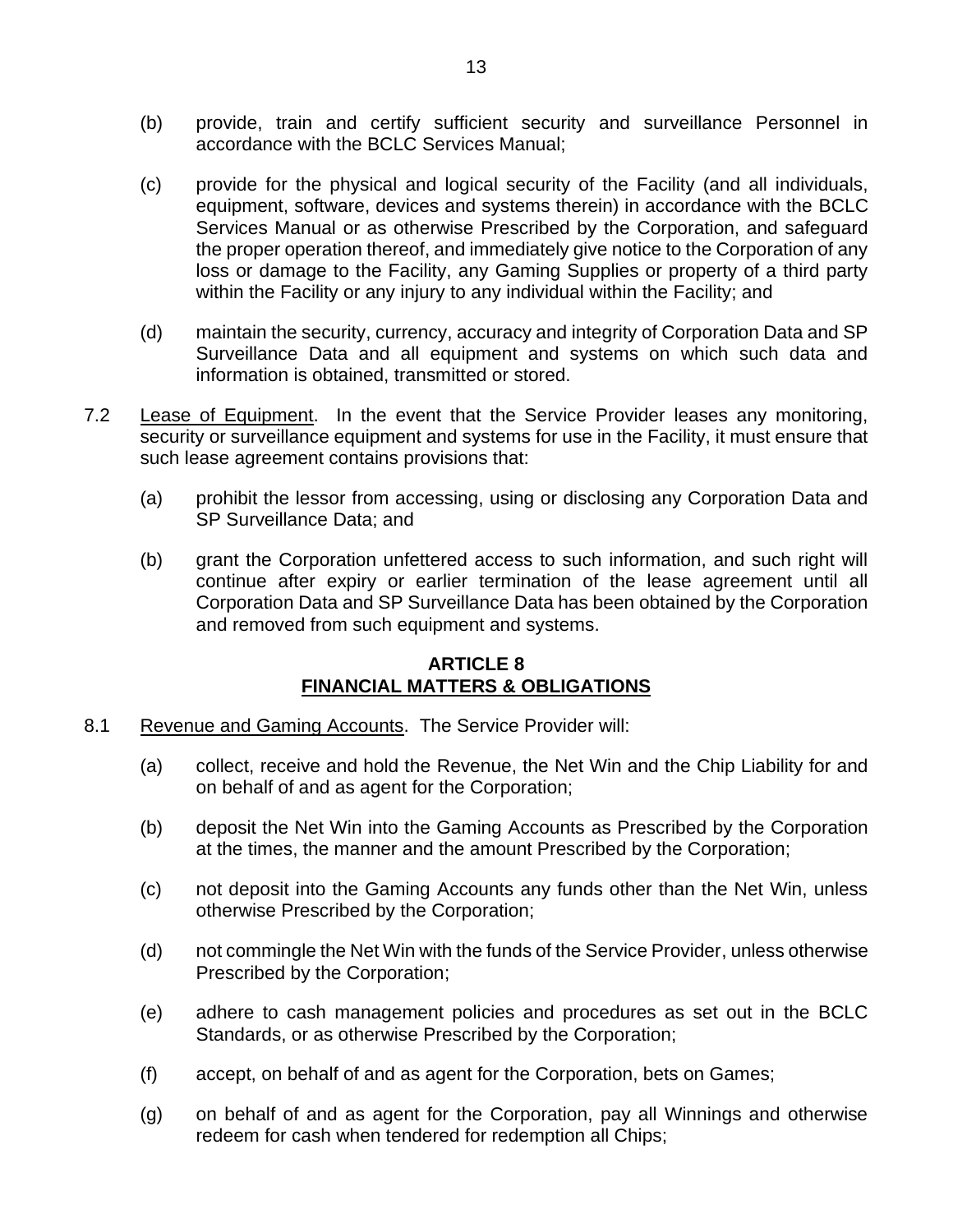(b) provide, train and certify sufficient security and surveillance Personnel in accordance with the BCLC Services Manual;

(c) provide for the physical and logical security of the Facility (and all individuals, equipment, software, devices and systems therein) in accordance with the BCLC Services Manual or as otherwise Prescribed by the Corporation, and safeguard the proper operation thereof, and immediately give notice to the Corporation of any loss or damage to the Facility, any Gaming Supplies or property of a third party within the Facility or any injury to any individual within the Facility; and

(d) maintain the security, currency, accuracy and integrity of Corporation Data and SP Surveillance Data and all equipment and systems on which such data and information is obtained, transmitted or stored.

7.2 Lease of Equipment. In the event that the Service Provider leases any monitoring, security or surveillance equipment and systems for use in the Facility, it must ensure that such lease agreement contains provisions that:

(a) prohibit the lessor from accessing, using or disclosing any Corporation Data and SP Surveillance Data; and

(b) grant the Corporation unfettered access to such information, and such right will continue after expiry or earlier termination of the lease agreement until all Corporation Data and SP Surveillance Data has been obtained by the Corporation and removed from such equipment and systems.

## ARTICLE 8
## FINANCIAL MATTERS & OBLIGATIONS

8.1 Revenue and Gaming Accounts. The Service Provider will:

(a) collect, receive and hold the Revenue, the Net Win and the Chip Liability for and on behalf of and as agent for the Corporation;

(b) deposit the Net Win into the Gaming Accounts as Prescribed by the Corporation at the times, the manner and the amount Prescribed by the Corporation;

(c) not deposit into the Gaming Accounts any funds other than the Net Win, unless otherwise Prescribed by the Corporation;

(d) not commingle the Net Win with the funds of the Service Provider, unless otherwise Prescribed by the Corporation;

(e) adhere to cash management policies and procedures as set out in the BCLC Standards, or as otherwise Prescribed by the Corporation;

(f) accept, on behalf of and as agent for the Corporation, bets on Games;

(g) on behalf of and as agent for the Corporation, pay all Winnings and otherwise redeem for cash when tendered for redemption all Chips;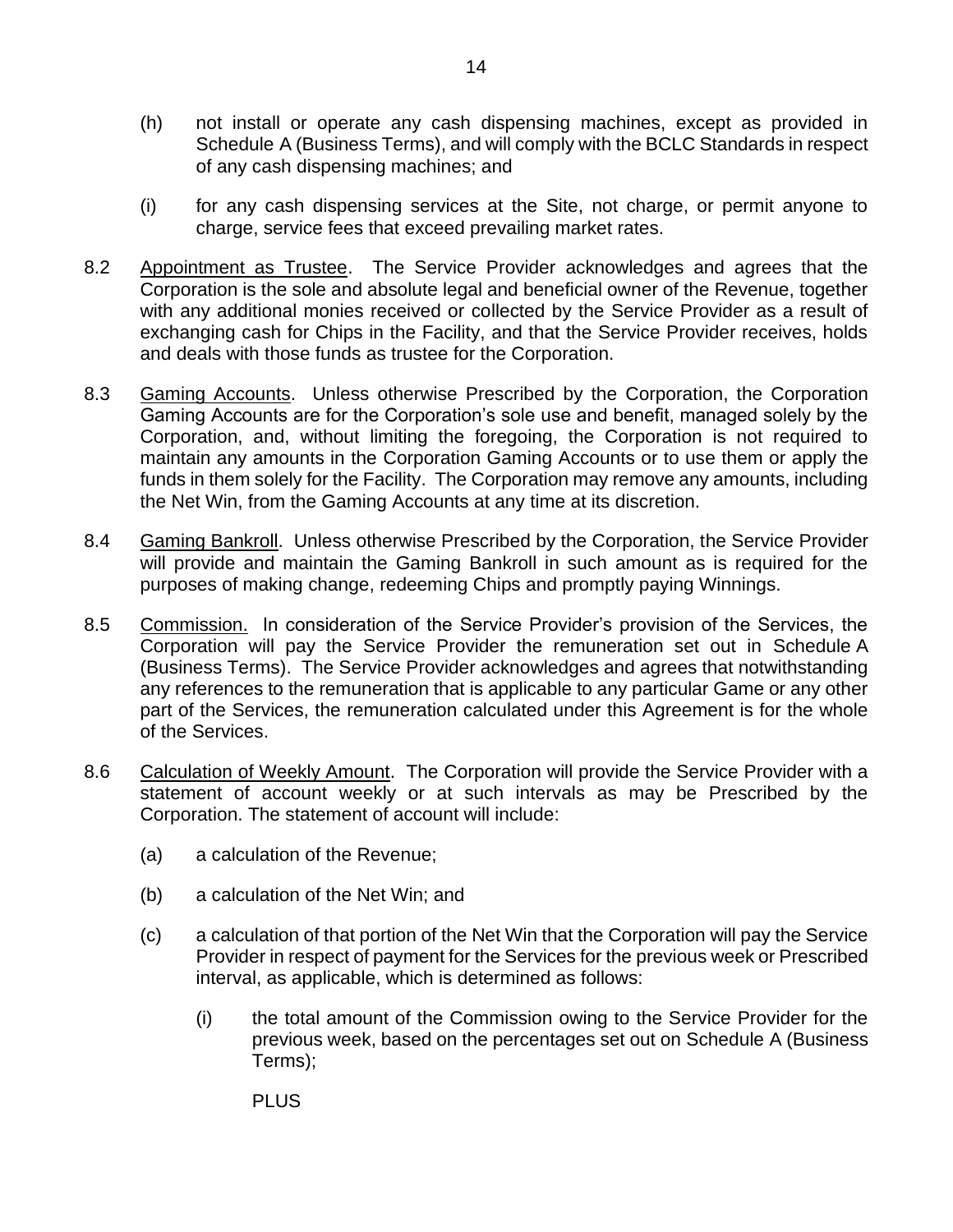(h) not install or operate any cash dispensing machines, except as provided in Schedule A (Business Terms), and will comply with the BCLC Standards in respect of any cash dispensing machines; and

(i) for any cash dispensing services at the Site, not charge, or permit anyone to charge, service fees that exceed prevailing market rates.

8.2 Appointment as Trustee. The Service Provider acknowledges and agrees that the Corporation is the sole and absolute legal and beneficial owner of the Revenue, together with any additional monies received or collected by the Service Provider as a result of exchanging cash for Chips in the Facility, and that the Service Provider receives, holds and deals with those funds as trustee for the Corporation.

8.3 Gaming Accounts. Unless otherwise Prescribed by the Corporation, the Corporation Gaming Accounts are for the Corporation's sole use and benefit, managed solely by the Corporation, and, without limiting the foregoing, the Corporation is not required to maintain any amounts in the Corporation Gaming Accounts or to use them or apply the funds in them solely for the Facility. The Corporation may remove any amounts, including the Net Win, from the Gaming Accounts at any time at its discretion.

8.4 Gaming Bankroll. Unless otherwise Prescribed by the Corporation, the Service Provider will provide and maintain the Gaming Bankroll in such amount as is required for the purposes of making change, redeeming Chips and promptly paying Winnings.

8.5 Commission. In consideration of the Service Provider's provision of the Services, the Corporation will pay the Service Provider the remuneration set out in Schedule A (Business Terms). The Service Provider acknowledges and agrees that notwithstanding any references to the remuneration that is applicable to any particular Game or any other part of the Services, the remuneration calculated under this Agreement is for the whole of the Services.

8.6 Calculation of Weekly Amount. The Corporation will provide the Service Provider with a statement of account weekly or at such intervals as may be Prescribed by the Corporation. The statement of account will include:

(a) a calculation of the Revenue;

(b) a calculation of the Net Win; and

(c) a calculation of that portion of the Net Win that the Corporation will pay the Service Provider in respect of payment for the Services for the previous week or Prescribed interval, as applicable, which is determined as follows:

(i) the total amount of the Commission owing to the Service Provider for the previous week, based on the percentages set out on Schedule A (Business Terms);

PLUS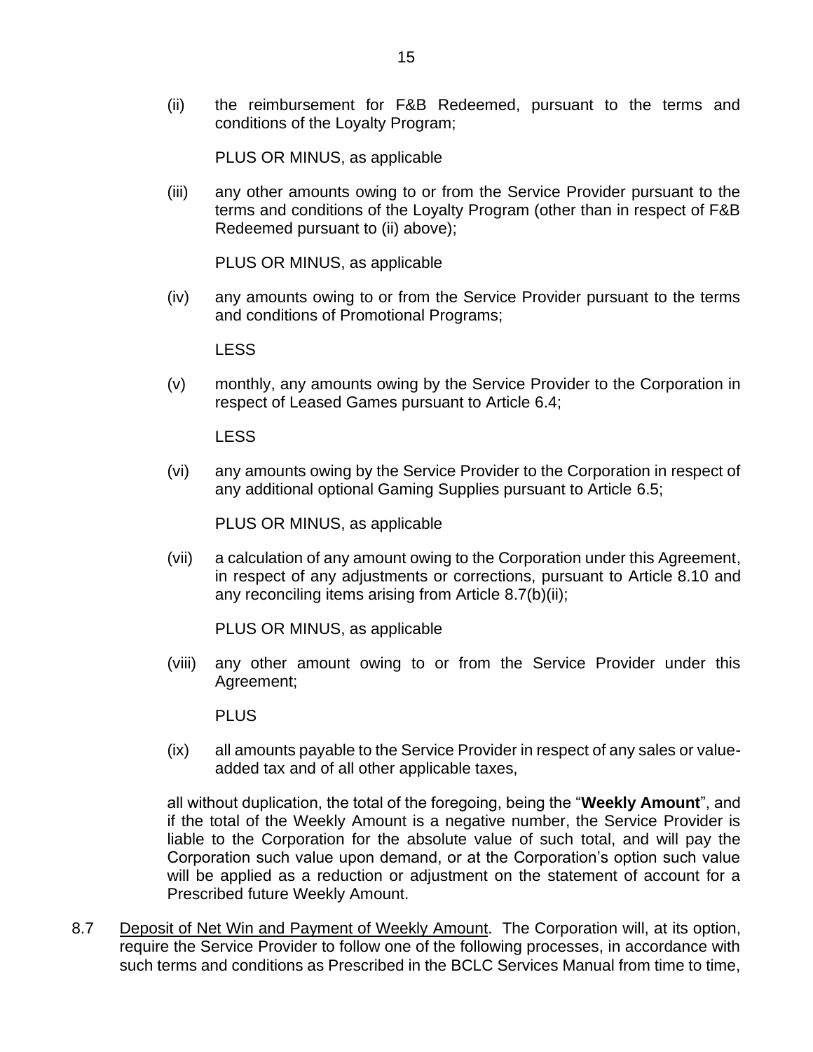(ii) the reimbursement for F&B Redeemed, pursuant to the terms and conditions of the Loyalty Program;

PLUS OR MINUS, as applicable

(iii) any other amounts owing to or from the Service Provider pursuant to the terms and conditions of the Loyalty Program (other than in respect of F&B Redeemed pursuant to (ii) above);

PLUS OR MINUS, as applicable

(iv) any amounts owing to or from the Service Provider pursuant to the terms and conditions of Promotional Programs;

LESS

(v) monthly, any amounts owing by the Service Provider to the Corporation in respect of Leased Games pursuant to Article 6.4;

LESS

(vi) any amounts owing by the Service Provider to the Corporation in respect of any additional optional Gaming Supplies pursuant to Article 6.5;

PLUS OR MINUS, as applicable

(vii) a calculation of any amount owing to the Corporation under this Agreement, in respect of any adjustments or corrections, pursuant to Article 8.10 and any reconciling items arising from Article 8.7(b)(ii);

PLUS OR MINUS, as applicable

(viii) any other amount owing to or from the Service Provider under this Agreement;

PLUS

(ix) all amounts payable to the Service Provider in respect of any sales or value-added tax and of all other applicable taxes,

all without duplication, the total of the foregoing, being the "**Weekly Amount**", and if the total of the Weekly Amount is a negative number, the Service Provider is liable to the Corporation for the absolute value of such total, and will pay the Corporation such value upon demand, or at the Corporation's option such value will be applied as a reduction or adjustment on the statement of account for a Prescribed future Weekly Amount.

8.7 Deposit of Net Win and Payment of Weekly Amount. The Corporation will, at its option, require the Service Provider to follow one of the following processes, in accordance with such terms and conditions as Prescribed in the BCLC Services Manual from time to time,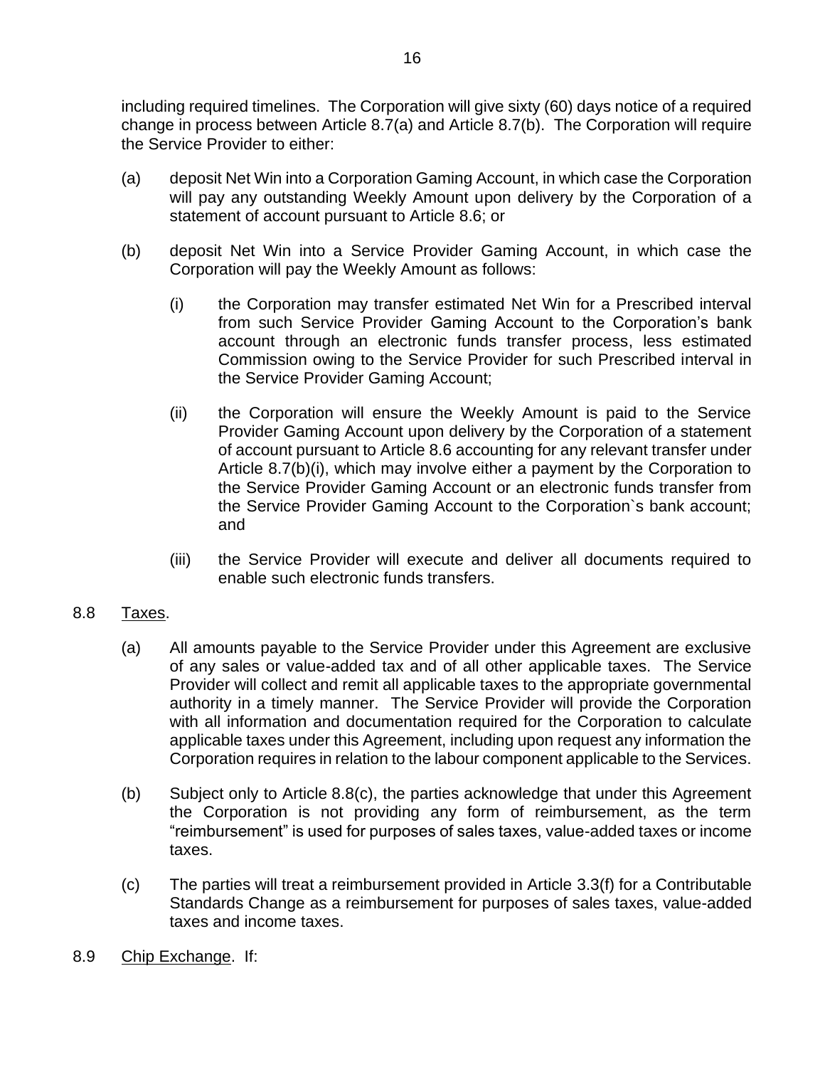including required timelines. The Corporation will give sixty (60) days notice of a required change in process between Article 8.7(a) and Article 8.7(b). The Corporation will require the Service Provider to either:

(a) deposit Net Win into a Corporation Gaming Account, in which case the Corporation will pay any outstanding Weekly Amount upon delivery by the Corporation of a statement of account pursuant to Article 8.6; or

(b) deposit Net Win into a Service Provider Gaming Account, in which case the Corporation will pay the Weekly Amount as follows:

 (i) the Corporation may transfer estimated Net Win for a Prescribed interval from such Service Provider Gaming Account to the Corporation's bank account through an electronic funds transfer process, less estimated Commission owing to the Service Provider for such Prescribed interval in the Service Provider Gaming Account;

 (ii) the Corporation will ensure the Weekly Amount is paid to the Service Provider Gaming Account upon delivery by the Corporation of a statement of account pursuant to Article 8.6 accounting for any relevant transfer under Article 8.7(b)(i), which may involve either a payment by the Corporation to the Service Provider Gaming Account or an electronic funds transfer from the Service Provider Gaming Account to the Corporation`s bank account; and

 (iii) the Service Provider will execute and deliver all documents required to enable such electronic funds transfers.

8.8 Taxes.

(a) All amounts payable to the Service Provider under this Agreement are exclusive of any sales or value-added tax and of all other applicable taxes. The Service Provider will collect and remit all applicable taxes to the appropriate governmental authority in a timely manner. The Service Provider will provide the Corporation with all information and documentation required for the Corporation to calculate applicable taxes under this Agreement, including upon request any information the Corporation requires in relation to the labour component applicable to the Services.

(b) Subject only to Article 8.8(c), the parties acknowledge that under this Agreement the Corporation is not providing any form of reimbursement, as the term "reimbursement" is used for purposes of sales taxes, value-added taxes or income taxes.

(c) The parties will treat a reimbursement provided in Article 3.3(f) for a Contributable Standards Change as a reimbursement for purposes of sales taxes, value-added taxes and income taxes.

8.9 Chip Exchange. If: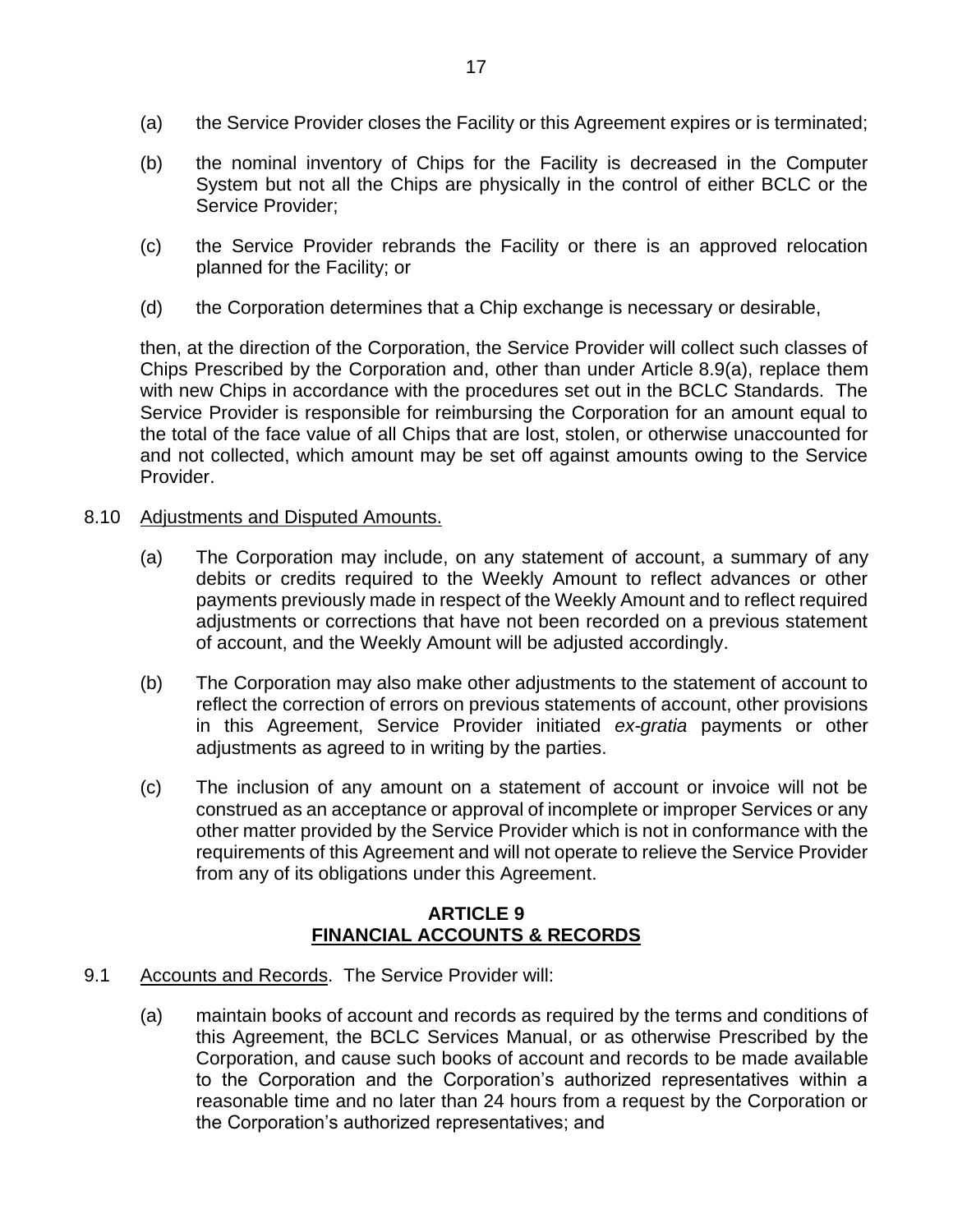(a) the Service Provider closes the Facility or this Agreement expires or is terminated;

(b) the nominal inventory of Chips for the Facility is decreased in the Computer System but not all the Chips are physically in the control of either BCLC or the Service Provider;

(c) the Service Provider rebrands the Facility or there is an approved relocation planned for the Facility; or

(d) the Corporation determines that a Chip exchange is necessary or desirable,

then, at the direction of the Corporation, the Service Provider will collect such classes of Chips Prescribed by the Corporation and, other than under Article 8.9(a), replace them with new Chips in accordance with the procedures set out in the BCLC Standards. The Service Provider is responsible for reimbursing the Corporation for an amount equal to the total of the face value of all Chips that are lost, stolen, or otherwise unaccounted for and not collected, which amount may be set off against amounts owing to the Service Provider.

8.10 Adjustments and Disputed Amounts.

(a) The Corporation may include, on any statement of account, a summary of any debits or credits required to the Weekly Amount to reflect advances or other payments previously made in respect of the Weekly Amount and to reflect required adjustments or corrections that have not been recorded on a previous statement of account, and the Weekly Amount will be adjusted accordingly.

(b) The Corporation may also make other adjustments to the statement of account to reflect the correction of errors on previous statements of account, other provisions in this Agreement, Service Provider initiated *ex-gratia* payments or other adjustments as agreed to in writing by the parties.

(c) The inclusion of any amount on a statement of account or invoice will not be construed as an acceptance or approval of incomplete or improper Services or any other matter provided by the Service Provider which is not in conformance with the requirements of this Agreement and will not operate to relieve the Service Provider from any of its obligations under this Agreement.

## ARTICLE 9
## FINANCIAL ACCOUNTS & RECORDS

9.1 Accounts and Records. The Service Provider will:

(a) maintain books of account and records as required by the terms and conditions of this Agreement, the BCLC Services Manual, or as otherwise Prescribed by the Corporation, and cause such books of account and records to be made available to the Corporation and the Corporation's authorized representatives within a reasonable time and no later than 24 hours from a request by the Corporation or the Corporation's authorized representatives; and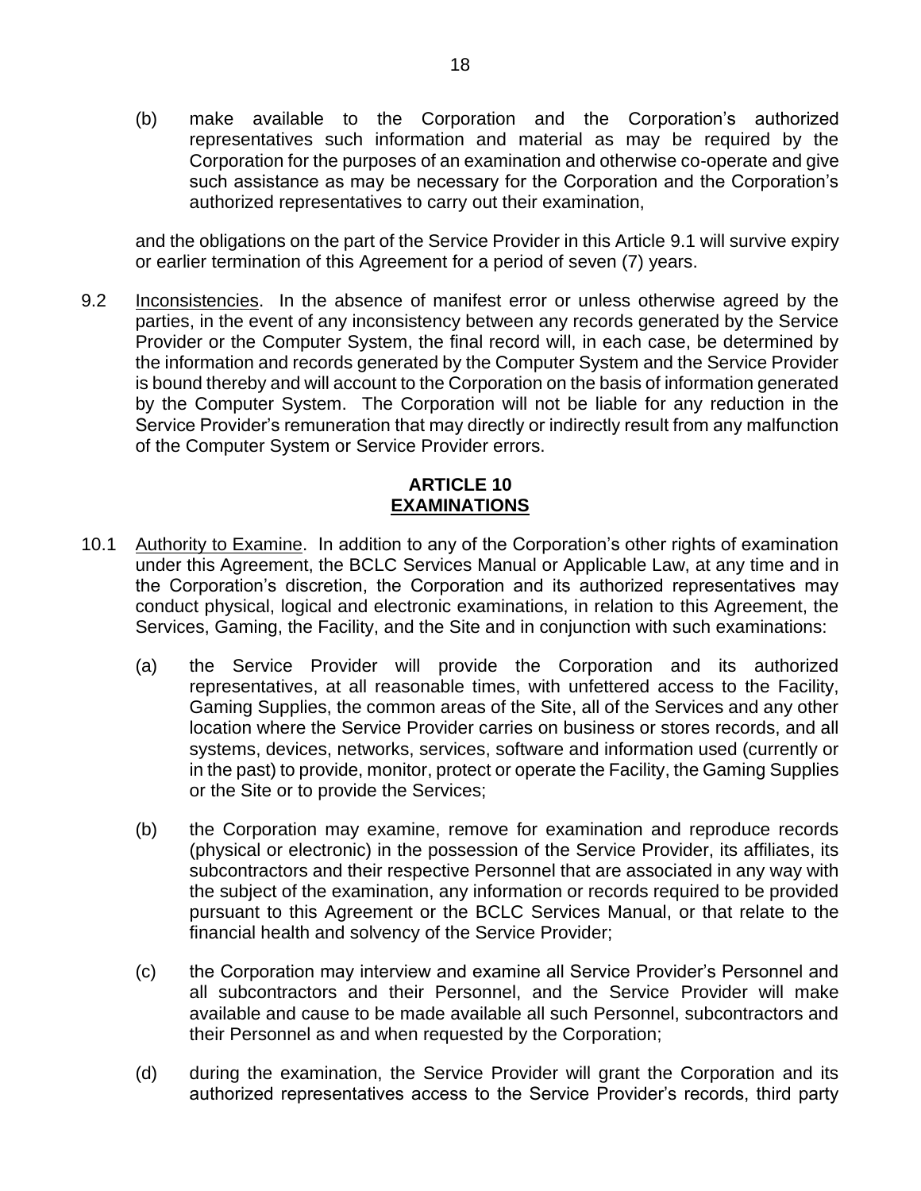(b) make available to the Corporation and the Corporation's authorized representatives such information and material as may be required by the Corporation for the purposes of an examination and otherwise co-operate and give such assistance as may be necessary for the Corporation and the Corporation's authorized representatives to carry out their examination,

and the obligations on the part of the Service Provider in this Article 9.1 will survive expiry or earlier termination of this Agreement for a period of seven (7) years.

9.2 Inconsistencies. In the absence of manifest error or unless otherwise agreed by the parties, in the event of any inconsistency between any records generated by the Service Provider or the Computer System, the final record will, in each case, be determined by the information and records generated by the Computer System and the Service Provider is bound thereby and will account to the Corporation on the basis of information generated by the Computer System. The Corporation will not be liable for any reduction in the Service Provider's remuneration that may directly or indirectly result from any malfunction of the Computer System or Service Provider errors.

## ARTICLE 10
## EXAMINATIONS

10.1 Authority to Examine. In addition to any of the Corporation's other rights of examination under this Agreement, the BCLC Services Manual or Applicable Law, at any time and in the Corporation's discretion, the Corporation and its authorized representatives may conduct physical, logical and electronic examinations, in relation to this Agreement, the Services, Gaming, the Facility, and the Site and in conjunction with such examinations:

(a) the Service Provider will provide the Corporation and its authorized representatives, at all reasonable times, with unfettered access to the Facility, Gaming Supplies, the common areas of the Site, all of the Services and any other location where the Service Provider carries on business or stores records, and all systems, devices, networks, services, software and information used (currently or in the past) to provide, monitor, protect or operate the Facility, the Gaming Supplies or the Site or to provide the Services;

(b) the Corporation may examine, remove for examination and reproduce records (physical or electronic) in the possession of the Service Provider, its affiliates, its subcontractors and their respective Personnel that are associated in any way with the subject of the examination, any information or records required to be provided pursuant to this Agreement or the BCLC Services Manual, or that relate to the financial health and solvency of the Service Provider;

(c) the Corporation may interview and examine all Service Provider's Personnel and all subcontractors and their Personnel, and the Service Provider will make available and cause to be made available all such Personnel, subcontractors and their Personnel as and when requested by the Corporation;

(d) during the examination, the Service Provider will grant the Corporation and its authorized representatives access to the Service Provider's records, third party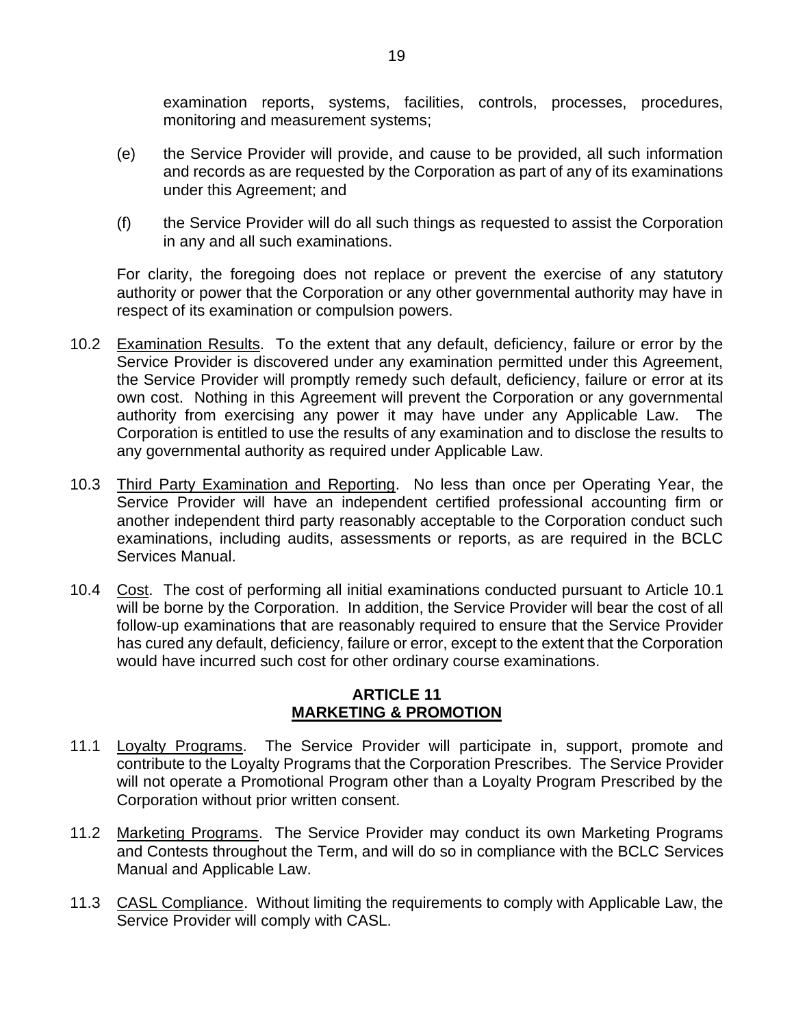examination reports, systems, facilities, controls, processes, procedures, monitoring and measurement systems;

(e) the Service Provider will provide, and cause to be provided, all such information and records as are requested by the Corporation as part of any of its examinations under this Agreement; and

(f) the Service Provider will do all such things as requested to assist the Corporation in any and all such examinations.

For clarity, the foregoing does not replace or prevent the exercise of any statutory authority or power that the Corporation or any other governmental authority may have in respect of its examination or compulsion powers.

10.2 Examination Results. To the extent that any default, deficiency, failure or error by the Service Provider is discovered under any examination permitted under this Agreement, the Service Provider will promptly remedy such default, deficiency, failure or error at its own cost. Nothing in this Agreement will prevent the Corporation or any governmental authority from exercising any power it may have under any Applicable Law. The Corporation is entitled to use the results of any examination and to disclose the results to any governmental authority as required under Applicable Law.

10.3 Third Party Examination and Reporting. No less than once per Operating Year, the Service Provider will have an independent certified professional accounting firm or another independent third party reasonably acceptable to the Corporation conduct such examinations, including audits, assessments or reports, as are required in the BCLC Services Manual.

10.4 Cost. The cost of performing all initial examinations conducted pursuant to Article 10.1 will be borne by the Corporation. In addition, the Service Provider will bear the cost of all follow-up examinations that are reasonably required to ensure that the Service Provider has cured any default, deficiency, failure or error, except to the extent that the Corporation would have incurred such cost for other ordinary course examinations.

## ARTICLE 11
## MARKETING & PROMOTION

11.1 Loyalty Programs. The Service Provider will participate in, support, promote and contribute to the Loyalty Programs that the Corporation Prescribes. The Service Provider will not operate a Promotional Program other than a Loyalty Program Prescribed by the Corporation without prior written consent.

11.2 Marketing Programs. The Service Provider may conduct its own Marketing Programs and Contests throughout the Term, and will do so in compliance with the BCLC Services Manual and Applicable Law.

11.3 CASL Compliance. Without limiting the requirements to comply with Applicable Law, the Service Provider will comply with CASL.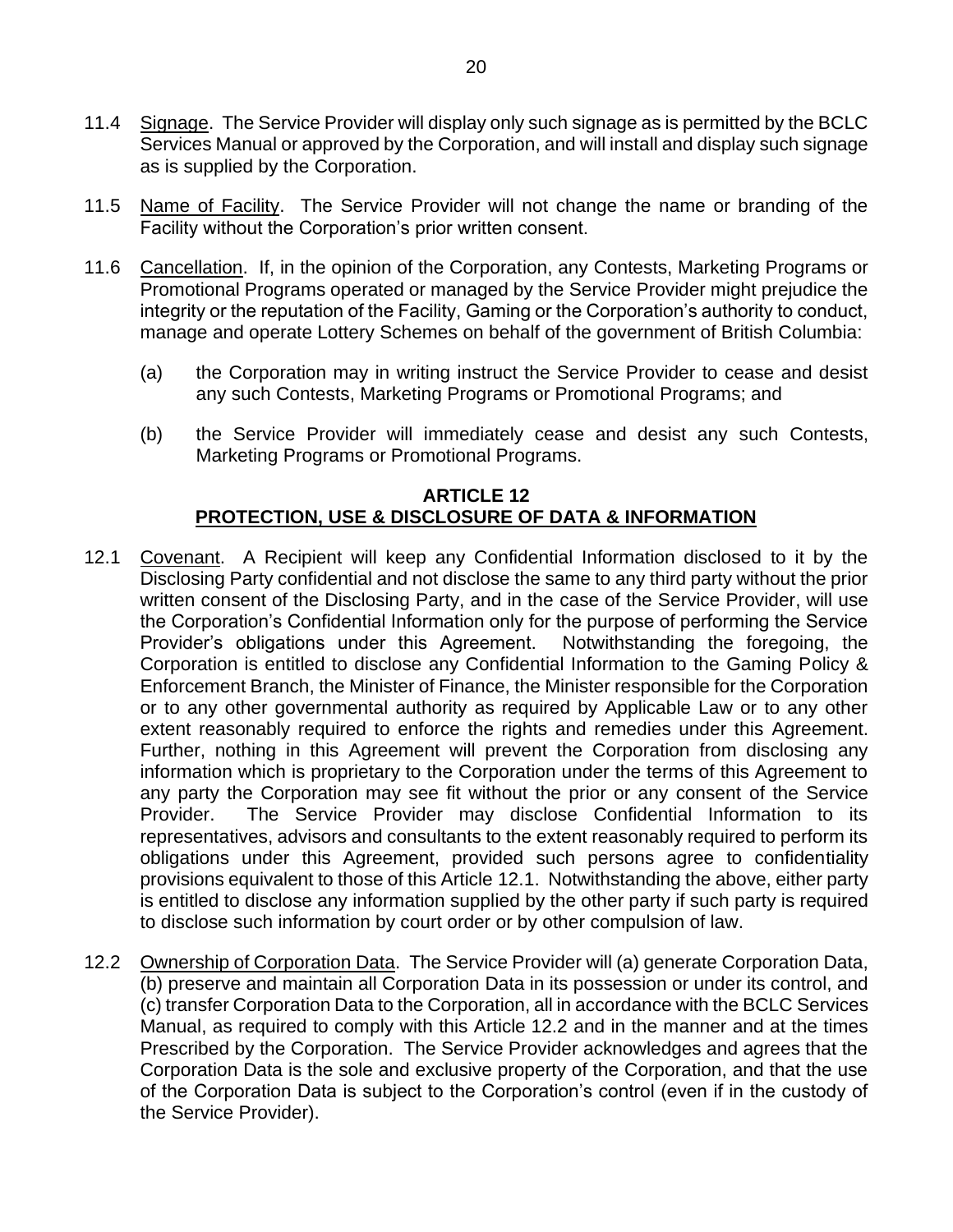11.4 Signage. The Service Provider will display only such signage as is permitted by the BCLC Services Manual or approved by the Corporation, and will install and display such signage as is supplied by the Corporation.

11.5 Name of Facility. The Service Provider will not change the name or branding of the Facility without the Corporation's prior written consent.

11.6 Cancellation. If, in the opinion of the Corporation, any Contests, Marketing Programs or Promotional Programs operated or managed by the Service Provider might prejudice the integrity or the reputation of the Facility, Gaming or the Corporation's authority to conduct, manage and operate Lottery Schemes on behalf of the government of British Columbia:

(a) the Corporation may in writing instruct the Service Provider to cease and desist any such Contests, Marketing Programs or Promotional Programs; and

(b) the Service Provider will immediately cease and desist any such Contests, Marketing Programs or Promotional Programs.

## ARTICLE 12
## PROTECTION, USE & DISCLOSURE OF DATA & INFORMATION

12.1 Covenant. A Recipient will keep any Confidential Information disclosed to it by the Disclosing Party confidential and not disclose the same to any third party without the prior written consent of the Disclosing Party, and in the case of the Service Provider, will use the Corporation's Confidential Information only for the purpose of performing the Service Provider's obligations under this Agreement. Notwithstanding the foregoing, the Corporation is entitled to disclose any Confidential Information to the Gaming Policy & Enforcement Branch, the Minister of Finance, the Minister responsible for the Corporation or to any other governmental authority as required by Applicable Law or to any other extent reasonably required to enforce the rights and remedies under this Agreement. Further, nothing in this Agreement will prevent the Corporation from disclosing any information which is proprietary to the Corporation under the terms of this Agreement to any party the Corporation may see fit without the prior or any consent of the Service Provider. The Service Provider may disclose Confidential Information to its representatives, advisors and consultants to the extent reasonably required to perform its obligations under this Agreement, provided such persons agree to confidentiality provisions equivalent to those of this Article 12.1. Notwithstanding the above, either party is entitled to disclose any information supplied by the other party if such party is required to disclose such information by court order or by other compulsion of law.

12.2 Ownership of Corporation Data. The Service Provider will (a) generate Corporation Data, (b) preserve and maintain all Corporation Data in its possession or under its control, and (c) transfer Corporation Data to the Corporation, all in accordance with the BCLC Services Manual, as required to comply with this Article 12.2 and in the manner and at the times Prescribed by the Corporation. The Service Provider acknowledges and agrees that the Corporation Data is the sole and exclusive property of the Corporation, and that the use of the Corporation Data is subject to the Corporation's control (even if in the custody of the Service Provider).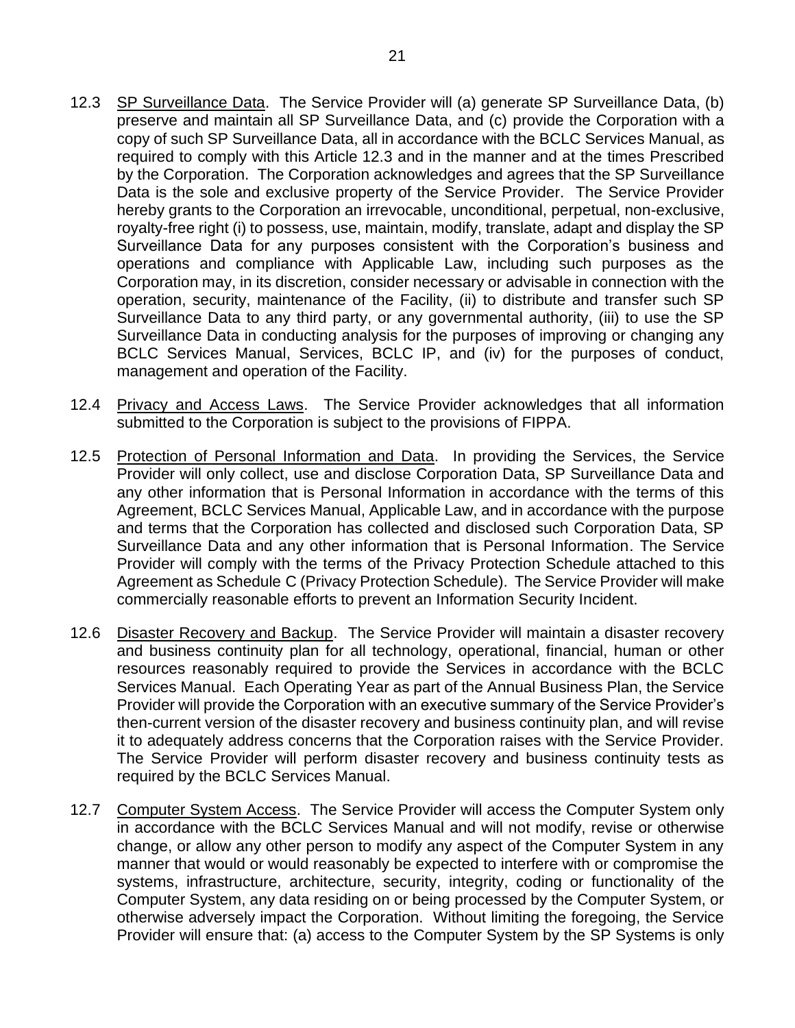12.3 SP Surveillance Data. The Service Provider will (a) generate SP Surveillance Data, (b) preserve and maintain all SP Surveillance Data, and (c) provide the Corporation with a copy of such SP Surveillance Data, all in accordance with the BCLC Services Manual, as required to comply with this Article 12.3 and in the manner and at the times Prescribed by the Corporation. The Corporation acknowledges and agrees that the SP Surveillance Data is the sole and exclusive property of the Service Provider. The Service Provider hereby grants to the Corporation an irrevocable, unconditional, perpetual, non-exclusive, royalty-free right (i) to possess, use, maintain, modify, translate, adapt and display the SP Surveillance Data for any purposes consistent with the Corporation's business and operations and compliance with Applicable Law, including such purposes as the Corporation may, in its discretion, consider necessary or advisable in connection with the operation, security, maintenance of the Facility, (ii) to distribute and transfer such SP Surveillance Data to any third party, or any governmental authority, (iii) to use the SP Surveillance Data in conducting analysis for the purposes of improving or changing any BCLC Services Manual, Services, BCLC IP, and (iv) for the purposes of conduct, management and operation of the Facility.

12.4 Privacy and Access Laws. The Service Provider acknowledges that all information submitted to the Corporation is subject to the provisions of FIPPA.

12.5 Protection of Personal Information and Data. In providing the Services, the Service Provider will only collect, use and disclose Corporation Data, SP Surveillance Data and any other information that is Personal Information in accordance with the terms of this Agreement, BCLC Services Manual, Applicable Law, and in accordance with the purpose and terms that the Corporation has collected and disclosed such Corporation Data, SP Surveillance Data and any other information that is Personal Information. The Service Provider will comply with the terms of the Privacy Protection Schedule attached to this Agreement as Schedule C (Privacy Protection Schedule). The Service Provider will make commercially reasonable efforts to prevent an Information Security Incident.

12.6 Disaster Recovery and Backup. The Service Provider will maintain a disaster recovery and business continuity plan for all technology, operational, financial, human or other resources reasonably required to provide the Services in accordance with the BCLC Services Manual. Each Operating Year as part of the Annual Business Plan, the Service Provider will provide the Corporation with an executive summary of the Service Provider's then-current version of the disaster recovery and business continuity plan, and will revise it to adequately address concerns that the Corporation raises with the Service Provider. The Service Provider will perform disaster recovery and business continuity tests as required by the BCLC Services Manual.

12.7 Computer System Access. The Service Provider will access the Computer System only in accordance with the BCLC Services Manual and will not modify, revise or otherwise change, or allow any other person to modify any aspect of the Computer System in any manner that would or would reasonably be expected to interfere with or compromise the systems, infrastructure, architecture, security, integrity, coding or functionality of the Computer System, any data residing on or being processed by the Computer System, or otherwise adversely impact the Corporation. Without limiting the foregoing, the Service Provider will ensure that: (a) access to the Computer System by the SP Systems is only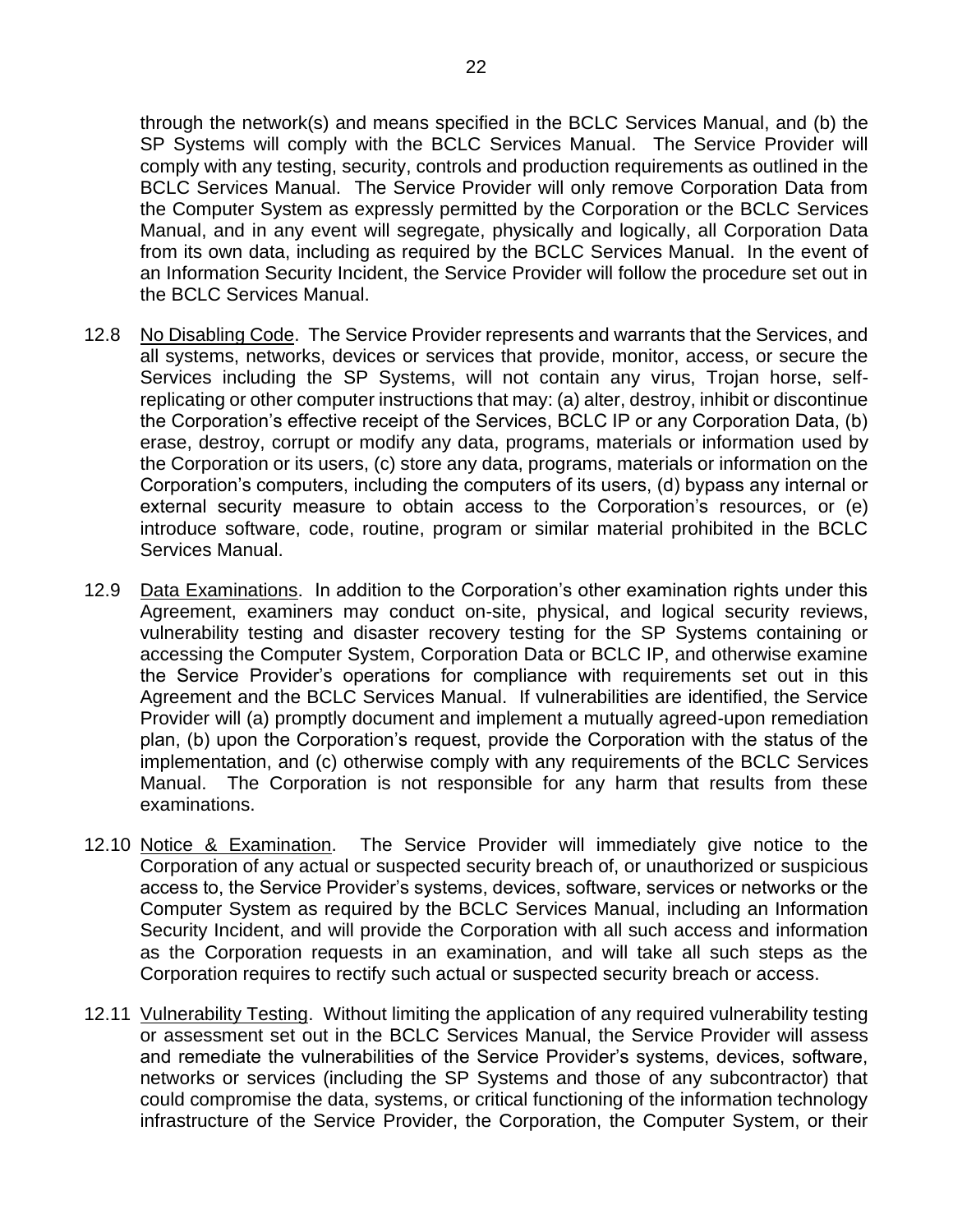through the network(s) and means specified in the BCLC Services Manual, and (b) the SP Systems will comply with the BCLC Services Manual. The Service Provider will comply with any testing, security, controls and production requirements as outlined in the BCLC Services Manual. The Service Provider will only remove Corporation Data from the Computer System as expressly permitted by the Corporation or the BCLC Services Manual, and in any event will segregate, physically and logically, all Corporation Data from its own data, including as required by the BCLC Services Manual. In the event of an Information Security Incident, the Service Provider will follow the procedure set out in the BCLC Services Manual.

12.8 No Disabling Code. The Service Provider represents and warrants that the Services, and all systems, networks, devices or services that provide, monitor, access, or secure the Services including the SP Systems, will not contain any virus, Trojan horse, self-replicating or other computer instructions that may: (a) alter, destroy, inhibit or discontinue the Corporation's effective receipt of the Services, BCLC IP or any Corporation Data, (b) erase, destroy, corrupt or modify any data, programs, materials or information used by the Corporation or its users, (c) store any data, programs, materials or information on the Corporation's computers, including the computers of its users, (d) bypass any internal or external security measure to obtain access to the Corporation's resources, or (e) introduce software, code, routine, program or similar material prohibited in the BCLC Services Manual.

12.9 Data Examinations. In addition to the Corporation's other examination rights under this Agreement, examiners may conduct on-site, physical, and logical security reviews, vulnerability testing and disaster recovery testing for the SP Systems containing or accessing the Computer System, Corporation Data or BCLC IP, and otherwise examine the Service Provider's operations for compliance with requirements set out in this Agreement and the BCLC Services Manual. If vulnerabilities are identified, the Service Provider will (a) promptly document and implement a mutually agreed-upon remediation plan, (b) upon the Corporation's request, provide the Corporation with the status of the implementation, and (c) otherwise comply with any requirements of the BCLC Services Manual. The Corporation is not responsible for any harm that results from these examinations.

12.10 Notice & Examination. The Service Provider will immediately give notice to the Corporation of any actual or suspected security breach of, or unauthorized or suspicious access to, the Service Provider's systems, devices, software, services or networks or the Computer System as required by the BCLC Services Manual, including an Information Security Incident, and will provide the Corporation with all such access and information as the Corporation requests in an examination, and will take all such steps as the Corporation requires to rectify such actual or suspected security breach or access.

12.11 Vulnerability Testing. Without limiting the application of any required vulnerability testing or assessment set out in the BCLC Services Manual, the Service Provider will assess and remediate the vulnerabilities of the Service Provider's systems, devices, software, networks or services (including the SP Systems and those of any subcontractor) that could compromise the data, systems, or critical functioning of the information technology infrastructure of the Service Provider, the Corporation, the Computer System, or their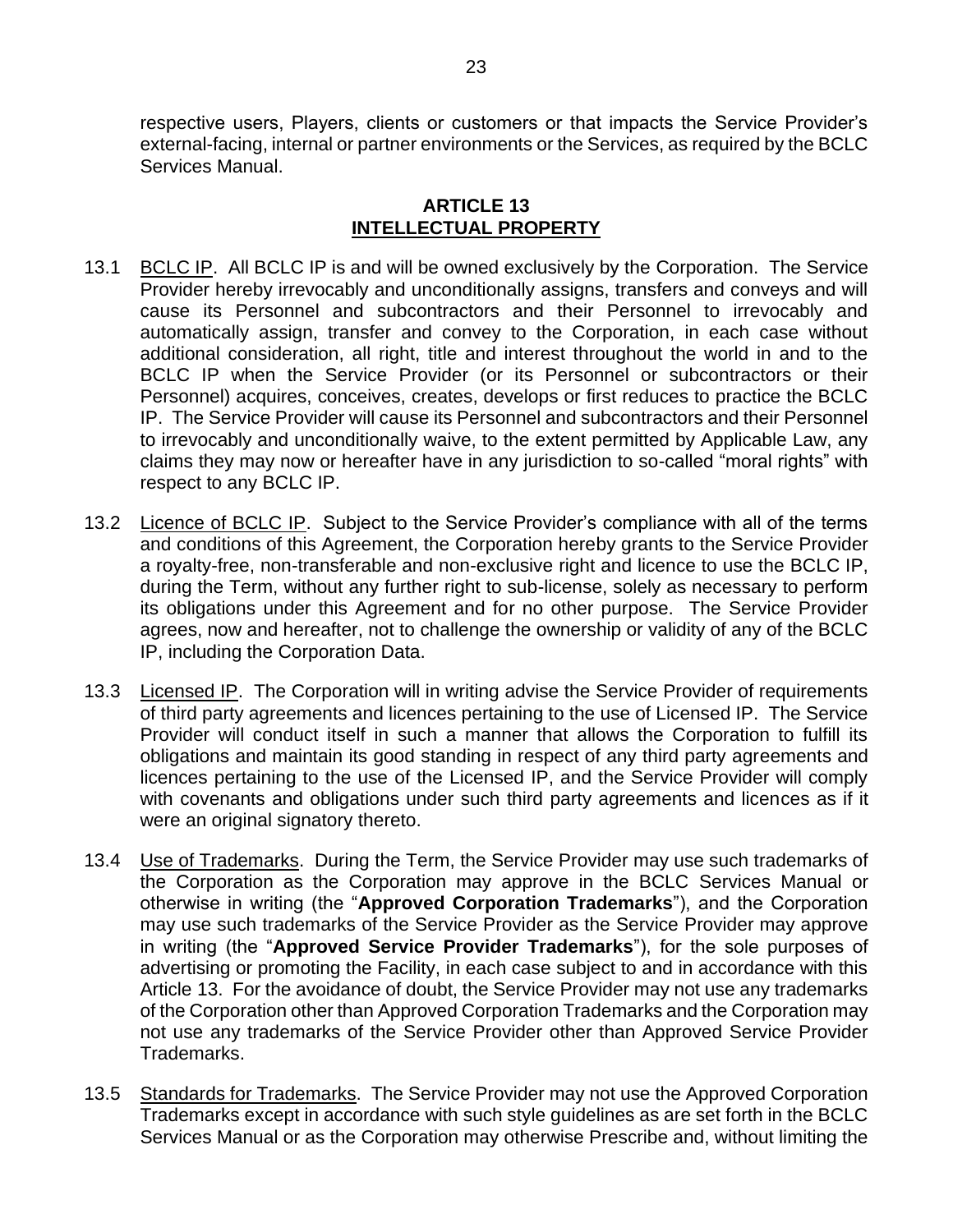respective users, Players, clients or customers or that impacts the Service Provider's external-facing, internal or partner environments or the Services, as required by the BCLC Services Manual.

## ARTICLE 13
## INTELLECTUAL PROPERTY

13.1 BCLC IP. All BCLC IP is and will be owned exclusively by the Corporation. The Service Provider hereby irrevocably and unconditionally assigns, transfers and conveys and will cause its Personnel and subcontractors and their Personnel to irrevocably and automatically assign, transfer and convey to the Corporation, in each case without additional consideration, all right, title and interest throughout the world in and to the BCLC IP when the Service Provider (or its Personnel or subcontractors or their Personnel) acquires, conceives, creates, develops or first reduces to practice the BCLC IP. The Service Provider will cause its Personnel and subcontractors and their Personnel to irrevocably and unconditionally waive, to the extent permitted by Applicable Law, any claims they may now or hereafter have in any jurisdiction to so-called "moral rights" with respect to any BCLC IP.

13.2 Licence of BCLC IP. Subject to the Service Provider's compliance with all of the terms and conditions of this Agreement, the Corporation hereby grants to the Service Provider a royalty-free, non-transferable and non-exclusive right and licence to use the BCLC IP, during the Term, without any further right to sub-license, solely as necessary to perform its obligations under this Agreement and for no other purpose. The Service Provider agrees, now and hereafter, not to challenge the ownership or validity of any of the BCLC IP, including the Corporation Data.

13.3 Licensed IP. The Corporation will in writing advise the Service Provider of requirements of third party agreements and licences pertaining to the use of Licensed IP. The Service Provider will conduct itself in such a manner that allows the Corporation to fulfill its obligations and maintain its good standing in respect of any third party agreements and licences pertaining to the use of the Licensed IP, and the Service Provider will comply with covenants and obligations under such third party agreements and licences as if it were an original signatory thereto.

13.4 Use of Trademarks. During the Term, the Service Provider may use such trademarks of the Corporation as the Corporation may approve in the BCLC Services Manual or otherwise in writing (the "**Approved Corporation Trademarks**"), and the Corporation may use such trademarks of the Service Provider as the Service Provider may approve in writing (the "**Approved Service Provider Trademarks**"), for the sole purposes of advertising or promoting the Facility, in each case subject to and in accordance with this Article 13. For the avoidance of doubt, the Service Provider may not use any trademarks of the Corporation other than Approved Corporation Trademarks and the Corporation may not use any trademarks of the Service Provider other than Approved Service Provider Trademarks.

13.5 Standards for Trademarks. The Service Provider may not use the Approved Corporation Trademarks except in accordance with such style guidelines as are set forth in the BCLC Services Manual or as the Corporation may otherwise Prescribe and, without limiting the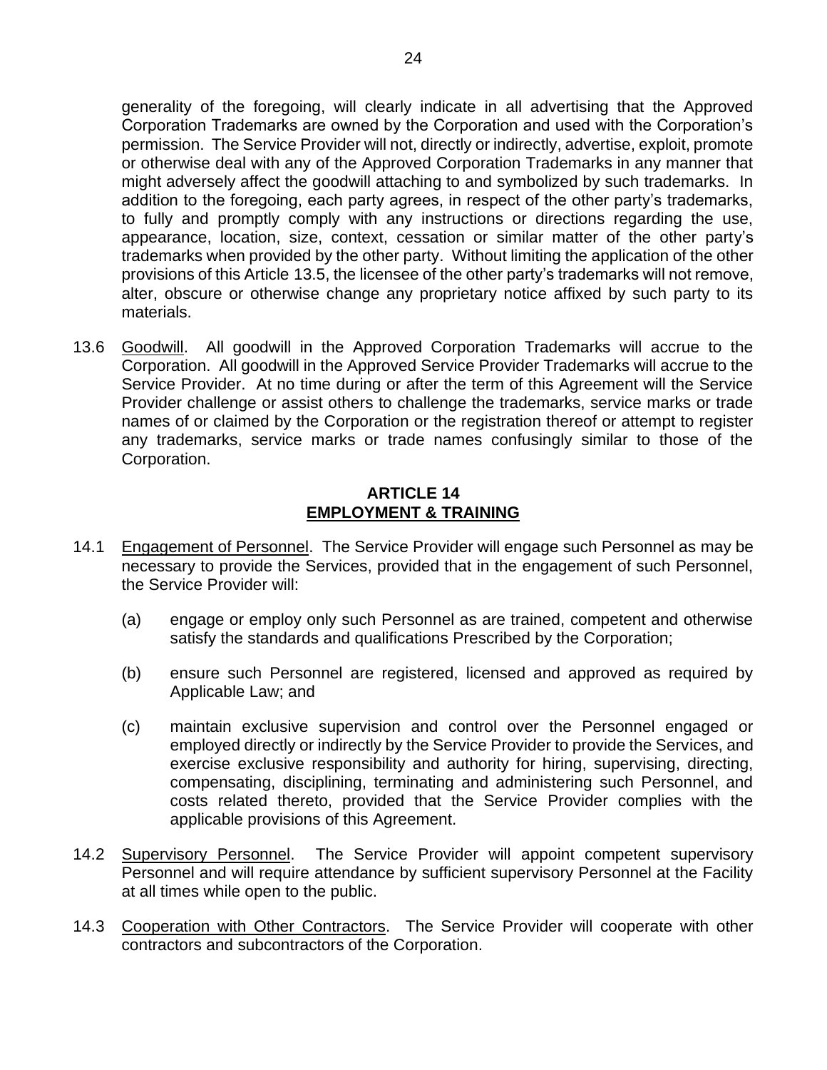generality of the foregoing, will clearly indicate in all advertising that the Approved Corporation Trademarks are owned by the Corporation and used with the Corporation's permission. The Service Provider will not, directly or indirectly, advertise, exploit, promote or otherwise deal with any of the Approved Corporation Trademarks in any manner that might adversely affect the goodwill attaching to and symbolized by such trademarks. In addition to the foregoing, each party agrees, in respect of the other party's trademarks, to fully and promptly comply with any instructions or directions regarding the use, appearance, location, size, context, cessation or similar matter of the other party's trademarks when provided by the other party. Without limiting the application of the other provisions of this Article 13.5, the licensee of the other party's trademarks will not remove, alter, obscure or otherwise change any proprietary notice affixed by such party to its materials.

13.6 Goodwill. All goodwill in the Approved Corporation Trademarks will accrue to the Corporation. All goodwill in the Approved Service Provider Trademarks will accrue to the Service Provider. At no time during or after the term of this Agreement will the Service Provider challenge or assist others to challenge the trademarks, service marks or trade names of or claimed by the Corporation or the registration thereof or attempt to register any trademarks, service marks or trade names confusingly similar to those of the Corporation.

## ARTICLE 14
## EMPLOYMENT & TRAINING

14.1 Engagement of Personnel. The Service Provider will engage such Personnel as may be necessary to provide the Services, provided that in the engagement of such Personnel, the Service Provider will:

(a) engage or employ only such Personnel as are trained, competent and otherwise satisfy the standards and qualifications Prescribed by the Corporation;

(b) ensure such Personnel are registered, licensed and approved as required by Applicable Law; and

(c) maintain exclusive supervision and control over the Personnel engaged or employed directly or indirectly by the Service Provider to provide the Services, and exercise exclusive responsibility and authority for hiring, supervising, directing, compensating, disciplining, terminating and administering such Personnel, and costs related thereto, provided that the Service Provider complies with the applicable provisions of this Agreement.

14.2 Supervisory Personnel. The Service Provider will appoint competent supervisory Personnel and will require attendance by sufficient supervisory Personnel at the Facility at all times while open to the public.

14.3 Cooperation with Other Contractors. The Service Provider will cooperate with other contractors and subcontractors of the Corporation.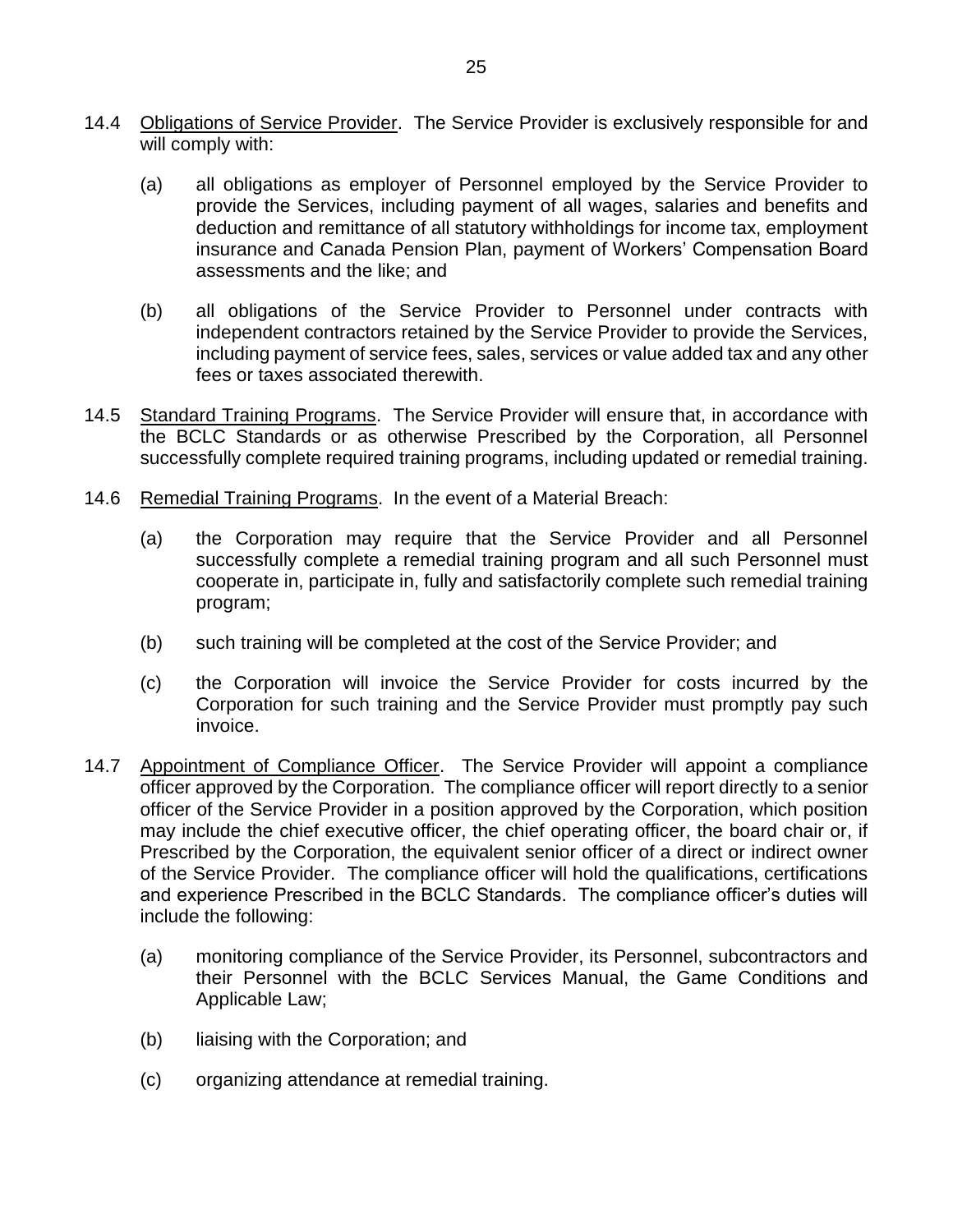14.4 Obligations of Service Provider. The Service Provider is exclusively responsible for and will comply with:

(a) all obligations as employer of Personnel employed by the Service Provider to provide the Services, including payment of all wages, salaries and benefits and deduction and remittance of all statutory withholdings for income tax, employment insurance and Canada Pension Plan, payment of Workers' Compensation Board assessments and the like; and

(b) all obligations of the Service Provider to Personnel under contracts with independent contractors retained by the Service Provider to provide the Services, including payment of service fees, sales, services or value added tax and any other fees or taxes associated therewith.

14.5 Standard Training Programs. The Service Provider will ensure that, in accordance with the BCLC Standards or as otherwise Prescribed by the Corporation, all Personnel successfully complete required training programs, including updated or remedial training.

14.6 Remedial Training Programs. In the event of a Material Breach:

(a) the Corporation may require that the Service Provider and all Personnel successfully complete a remedial training program and all such Personnel must cooperate in, participate in, fully and satisfactorily complete such remedial training program;

(b) such training will be completed at the cost of the Service Provider; and

(c) the Corporation will invoice the Service Provider for costs incurred by the Corporation for such training and the Service Provider must promptly pay such invoice.

14.7 Appointment of Compliance Officer. The Service Provider will appoint a compliance officer approved by the Corporation. The compliance officer will report directly to a senior officer of the Service Provider in a position approved by the Corporation, which position may include the chief executive officer, the chief operating officer, the board chair or, if Prescribed by the Corporation, the equivalent senior officer of a direct or indirect owner of the Service Provider. The compliance officer will hold the qualifications, certifications and experience Prescribed in the BCLC Standards. The compliance officer's duties will include the following:

(a) monitoring compliance of the Service Provider, its Personnel, subcontractors and their Personnel with the BCLC Services Manual, the Game Conditions and Applicable Law;

(b) liaising with the Corporation; and

(c) organizing attendance at remedial training.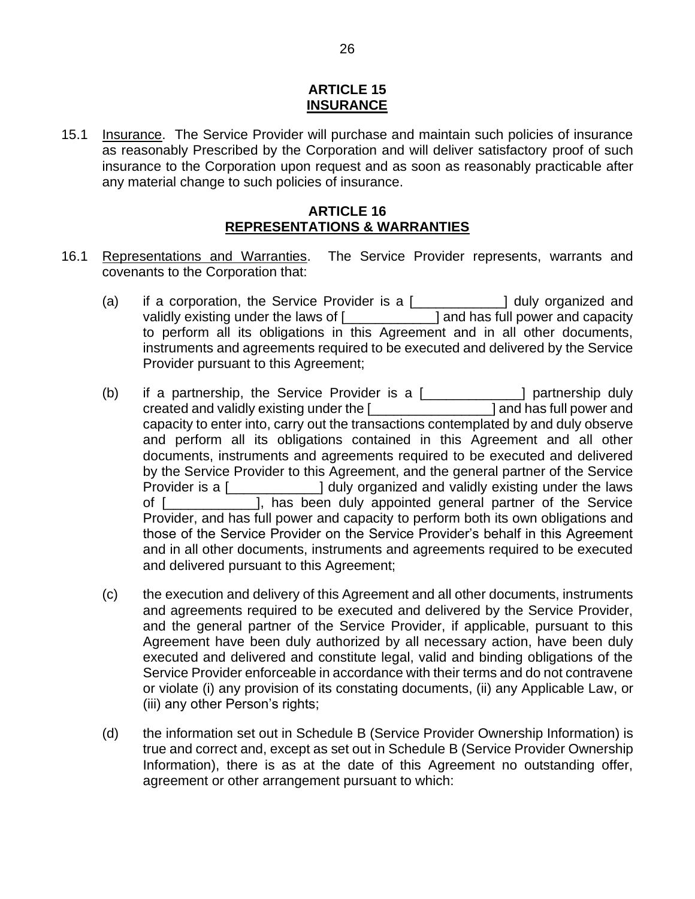## ARTICLE 15
## INSURANCE

15.1 Insurance. The Service Provider will purchase and maintain such policies of insurance as reasonably Prescribed by the Corporation and will deliver satisfactory proof of such insurance to the Corporation upon request and as soon as reasonably practicable after any material change to such policies of insurance.

## ARTICLE 16
## REPRESENTATIONS & WARRANTIES

16.1 Representations and Warranties. The Service Provider represents, warrants and covenants to the Corporation that:

(a) if a corporation, the Service Provider is a [____________] duly organized and validly existing under the laws of [____________] and has full power and capacity to perform all its obligations in this Agreement and in all other documents, instruments and agreements required to be executed and delivered by the Service Provider pursuant to this Agreement;

(b) if a partnership, the Service Provider is a [_____________] partnership duly created and validly existing under the [________________] and has full power and capacity to enter into, carry out the transactions contemplated by and duly observe and perform all its obligations contained in this Agreement and all other documents, instruments and agreements required to be executed and delivered by the Service Provider to this Agreement, and the general partner of the Service Provider is a [____________] duly organized and validly existing under the laws of [____________], has been duly appointed general partner of the Service Provider, and has full power and capacity to perform both its own obligations and those of the Service Provider on the Service Provider's behalf in this Agreement and in all other documents, instruments and agreements required to be executed and delivered pursuant to this Agreement;

(c) the execution and delivery of this Agreement and all other documents, instruments and agreements required to be executed and delivered by the Service Provider, and the general partner of the Service Provider, if applicable, pursuant to this Agreement have been duly authorized by all necessary action, have been duly executed and delivered and constitute legal, valid and binding obligations of the Service Provider enforceable in accordance with their terms and do not contravene or violate (i) any provision of its constating documents, (ii) any Applicable Law, or (iii) any other Person's rights;

(d) the information set out in Schedule B (Service Provider Ownership Information) is true and correct and, except as set out in Schedule B (Service Provider Ownership Information), there is as at the date of this Agreement no outstanding offer, agreement or other arrangement pursuant to which: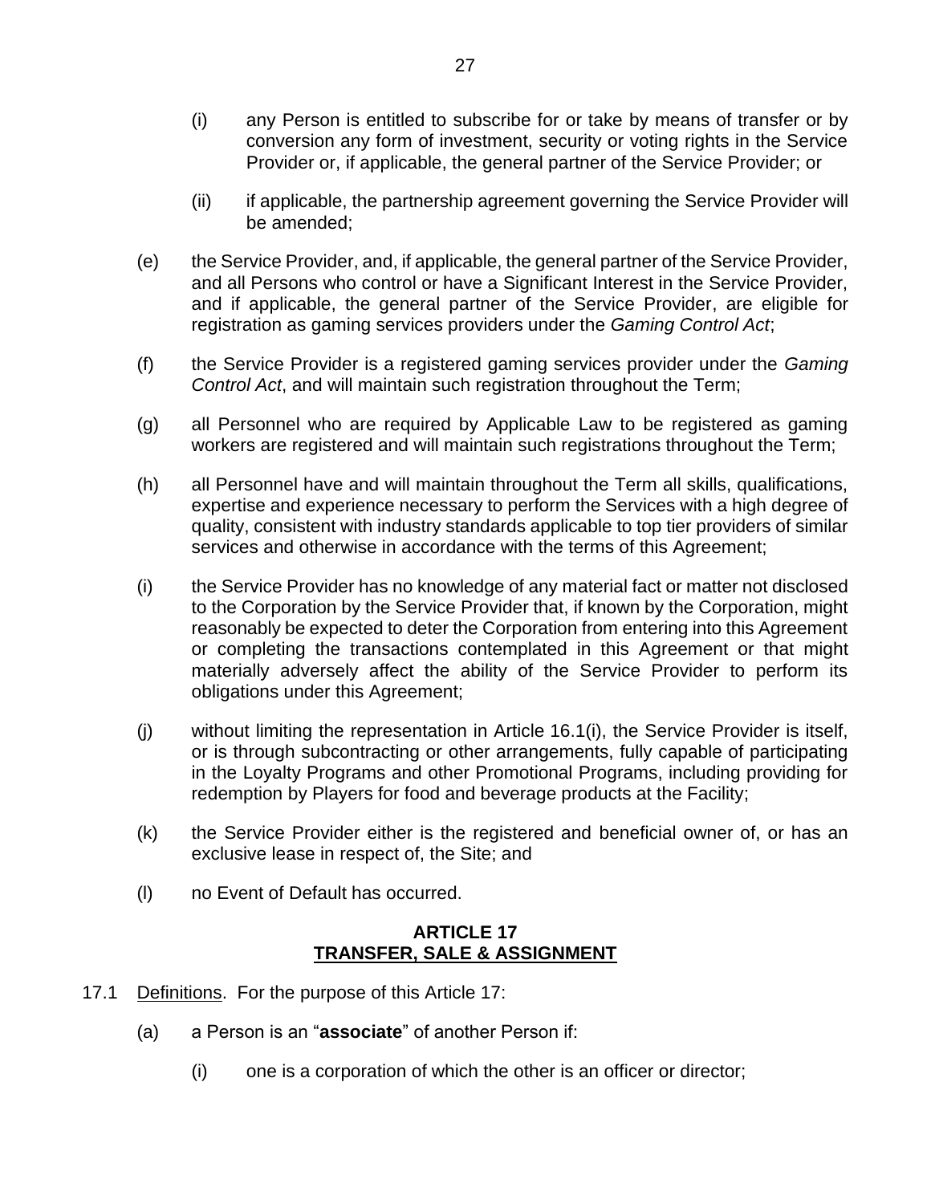(i) any Person is entitled to subscribe for or take by means of transfer or by conversion any form of investment, security or voting rights in the Service Provider or, if applicable, the general partner of the Service Provider; or

(ii) if applicable, the partnership agreement governing the Service Provider will be amended;

(e) the Service Provider, and, if applicable, the general partner of the Service Provider, and all Persons who control or have a Significant Interest in the Service Provider, and if applicable, the general partner of the Service Provider, are eligible for registration as gaming services providers under the *Gaming Control Act*;

(f) the Service Provider is a registered gaming services provider under the *Gaming Control Act*, and will maintain such registration throughout the Term;

(g) all Personnel who are required by Applicable Law to be registered as gaming workers are registered and will maintain such registrations throughout the Term;

(h) all Personnel have and will maintain throughout the Term all skills, qualifications, expertise and experience necessary to perform the Services with a high degree of quality, consistent with industry standards applicable to top tier providers of similar services and otherwise in accordance with the terms of this Agreement;

(i) the Service Provider has no knowledge of any material fact or matter not disclosed to the Corporation by the Service Provider that, if known by the Corporation, might reasonably be expected to deter the Corporation from entering into this Agreement or completing the transactions contemplated in this Agreement or that might materially adversely affect the ability of the Service Provider to perform its obligations under this Agreement;

(j) without limiting the representation in Article 16.1(i), the Service Provider is itself, or is through subcontracting or other arrangements, fully capable of participating in the Loyalty Programs and other Promotional Programs, including providing for redemption by Players for food and beverage products at the Facility;

(k) the Service Provider either is the registered and beneficial owner of, or has an exclusive lease in respect of, the Site; and

(l) no Event of Default has occurred.

## ARTICLE 17
## TRANSFER, SALE & ASSIGNMENT

17.1 Definitions. For the purpose of this Article 17:

(a) a Person is an "**associate**" of another Person if:

(i) one is a corporation of which the other is an officer or director;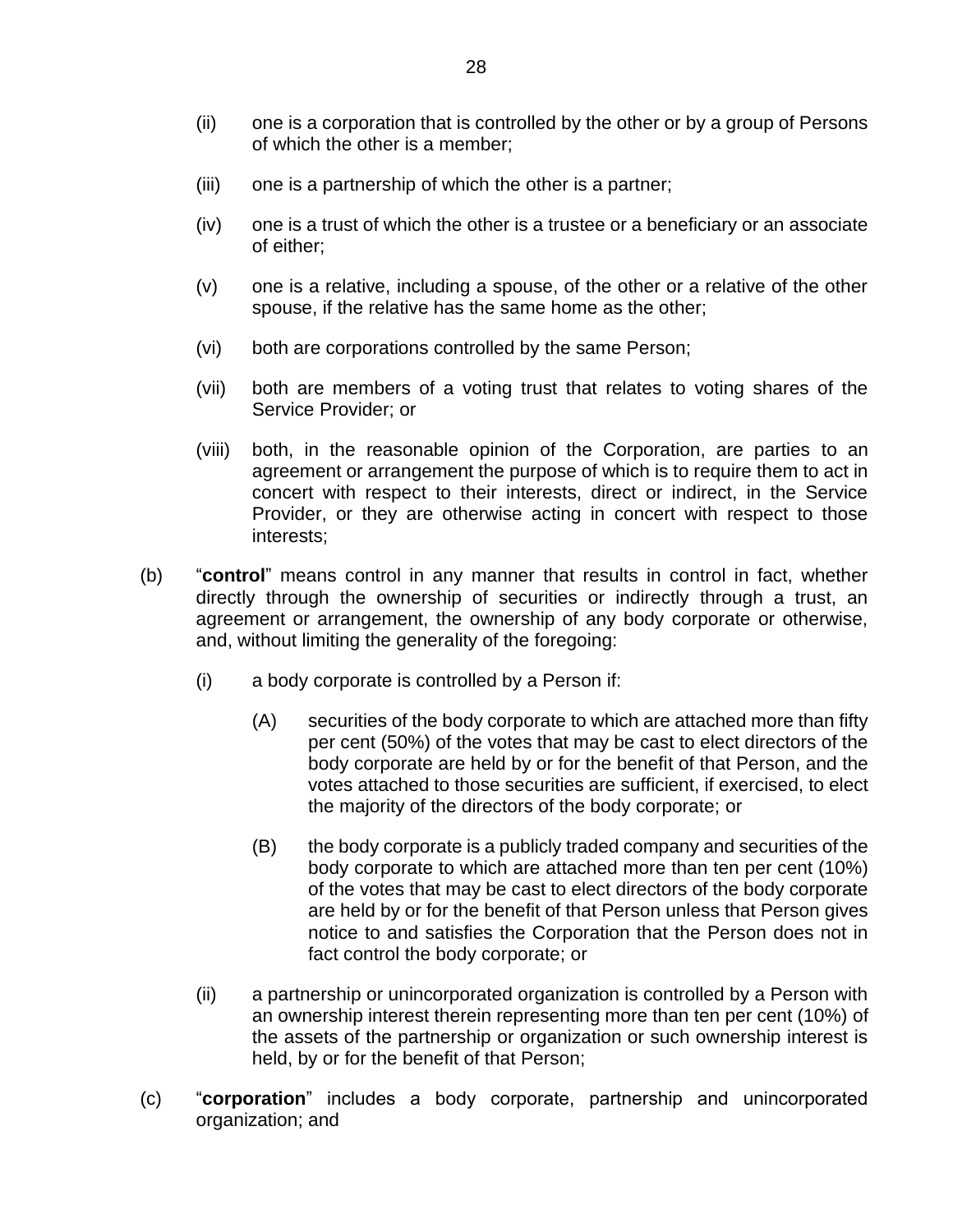(ii) one is a corporation that is controlled by the other or by a group of Persons of which the other is a member;

(iii) one is a partnership of which the other is a partner;

(iv) one is a trust of which the other is a trustee or a beneficiary or an associate of either;

(v) one is a relative, including a spouse, of the other or a relative of the other spouse, if the relative has the same home as the other;

(vi) both are corporations controlled by the same Person;

(vii) both are members of a voting trust that relates to voting shares of the Service Provider; or

(viii) both, in the reasonable opinion of the Corporation, are parties to an agreement or arrangement the purpose of which is to require them to act in concert with respect to their interests, direct or indirect, in the Service Provider, or they are otherwise acting in concert with respect to those interests;

(b) "**control**" means control in any manner that results in control in fact, whether directly through the ownership of securities or indirectly through a trust, an agreement or arrangement, the ownership of any body corporate or otherwise, and, without limiting the generality of the foregoing:

(i) a body corporate is controlled by a Person if:

(A) securities of the body corporate to which are attached more than fifty per cent (50%) of the votes that may be cast to elect directors of the body corporate are held by or for the benefit of that Person, and the votes attached to those securities are sufficient, if exercised, to elect the majority of the directors of the body corporate; or

(B) the body corporate is a publicly traded company and securities of the body corporate to which are attached more than ten per cent (10%) of the votes that may be cast to elect directors of the body corporate are held by or for the benefit of that Person unless that Person gives notice to and satisfies the Corporation that the Person does not in fact control the body corporate; or

(ii) a partnership or unincorporated organization is controlled by a Person with an ownership interest therein representing more than ten per cent (10%) of the assets of the partnership or organization or such ownership interest is held, by or for the benefit of that Person;

(c) "**corporation**" includes a body corporate, partnership and unincorporated organization; and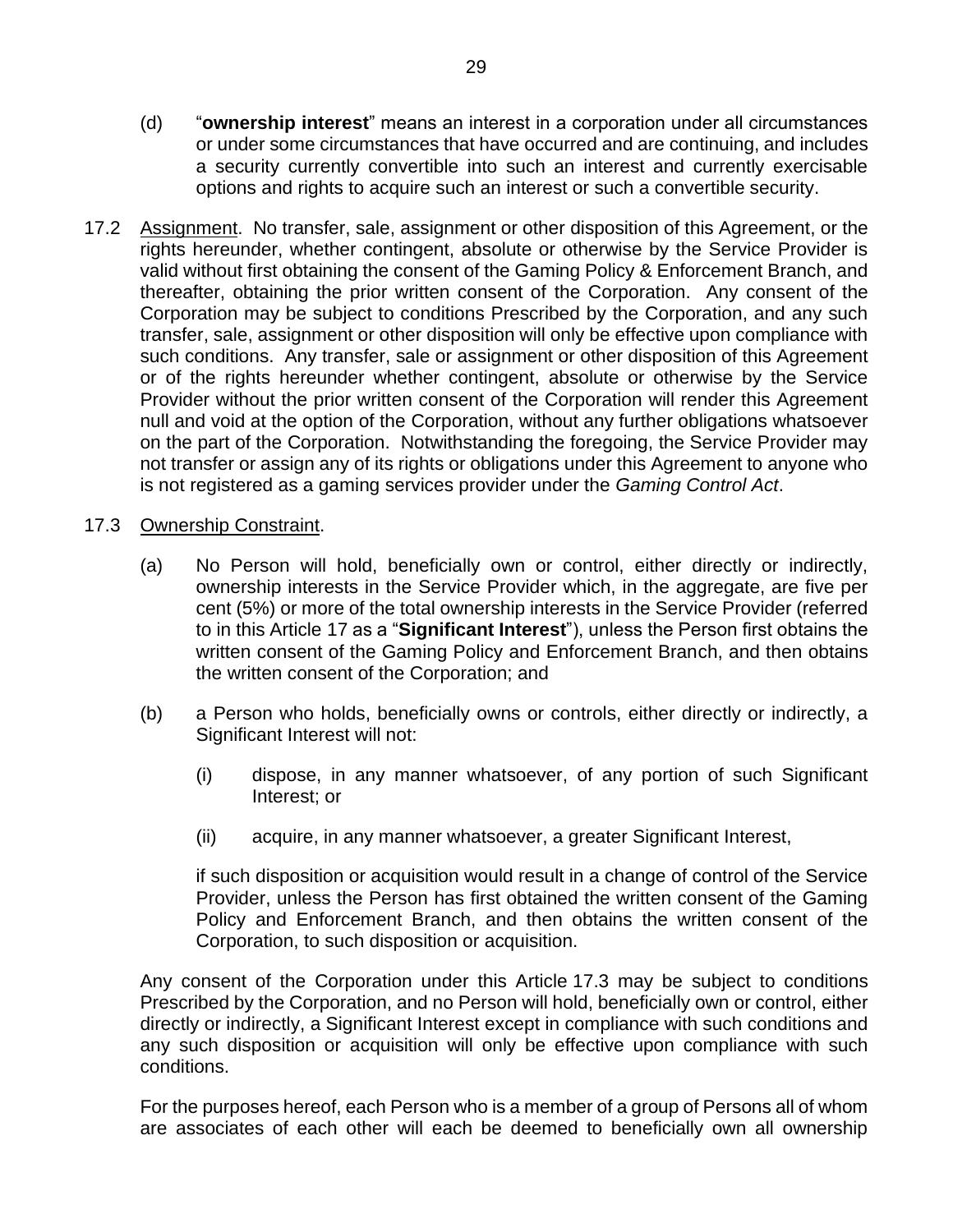(d) "**ownership interest**" means an interest in a corporation under all circumstances or under some circumstances that have occurred and are continuing, and includes a security currently convertible into such an interest and currently exercisable options and rights to acquire such an interest or such a convertible security.

17.2 <u>Assignment</u>. No transfer, sale, assignment or other disposition of this Agreement, or the rights hereunder, whether contingent, absolute or otherwise by the Service Provider is valid without first obtaining the consent of the Gaming Policy & Enforcement Branch, and thereafter, obtaining the prior written consent of the Corporation. Any consent of the Corporation may be subject to conditions Prescribed by the Corporation, and any such transfer, sale, assignment or other disposition will only be effective upon compliance with such conditions. Any transfer, sale or assignment or other disposition of this Agreement or of the rights hereunder whether contingent, absolute or otherwise by the Service Provider without the prior written consent of the Corporation will render this Agreement null and void at the option of the Corporation, without any further obligations whatsoever on the part of the Corporation. Notwithstanding the foregoing, the Service Provider may not transfer or assign any of its rights or obligations under this Agreement to anyone who is not registered as a gaming services provider under the *Gaming Control Act*.

17.3 <u>Ownership Constraint</u>.

(a) No Person will hold, beneficially own or control, either directly or indirectly, ownership interests in the Service Provider which, in the aggregate, are five per cent (5%) or more of the total ownership interests in the Service Provider (referred to in this Article 17 as a "**Significant Interest**"), unless the Person first obtains the written consent of the Gaming Policy and Enforcement Branch, and then obtains the written consent of the Corporation; and

(b) a Person who holds, beneficially owns or controls, either directly or indirectly, a Significant Interest will not:

(i) dispose, in any manner whatsoever, of any portion of such Significant Interest; or

(ii) acquire, in any manner whatsoever, a greater Significant Interest,

if such disposition or acquisition would result in a change of control of the Service Provider, unless the Person has first obtained the written consent of the Gaming Policy and Enforcement Branch, and then obtains the written consent of the Corporation, to such disposition or acquisition.

Any consent of the Corporation under this Article 17.3 may be subject to conditions Prescribed by the Corporation, and no Person will hold, beneficially own or control, either directly or indirectly, a Significant Interest except in compliance with such conditions and any such disposition or acquisition will only be effective upon compliance with such conditions.

For the purposes hereof, each Person who is a member of a group of Persons all of whom are associates of each other will each be deemed to beneficially own all ownership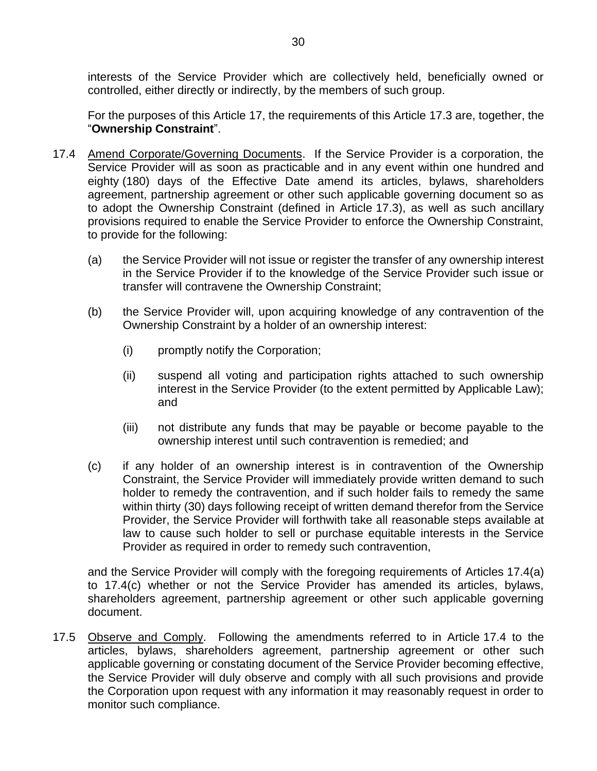interests of the Service Provider which are collectively held, beneficially owned or controlled, either directly or indirectly, by the members of such group.

For the purposes of this Article 17, the requirements of this Article 17.3 are, together, the "**Ownership Constraint**".

17.4 Amend Corporate/Governing Documents. If the Service Provider is a corporation, the Service Provider will as soon as practicable and in any event within one hundred and eighty (180) days of the Effective Date amend its articles, bylaws, shareholders agreement, partnership agreement or other such applicable governing document so as to adopt the Ownership Constraint (defined in Article 17.3), as well as such ancillary provisions required to enable the Service Provider to enforce the Ownership Constraint, to provide for the following:

(a) the Service Provider will not issue or register the transfer of any ownership interest in the Service Provider if to the knowledge of the Service Provider such issue or transfer will contravene the Ownership Constraint;

(b) the Service Provider will, upon acquiring knowledge of any contravention of the Ownership Constraint by a holder of an ownership interest:

(i) promptly notify the Corporation;

(ii) suspend all voting and participation rights attached to such ownership interest in the Service Provider (to the extent permitted by Applicable Law); and

(iii) not distribute any funds that may be payable or become payable to the ownership interest until such contravention is remedied; and

(c) if any holder of an ownership interest is in contravention of the Ownership Constraint, the Service Provider will immediately provide written demand to such holder to remedy the contravention, and if such holder fails to remedy the same within thirty (30) days following receipt of written demand therefor from the Service Provider, the Service Provider will forthwith take all reasonable steps available at law to cause such holder to sell or purchase equitable interests in the Service Provider as required in order to remedy such contravention,

and the Service Provider will comply with the foregoing requirements of Articles 17.4(a) to 17.4(c) whether or not the Service Provider has amended its articles, bylaws, shareholders agreement, partnership agreement or other such applicable governing document.

17.5 Observe and Comply. Following the amendments referred to in Article 17.4 to the articles, bylaws, shareholders agreement, partnership agreement or other such applicable governing or constating document of the Service Provider becoming effective, the Service Provider will duly observe and comply with all such provisions and provide the Corporation upon request with any information it may reasonably request in order to monitor such compliance.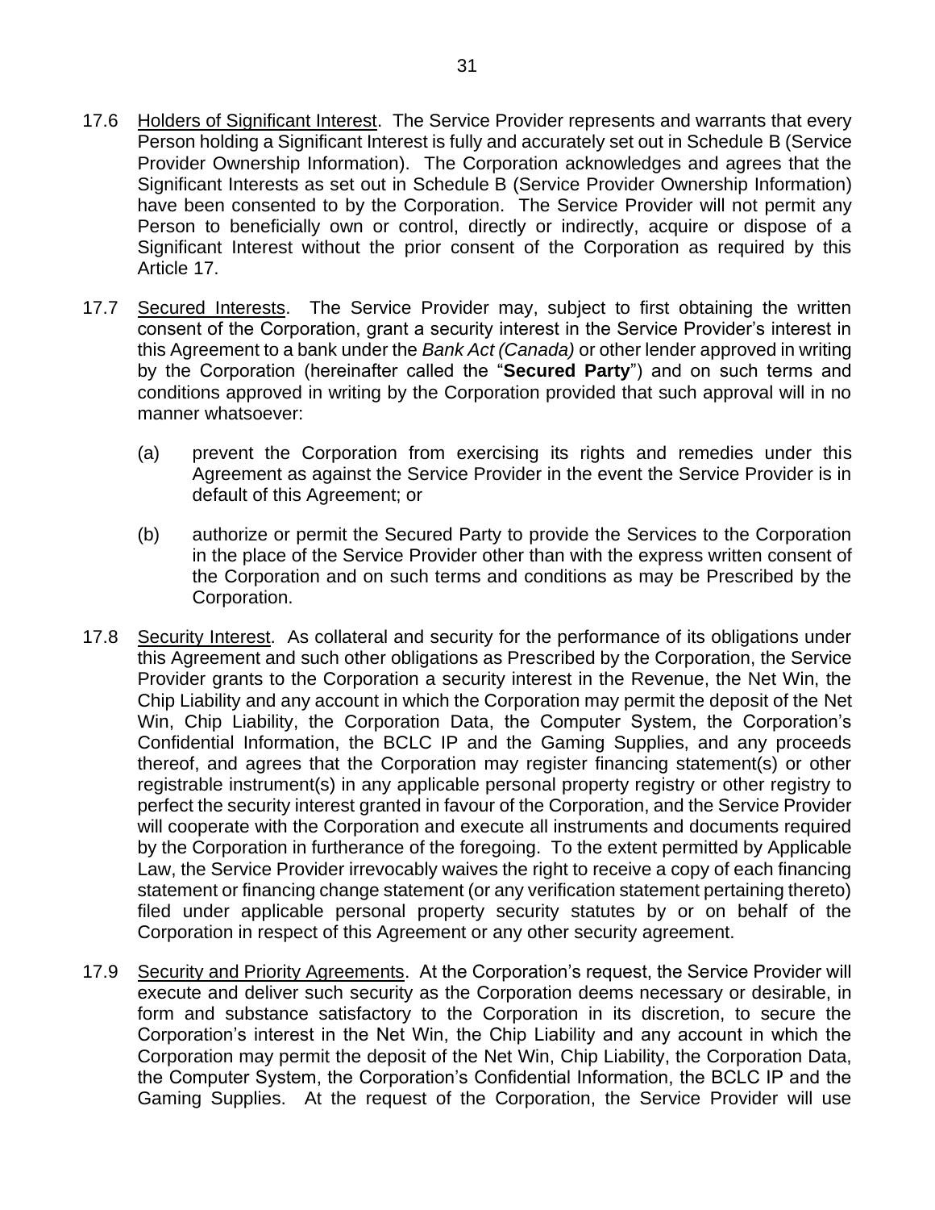17.6 Holders of Significant Interest. The Service Provider represents and warrants that every Person holding a Significant Interest is fully and accurately set out in Schedule B (Service Provider Ownership Information). The Corporation acknowledges and agrees that the Significant Interests as set out in Schedule B (Service Provider Ownership Information) have been consented to by the Corporation. The Service Provider will not permit any Person to beneficially own or control, directly or indirectly, acquire or dispose of a Significant Interest without the prior consent of the Corporation as required by this Article 17.

17.7 Secured Interests. The Service Provider may, subject to first obtaining the written consent of the Corporation, grant a security interest in the Service Provider's interest in this Agreement to a bank under the *Bank Act (Canada)* or other lender approved in writing by the Corporation (hereinafter called the "**Secured Party**") and on such terms and conditions approved in writing by the Corporation provided that such approval will in no manner whatsoever:

(a) prevent the Corporation from exercising its rights and remedies under this Agreement as against the Service Provider in the event the Service Provider is in default of this Agreement; or

(b) authorize or permit the Secured Party to provide the Services to the Corporation in the place of the Service Provider other than with the express written consent of the Corporation and on such terms and conditions as may be Prescribed by the Corporation.

17.8 Security Interest. As collateral and security for the performance of its obligations under this Agreement and such other obligations as Prescribed by the Corporation, the Service Provider grants to the Corporation a security interest in the Revenue, the Net Win, the Chip Liability and any account in which the Corporation may permit the deposit of the Net Win, Chip Liability, the Corporation Data, the Computer System, the Corporation's Confidential Information, the BCLC IP and the Gaming Supplies, and any proceeds thereof, and agrees that the Corporation may register financing statement(s) or other registrable instrument(s) in any applicable personal property registry or other registry to perfect the security interest granted in favour of the Corporation, and the Service Provider will cooperate with the Corporation and execute all instruments and documents required by the Corporation in furtherance of the foregoing. To the extent permitted by Applicable Law, the Service Provider irrevocably waives the right to receive a copy of each financing statement or financing change statement (or any verification statement pertaining thereto) filed under applicable personal property security statutes by or on behalf of the Corporation in respect of this Agreement or any other security agreement.

17.9 Security and Priority Agreements. At the Corporation's request, the Service Provider will execute and deliver such security as the Corporation deems necessary or desirable, in form and substance satisfactory to the Corporation in its discretion, to secure the Corporation's interest in the Net Win, the Chip Liability and any account in which the Corporation may permit the deposit of the Net Win, Chip Liability, the Corporation Data, the Computer System, the Corporation's Confidential Information, the BCLC IP and the Gaming Supplies. At the request of the Corporation, the Service Provider will use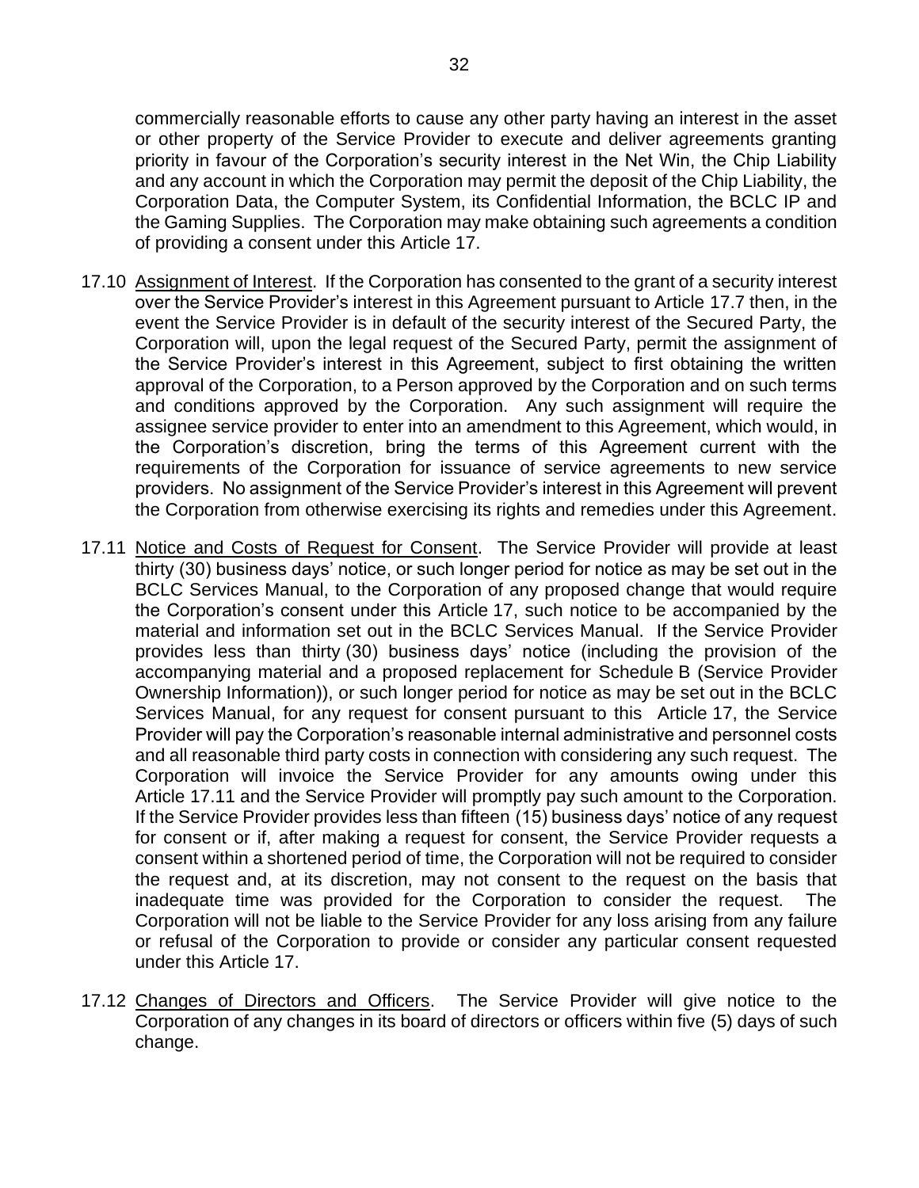commercially reasonable efforts to cause any other party having an interest in the asset or other property of the Service Provider to execute and deliver agreements granting priority in favour of the Corporation's security interest in the Net Win, the Chip Liability and any account in which the Corporation may permit the deposit of the Chip Liability, the Corporation Data, the Computer System, its Confidential Information, the BCLC IP and the Gaming Supplies. The Corporation may make obtaining such agreements a condition of providing a consent under this Article 17.

17.10 <u>Assignment of Interest</u>. If the Corporation has consented to the grant of a security interest over the Service Provider's interest in this Agreement pursuant to Article 17.7 then, in the event the Service Provider is in default of the security interest of the Secured Party, the Corporation will, upon the legal request of the Secured Party, permit the assignment of the Service Provider's interest in this Agreement, subject to first obtaining the written approval of the Corporation, to a Person approved by the Corporation and on such terms and conditions approved by the Corporation. Any such assignment will require the assignee service provider to enter into an amendment to this Agreement, which would, in the Corporation's discretion, bring the terms of this Agreement current with the requirements of the Corporation for issuance of service agreements to new service providers. No assignment of the Service Provider's interest in this Agreement will prevent the Corporation from otherwise exercising its rights and remedies under this Agreement.

17.11 <u>Notice and Costs of Request for Consent</u>. The Service Provider will provide at least thirty (30) business days' notice, or such longer period for notice as may be set out in the BCLC Services Manual, to the Corporation of any proposed change that would require the Corporation's consent under this Article 17, such notice to be accompanied by the material and information set out in the BCLC Services Manual. If the Service Provider provides less than thirty (30) business days' notice (including the provision of the accompanying material and a proposed replacement for Schedule B (Service Provider Ownership Information)), or such longer period for notice as may be set out in the BCLC Services Manual, for any request for consent pursuant to this Article 17, the Service Provider will pay the Corporation's reasonable internal administrative and personnel costs and all reasonable third party costs in connection with considering any such request. The Corporation will invoice the Service Provider for any amounts owing under this Article 17.11 and the Service Provider will promptly pay such amount to the Corporation. If the Service Provider provides less than fifteen (15) business days' notice of any request for consent or if, after making a request for consent, the Service Provider requests a consent within a shortened period of time, the Corporation will not be required to consider the request and, at its discretion, may not consent to the request on the basis that inadequate time was provided for the Corporation to consider the request. The Corporation will not be liable to the Service Provider for any loss arising from any failure or refusal of the Corporation to provide or consider any particular consent requested under this Article 17.

17.12 <u>Changes of Directors and Officers</u>. The Service Provider will give notice to the Corporation of any changes in its board of directors or officers within five (5) days of such change.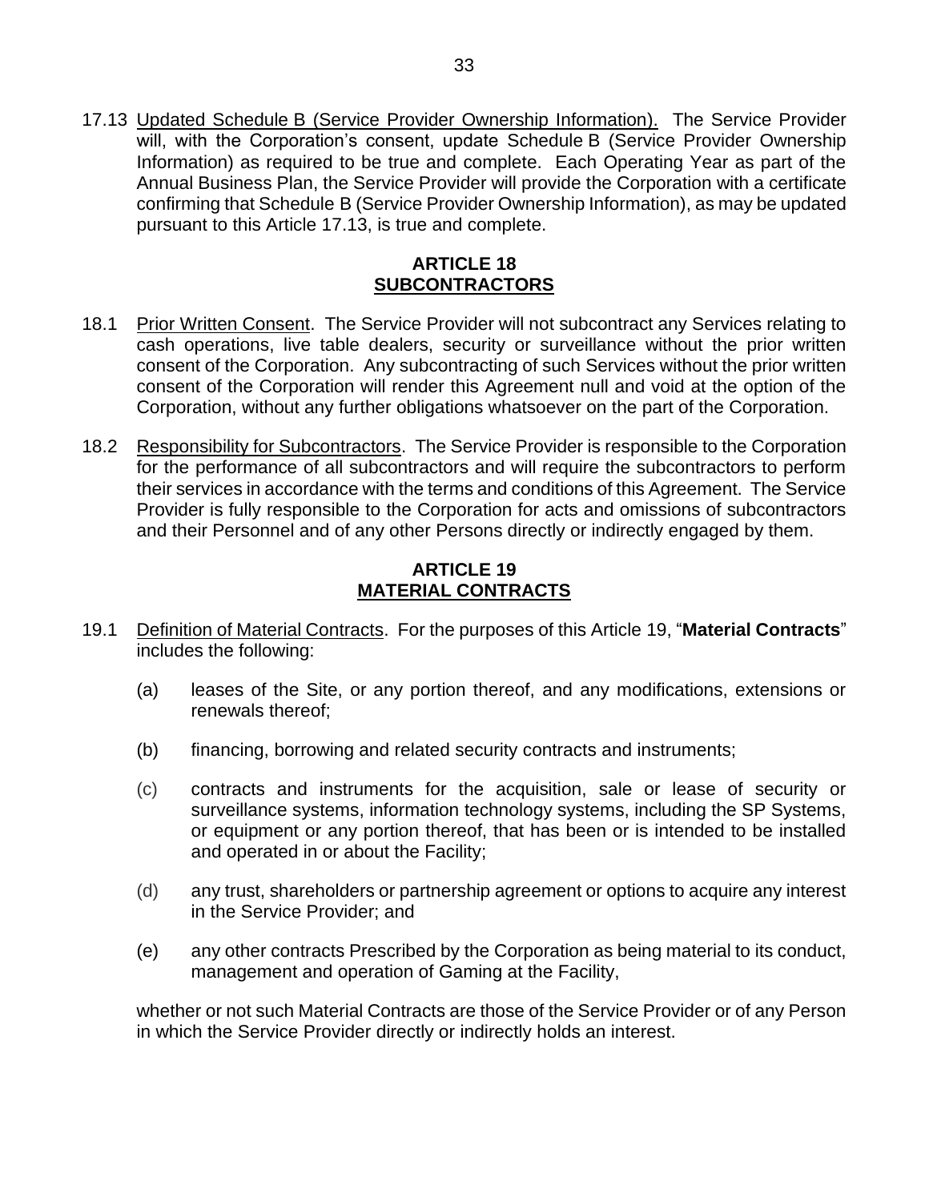17.13 Updated Schedule B (Service Provider Ownership Information). The Service Provider will, with the Corporation's consent, update Schedule B (Service Provider Ownership Information) as required to be true and complete. Each Operating Year as part of the Annual Business Plan, the Service Provider will provide the Corporation with a certificate confirming that Schedule B (Service Provider Ownership Information), as may be updated pursuant to this Article 17.13, is true and complete.

## ARTICLE 18
## SUBCONTRACTORS

18.1 Prior Written Consent. The Service Provider will not subcontract any Services relating to cash operations, live table dealers, security or surveillance without the prior written consent of the Corporation. Any subcontracting of such Services without the prior written consent of the Corporation will render this Agreement null and void at the option of the Corporation, without any further obligations whatsoever on the part of the Corporation.

18.2 Responsibility for Subcontractors. The Service Provider is responsible to the Corporation for the performance of all subcontractors and will require the subcontractors to perform their services in accordance with the terms and conditions of this Agreement. The Service Provider is fully responsible to the Corporation for acts and omissions of subcontractors and their Personnel and of any other Persons directly or indirectly engaged by them.

## ARTICLE 19
## MATERIAL CONTRACTS

19.1 Definition of Material Contracts. For the purposes of this Article 19, "**Material Contracts**" includes the following:

(a) leases of the Site, or any portion thereof, and any modifications, extensions or renewals thereof;

(b) financing, borrowing and related security contracts and instruments;

(c) contracts and instruments for the acquisition, sale or lease of security or surveillance systems, information technology systems, including the SP Systems, or equipment or any portion thereof, that has been or is intended to be installed and operated in or about the Facility;

(d) any trust, shareholders or partnership agreement or options to acquire any interest in the Service Provider; and

(e) any other contracts Prescribed by the Corporation as being material to its conduct, management and operation of Gaming at the Facility,

whether or not such Material Contracts are those of the Service Provider or of any Person in which the Service Provider directly or indirectly holds an interest.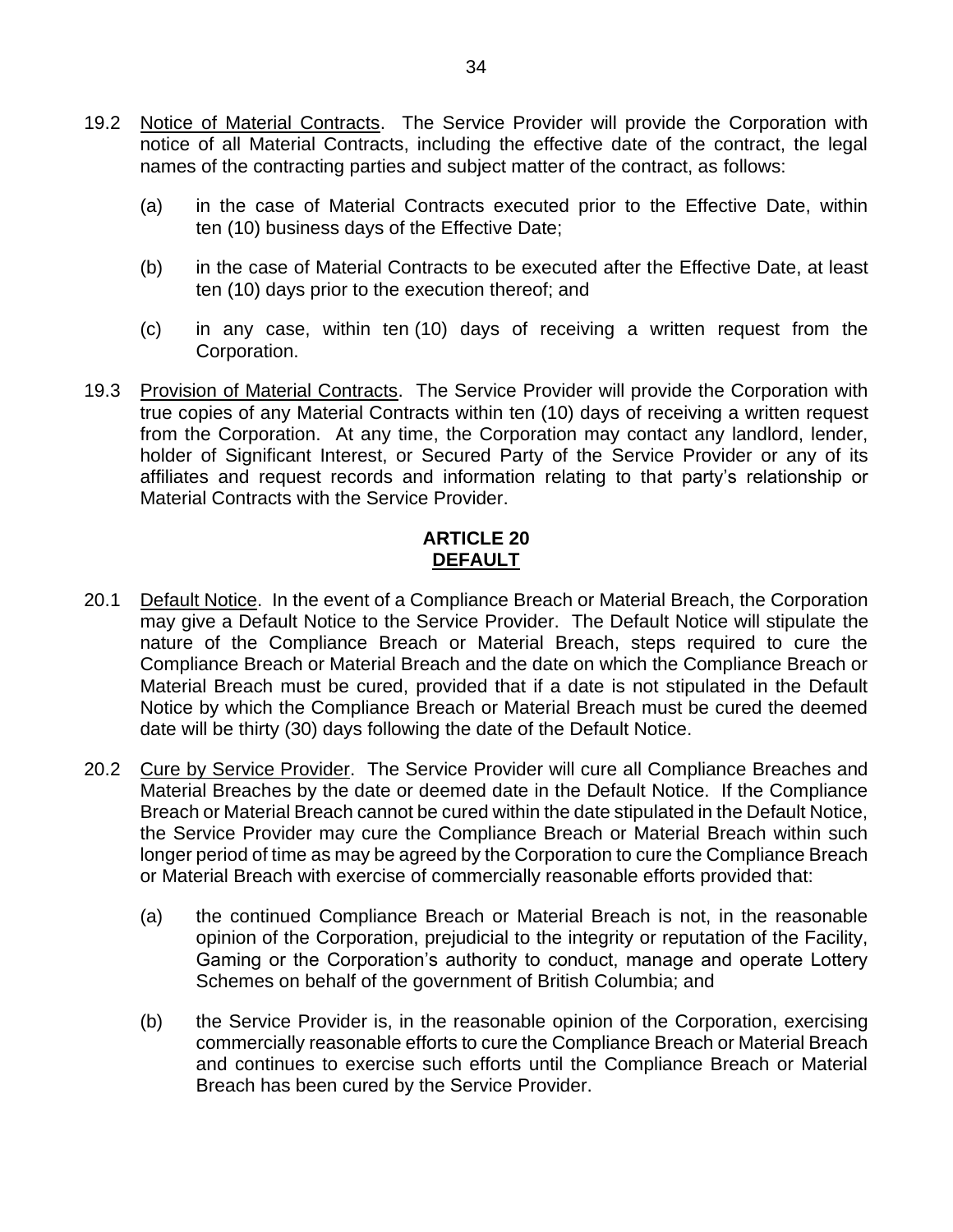19.2 Notice of Material Contracts. The Service Provider will provide the Corporation with notice of all Material Contracts, including the effective date of the contract, the legal names of the contracting parties and subject matter of the contract, as follows:

(a) in the case of Material Contracts executed prior to the Effective Date, within ten (10) business days of the Effective Date;

(b) in the case of Material Contracts to be executed after the Effective Date, at least ten (10) days prior to the execution thereof; and

(c) in any case, within ten (10) days of receiving a written request from the Corporation.

19.3 Provision of Material Contracts. The Service Provider will provide the Corporation with true copies of any Material Contracts within ten (10) days of receiving a written request from the Corporation. At any time, the Corporation may contact any landlord, lender, holder of Significant Interest, or Secured Party of the Service Provider or any of its affiliates and request records and information relating to that party's relationship or Material Contracts with the Service Provider.

## ARTICLE 20
## DEFAULT

20.1 Default Notice. In the event of a Compliance Breach or Material Breach, the Corporation may give a Default Notice to the Service Provider. The Default Notice will stipulate the nature of the Compliance Breach or Material Breach, steps required to cure the Compliance Breach or Material Breach and the date on which the Compliance Breach or Material Breach must be cured, provided that if a date is not stipulated in the Default Notice by which the Compliance Breach or Material Breach must be cured the deemed date will be thirty (30) days following the date of the Default Notice.

20.2 Cure by Service Provider. The Service Provider will cure all Compliance Breaches and Material Breaches by the date or deemed date in the Default Notice. If the Compliance Breach or Material Breach cannot be cured within the date stipulated in the Default Notice, the Service Provider may cure the Compliance Breach or Material Breach within such longer period of time as may be agreed by the Corporation to cure the Compliance Breach or Material Breach with exercise of commercially reasonable efforts provided that:

(a) the continued Compliance Breach or Material Breach is not, in the reasonable opinion of the Corporation, prejudicial to the integrity or reputation of the Facility, Gaming or the Corporation's authority to conduct, manage and operate Lottery Schemes on behalf of the government of British Columbia; and

(b) the Service Provider is, in the reasonable opinion of the Corporation, exercising commercially reasonable efforts to cure the Compliance Breach or Material Breach and continues to exercise such efforts until the Compliance Breach or Material Breach has been cured by the Service Provider.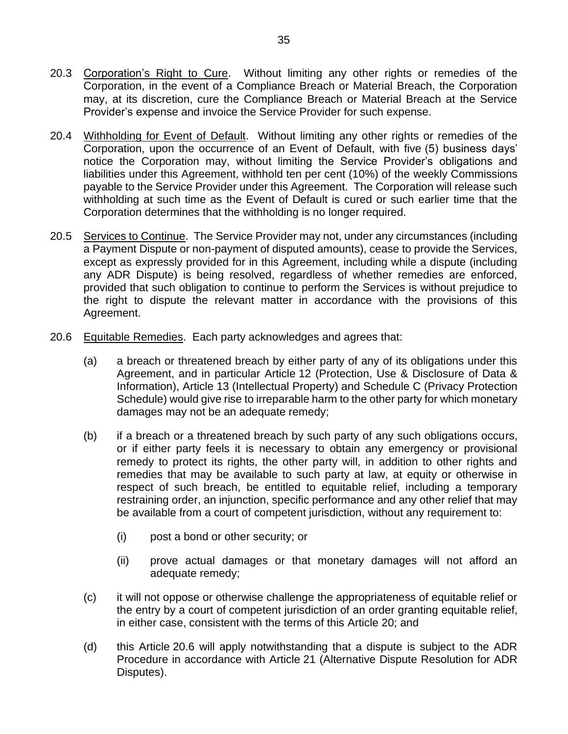20.3 Corporation's Right to Cure. Without limiting any other rights or remedies of the Corporation, in the event of a Compliance Breach or Material Breach, the Corporation may, at its discretion, cure the Compliance Breach or Material Breach at the Service Provider's expense and invoice the Service Provider for such expense.

20.4 Withholding for Event of Default. Without limiting any other rights or remedies of the Corporation, upon the occurrence of an Event of Default, with five (5) business days' notice the Corporation may, without limiting the Service Provider's obligations and liabilities under this Agreement, withhold ten per cent (10%) of the weekly Commissions payable to the Service Provider under this Agreement. The Corporation will release such withholding at such time as the Event of Default is cured or such earlier time that the Corporation determines that the withholding is no longer required.

20.5 Services to Continue. The Service Provider may not, under any circumstances (including a Payment Dispute or non-payment of disputed amounts), cease to provide the Services, except as expressly provided for in this Agreement, including while a dispute (including any ADR Dispute) is being resolved, regardless of whether remedies are enforced, provided that such obligation to continue to perform the Services is without prejudice to the right to dispute the relevant matter in accordance with the provisions of this Agreement.

20.6 Equitable Remedies. Each party acknowledges and agrees that:

(a) a breach or threatened breach by either party of any of its obligations under this Agreement, and in particular Article 12 (Protection, Use & Disclosure of Data & Information), Article 13 (Intellectual Property) and Schedule C (Privacy Protection Schedule) would give rise to irreparable harm to the other party for which monetary damages may not be an adequate remedy;

(b) if a breach or a threatened breach by such party of any such obligations occurs, or if either party feels it is necessary to obtain any emergency or provisional remedy to protect its rights, the other party will, in addition to other rights and remedies that may be available to such party at law, at equity or otherwise in respect of such breach, be entitled to equitable relief, including a temporary restraining order, an injunction, specific performance and any other relief that may be available from a court of competent jurisdiction, without any requirement to:

(i) post a bond or other security; or

(ii) prove actual damages or that monetary damages will not afford an adequate remedy;

(c) it will not oppose or otherwise challenge the appropriateness of equitable relief or the entry by a court of competent jurisdiction of an order granting equitable relief, in either case, consistent with the terms of this Article 20; and

(d) this Article 20.6 will apply notwithstanding that a dispute is subject to the ADR Procedure in accordance with Article 21 (Alternative Dispute Resolution for ADR Disputes).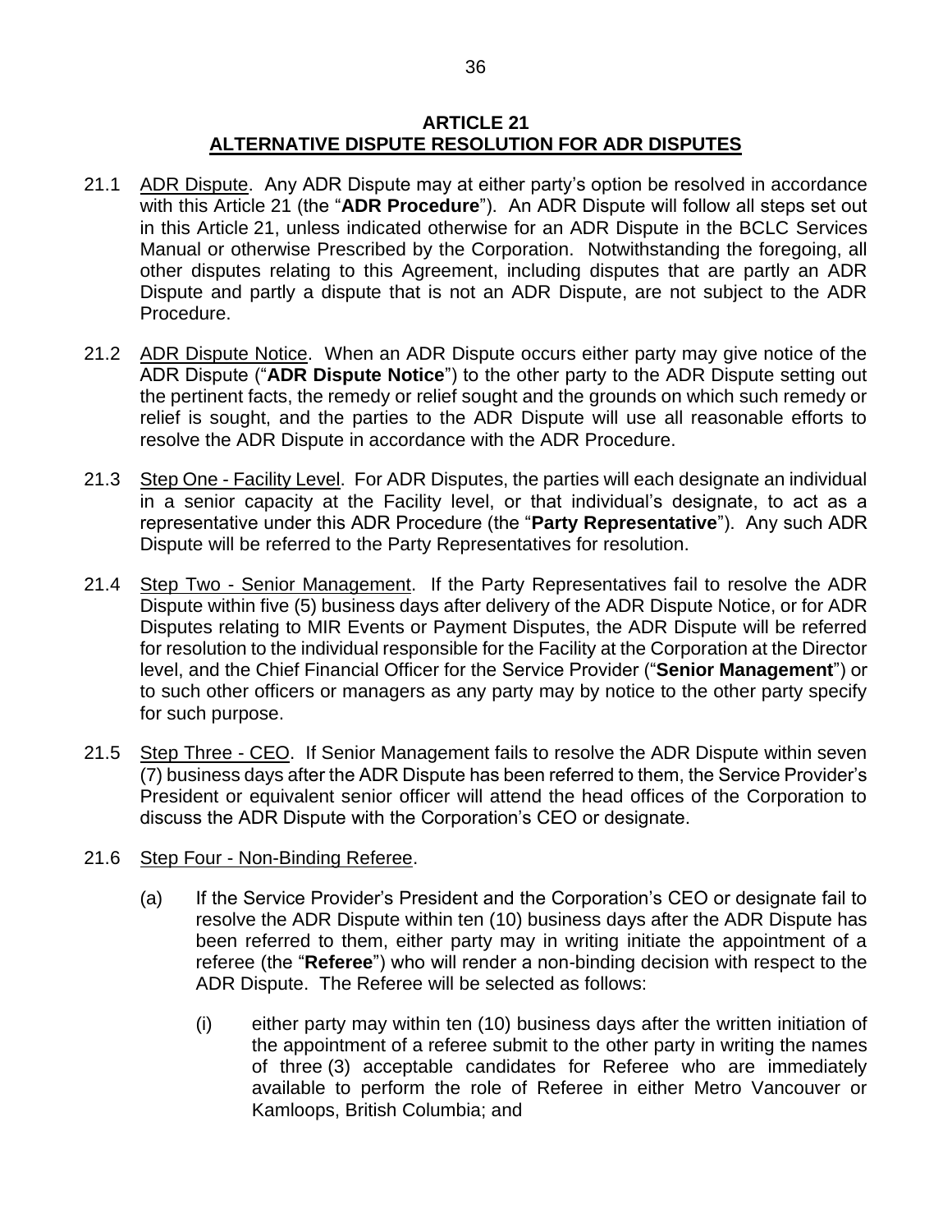## ARTICLE 21
## <u>ALTERNATIVE DISPUTE RESOLUTION FOR ADR DISPUTES</u>

21.1 <u>ADR Dispute</u>. Any ADR Dispute may at either party's option be resolved in accordance with this Article 21 (the "**ADR Procedure**"). An ADR Dispute will follow all steps set out in this Article 21, unless indicated otherwise for an ADR Dispute in the BCLC Services Manual or otherwise Prescribed by the Corporation. Notwithstanding the foregoing, all other disputes relating to this Agreement, including disputes that are partly an ADR Dispute and partly a dispute that is not an ADR Dispute, are not subject to the ADR Procedure.

21.2 <u>ADR Dispute Notice</u>. When an ADR Dispute occurs either party may give notice of the ADR Dispute ("**ADR Dispute Notice**") to the other party to the ADR Dispute setting out the pertinent facts, the remedy or relief sought and the grounds on which such remedy or relief is sought, and the parties to the ADR Dispute will use all reasonable efforts to resolve the ADR Dispute in accordance with the ADR Procedure.

21.3 <u>Step One - Facility Level</u>. For ADR Disputes, the parties will each designate an individual in a senior capacity at the Facility level, or that individual's designate, to act as a representative under this ADR Procedure (the "**Party Representative**"). Any such ADR Dispute will be referred to the Party Representatives for resolution.

21.4 <u>Step Two - Senior Management</u>. If the Party Representatives fail to resolve the ADR Dispute within five (5) business days after delivery of the ADR Dispute Notice, or for ADR Disputes relating to MIR Events or Payment Disputes, the ADR Dispute will be referred for resolution to the individual responsible for the Facility at the Corporation at the Director level, and the Chief Financial Officer for the Service Provider ("**Senior Management**") or to such other officers or managers as any party may by notice to the other party specify for such purpose.

21.5 <u>Step Three - CEO</u>. If Senior Management fails to resolve the ADR Dispute within seven (7) business days after the ADR Dispute has been referred to them, the Service Provider's President or equivalent senior officer will attend the head offices of the Corporation to discuss the ADR Dispute with the Corporation's CEO or designate.

21.6 <u>Step Four - Non-Binding Referee</u>.

(a) If the Service Provider's President and the Corporation's CEO or designate fail to resolve the ADR Dispute within ten (10) business days after the ADR Dispute has been referred to them, either party may in writing initiate the appointment of a referee (the "**Referee**") who will render a non-binding decision with respect to the ADR Dispute. The Referee will be selected as follows:

(i) either party may within ten (10) business days after the written initiation of the appointment of a referee submit to the other party in writing the names of three (3) acceptable candidates for Referee who are immediately available to perform the role of Referee in either Metro Vancouver or Kamloops, British Columbia; and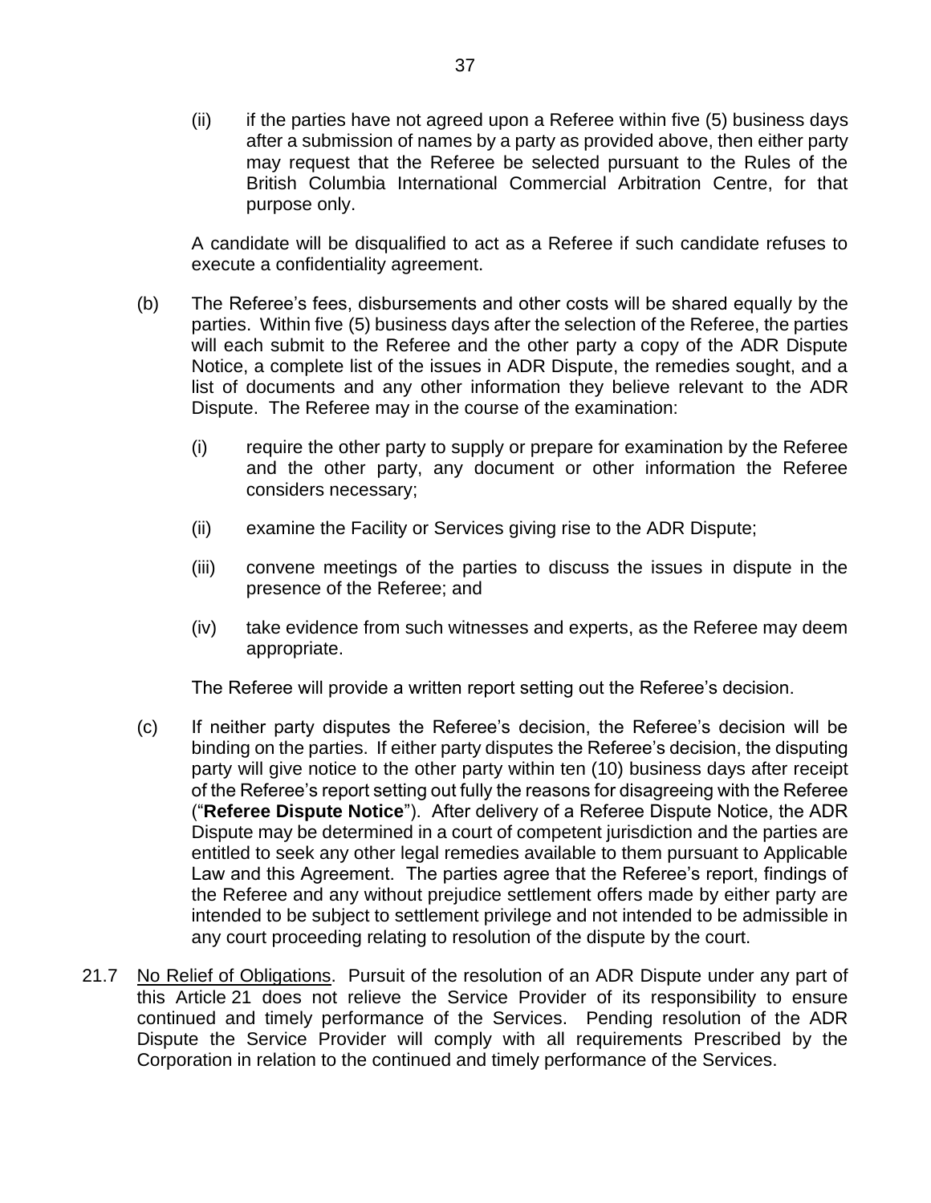(ii) if the parties have not agreed upon a Referee within five (5) business days after a submission of names by a party as provided above, then either party may request that the Referee be selected pursuant to the Rules of the British Columbia International Commercial Arbitration Centre, for that purpose only.

A candidate will be disqualified to act as a Referee if such candidate refuses to execute a confidentiality agreement.

(b) The Referee's fees, disbursements and other costs will be shared equally by the parties. Within five (5) business days after the selection of the Referee, the parties will each submit to the Referee and the other party a copy of the ADR Dispute Notice, a complete list of the issues in ADR Dispute, the remedies sought, and a list of documents and any other information they believe relevant to the ADR Dispute. The Referee may in the course of the examination:

(i) require the other party to supply or prepare for examination by the Referee and the other party, any document or other information the Referee considers necessary;

(ii) examine the Facility or Services giving rise to the ADR Dispute;

(iii) convene meetings of the parties to discuss the issues in dispute in the presence of the Referee; and

(iv) take evidence from such witnesses and experts, as the Referee may deem appropriate.

The Referee will provide a written report setting out the Referee's decision.

(c) If neither party disputes the Referee's decision, the Referee's decision will be binding on the parties. If either party disputes the Referee's decision, the disputing party will give notice to the other party within ten (10) business days after receipt of the Referee's report setting out fully the reasons for disagreeing with the Referee ("**Referee Dispute Notice**"). After delivery of a Referee Dispute Notice, the ADR Dispute may be determined in a court of competent jurisdiction and the parties are entitled to seek any other legal remedies available to them pursuant to Applicable Law and this Agreement. The parties agree that the Referee's report, findings of the Referee and any without prejudice settlement offers made by either party are intended to be subject to settlement privilege and not intended to be admissible in any court proceeding relating to resolution of the dispute by the court.

21.7 No Relief of Obligations. Pursuit of the resolution of an ADR Dispute under any part of this Article 21 does not relieve the Service Provider of its responsibility to ensure continued and timely performance of the Services. Pending resolution of the ADR Dispute the Service Provider will comply with all requirements Prescribed by the Corporation in relation to the continued and timely performance of the Services.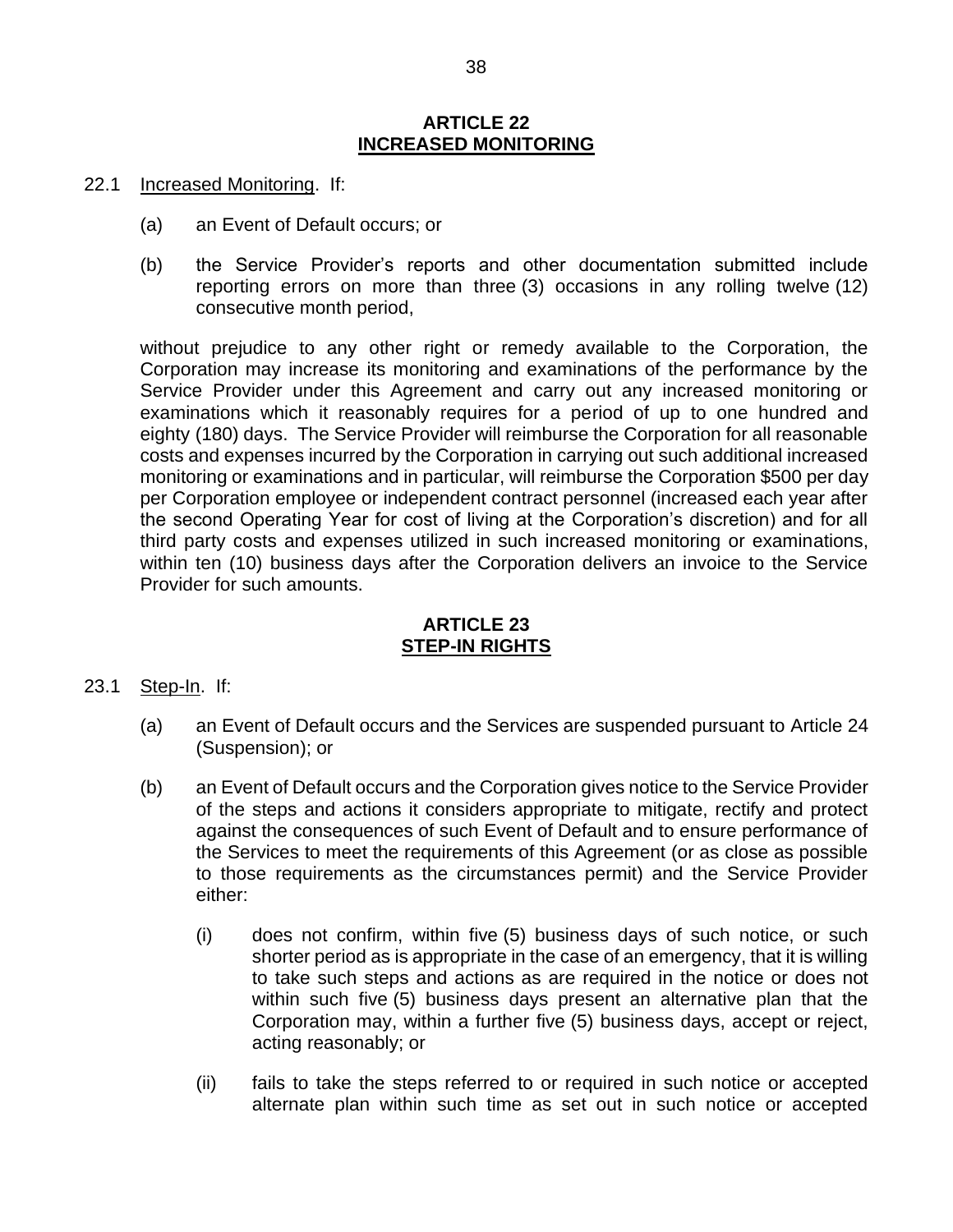## ARTICLE 22
## INCREASED MONITORING

22.1 Increased Monitoring. If:

(a) an Event of Default occurs; or

(b) the Service Provider's reports and other documentation submitted include reporting errors on more than three (3) occasions in any rolling twelve (12) consecutive month period,

without prejudice to any other right or remedy available to the Corporation, the Corporation may increase its monitoring and examinations of the performance by the Service Provider under this Agreement and carry out any increased monitoring or examinations which it reasonably requires for a period of up to one hundred and eighty (180) days. The Service Provider will reimburse the Corporation for all reasonable costs and expenses incurred by the Corporation in carrying out such additional increased monitoring or examinations and in particular, will reimburse the Corporation $500 per day per Corporation employee or independent contract personnel (increased each year after the second Operating Year for cost of living at the Corporation's discretion) and for all third party costs and expenses utilized in such increased monitoring or examinations, within ten (10) business days after the Corporation delivers an invoice to the Service Provider for such amounts.

## ARTICLE 23
## STEP-IN RIGHTS

23.1 Step-In. If:

(a) an Event of Default occurs and the Services are suspended pursuant to Article 24 (Suspension); or

(b) an Event of Default occurs and the Corporation gives notice to the Service Provider of the steps and actions it considers appropriate to mitigate, rectify and protect against the consequences of such Event of Default and to ensure performance of the Services to meet the requirements of this Agreement (or as close as possible to those requirements as the circumstances permit) and the Service Provider either:

(i) does not confirm, within five (5) business days of such notice, or such shorter period as is appropriate in the case of an emergency, that it is willing to take such steps and actions as are required in the notice or does not within such five (5) business days present an alternative plan that the Corporation may, within a further five (5) business days, accept or reject, acting reasonably; or

(ii) fails to take the steps referred to or required in such notice or accepted alternate plan within such time as set out in such notice or accepted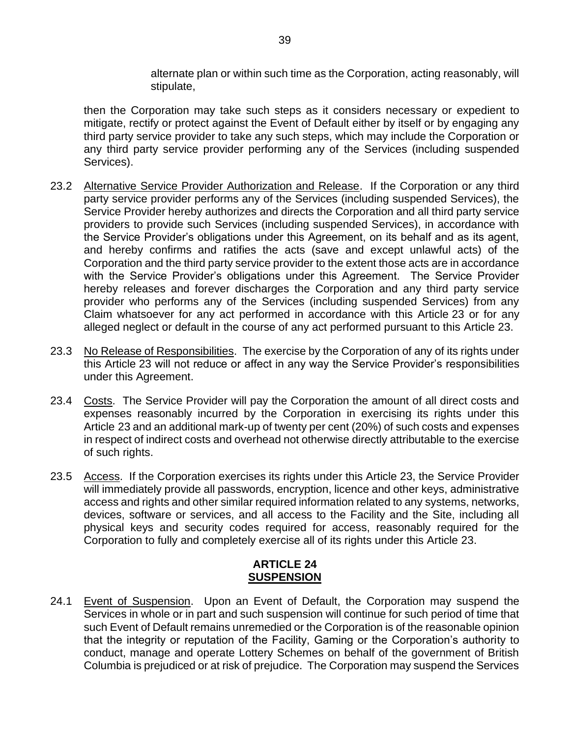alternate plan or within such time as the Corporation, acting reasonably, will stipulate,

then the Corporation may take such steps as it considers necessary or expedient to mitigate, rectify or protect against the Event of Default either by itself or by engaging any third party service provider to take any such steps, which may include the Corporation or any third party service provider performing any of the Services (including suspended Services).

23.2 Alternative Service Provider Authorization and Release. If the Corporation or any third party service provider performs any of the Services (including suspended Services), the Service Provider hereby authorizes and directs the Corporation and all third party service providers to provide such Services (including suspended Services), in accordance with the Service Provider's obligations under this Agreement, on its behalf and as its agent, and hereby confirms and ratifies the acts (save and except unlawful acts) of the Corporation and the third party service provider to the extent those acts are in accordance with the Service Provider's obligations under this Agreement. The Service Provider hereby releases and forever discharges the Corporation and any third party service provider who performs any of the Services (including suspended Services) from any Claim whatsoever for any act performed in accordance with this Article 23 or for any alleged neglect or default in the course of any act performed pursuant to this Article 23.

23.3 No Release of Responsibilities. The exercise by the Corporation of any of its rights under this Article 23 will not reduce or affect in any way the Service Provider's responsibilities under this Agreement.

23.4 Costs. The Service Provider will pay the Corporation the amount of all direct costs and expenses reasonably incurred by the Corporation in exercising its rights under this Article 23 and an additional mark-up of twenty per cent (20%) of such costs and expenses in respect of indirect costs and overhead not otherwise directly attributable to the exercise of such rights.

23.5 Access. If the Corporation exercises its rights under this Article 23, the Service Provider will immediately provide all passwords, encryption, licence and other keys, administrative access and rights and other similar required information related to any systems, networks, devices, software or services, and all access to the Facility and the Site, including all physical keys and security codes required for access, reasonably required for the Corporation to fully and completely exercise all of its rights under this Article 23.

## ARTICLE 24
## SUSPENSION

24.1 Event of Suspension. Upon an Event of Default, the Corporation may suspend the Services in whole or in part and such suspension will continue for such period of time that such Event of Default remains unremedied or the Corporation is of the reasonable opinion that the integrity or reputation of the Facility, Gaming or the Corporation's authority to conduct, manage and operate Lottery Schemes on behalf of the government of British Columbia is prejudiced or at risk of prejudice. The Corporation may suspend the Services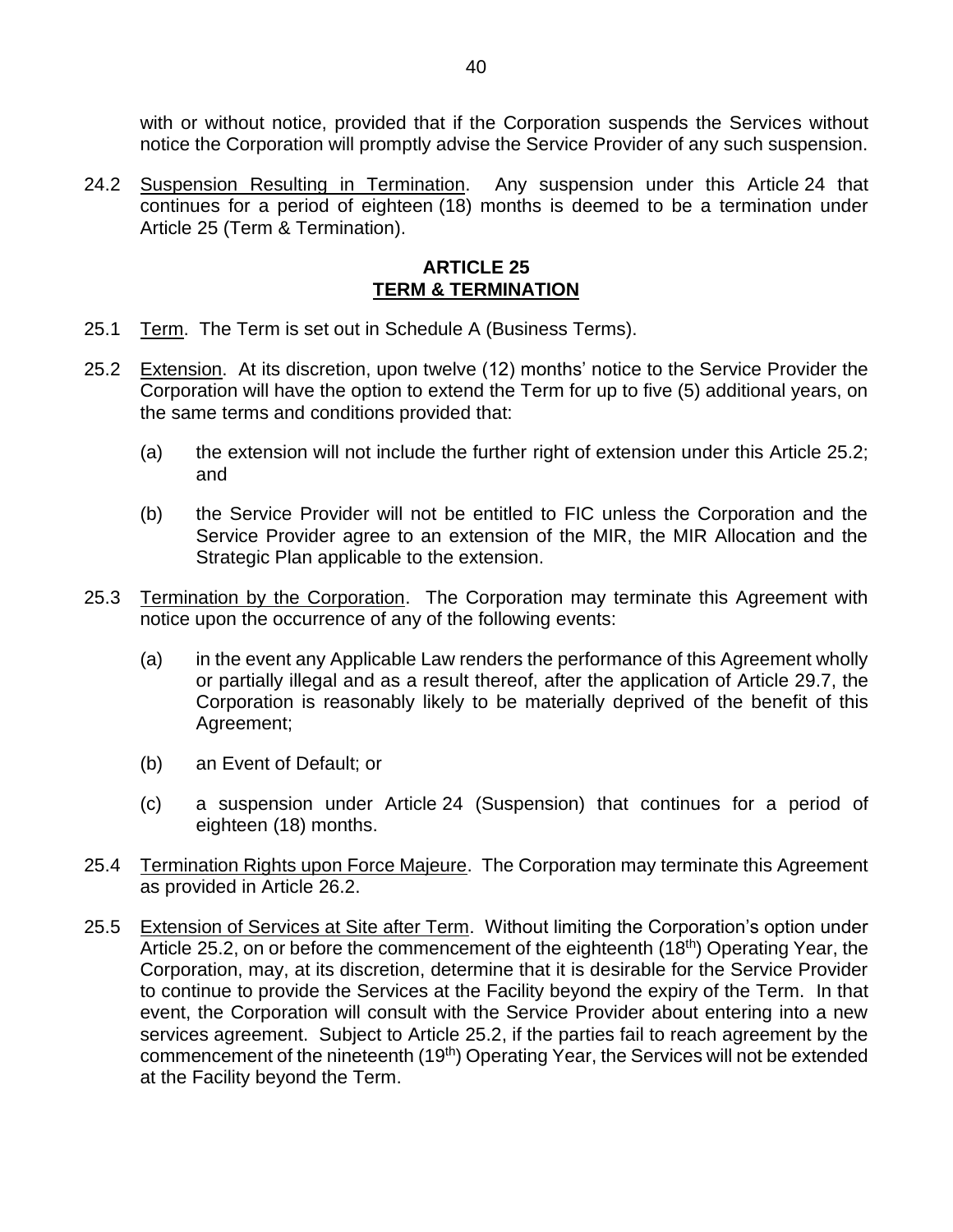with or without notice, provided that if the Corporation suspends the Services without notice the Corporation will promptly advise the Service Provider of any such suspension.

24.2 Suspension Resulting in Termination. Any suspension under this Article 24 that continues for a period of eighteen (18) months is deemed to be a termination under Article 25 (Term & Termination).

## ARTICLE 25
## TERM & TERMINATION

25.1 Term. The Term is set out in Schedule A (Business Terms).

25.2 Extension. At its discretion, upon twelve (12) months' notice to the Service Provider the Corporation will have the option to extend the Term for up to five (5) additional years, on the same terms and conditions provided that:

(a) the extension will not include the further right of extension under this Article 25.2; and

(b) the Service Provider will not be entitled to FIC unless the Corporation and the Service Provider agree to an extension of the MIR, the MIR Allocation and the Strategic Plan applicable to the extension.

25.3 Termination by the Corporation. The Corporation may terminate this Agreement with notice upon the occurrence of any of the following events:

(a) in the event any Applicable Law renders the performance of this Agreement wholly or partially illegal and as a result thereof, after the application of Article 29.7, the Corporation is reasonably likely to be materially deprived of the benefit of this Agreement;

(b) an Event of Default; or

(c) a suspension under Article 24 (Suspension) that continues for a period of eighteen (18) months.

25.4 Termination Rights upon Force Majeure. The Corporation may terminate this Agreement as provided in Article 26.2.

25.5 Extension of Services at Site after Term. Without limiting the Corporation's option under Article 25.2, on or before the commencement of the eighteenth (18th) Operating Year, the Corporation, may, at its discretion, determine that it is desirable for the Service Provider to continue to provide the Services at the Facility beyond the expiry of the Term. In that event, the Corporation will consult with the Service Provider about entering into a new services agreement. Subject to Article 25.2, if the parties fail to reach agreement by the commencement of the nineteenth (19th) Operating Year, the Services will not be extended at the Facility beyond the Term.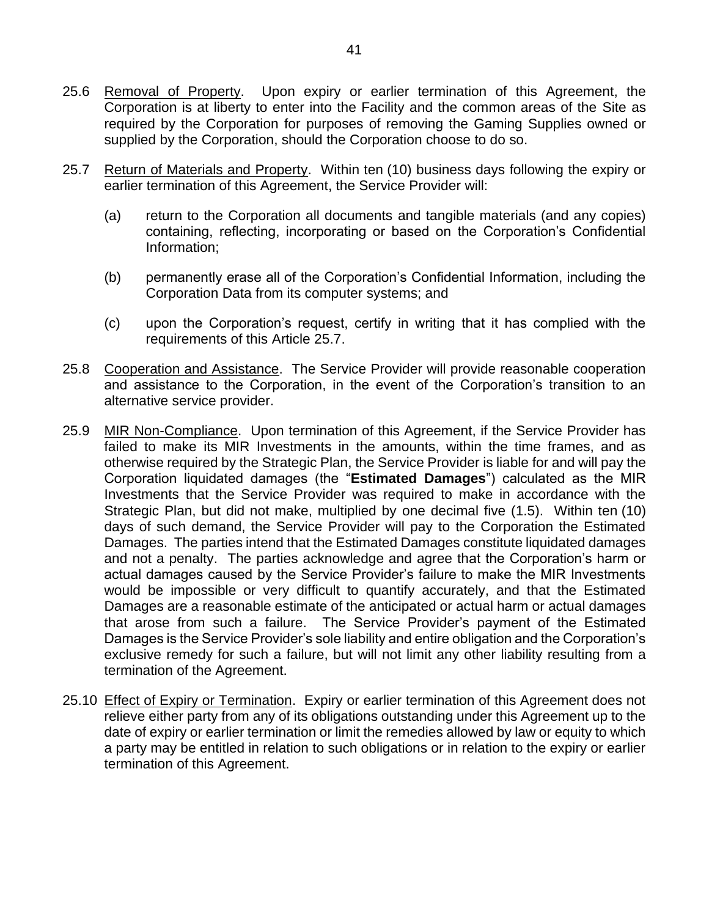25.6 Removal of Property. Upon expiry or earlier termination of this Agreement, the Corporation is at liberty to enter into the Facility and the common areas of the Site as required by the Corporation for purposes of removing the Gaming Supplies owned or supplied by the Corporation, should the Corporation choose to do so.

25.7 Return of Materials and Property. Within ten (10) business days following the expiry or earlier termination of this Agreement, the Service Provider will:

(a) return to the Corporation all documents and tangible materials (and any copies) containing, reflecting, incorporating or based on the Corporation's Confidential Information;

(b) permanently erase all of the Corporation's Confidential Information, including the Corporation Data from its computer systems; and

(c) upon the Corporation's request, certify in writing that it has complied with the requirements of this Article 25.7.

25.8 Cooperation and Assistance. The Service Provider will provide reasonable cooperation and assistance to the Corporation, in the event of the Corporation's transition to an alternative service provider.

25.9 MIR Non-Compliance. Upon termination of this Agreement, if the Service Provider has failed to make its MIR Investments in the amounts, within the time frames, and as otherwise required by the Strategic Plan, the Service Provider is liable for and will pay the Corporation liquidated damages (the "**Estimated Damages**") calculated as the MIR Investments that the Service Provider was required to make in accordance with the Strategic Plan, but did not make, multiplied by one decimal five (1.5). Within ten (10) days of such demand, the Service Provider will pay to the Corporation the Estimated Damages. The parties intend that the Estimated Damages constitute liquidated damages and not a penalty. The parties acknowledge and agree that the Corporation's harm or actual damages caused by the Service Provider's failure to make the MIR Investments would be impossible or very difficult to quantify accurately, and that the Estimated Damages are a reasonable estimate of the anticipated or actual harm or actual damages that arose from such a failure. The Service Provider's payment of the Estimated Damages is the Service Provider's sole liability and entire obligation and the Corporation's exclusive remedy for such a failure, but will not limit any other liability resulting from a termination of the Agreement.

25.10 Effect of Expiry or Termination. Expiry or earlier termination of this Agreement does not relieve either party from any of its obligations outstanding under this Agreement up to the date of expiry or earlier termination or limit the remedies allowed by law or equity to which a party may be entitled in relation to such obligations or in relation to the expiry or earlier termination of this Agreement.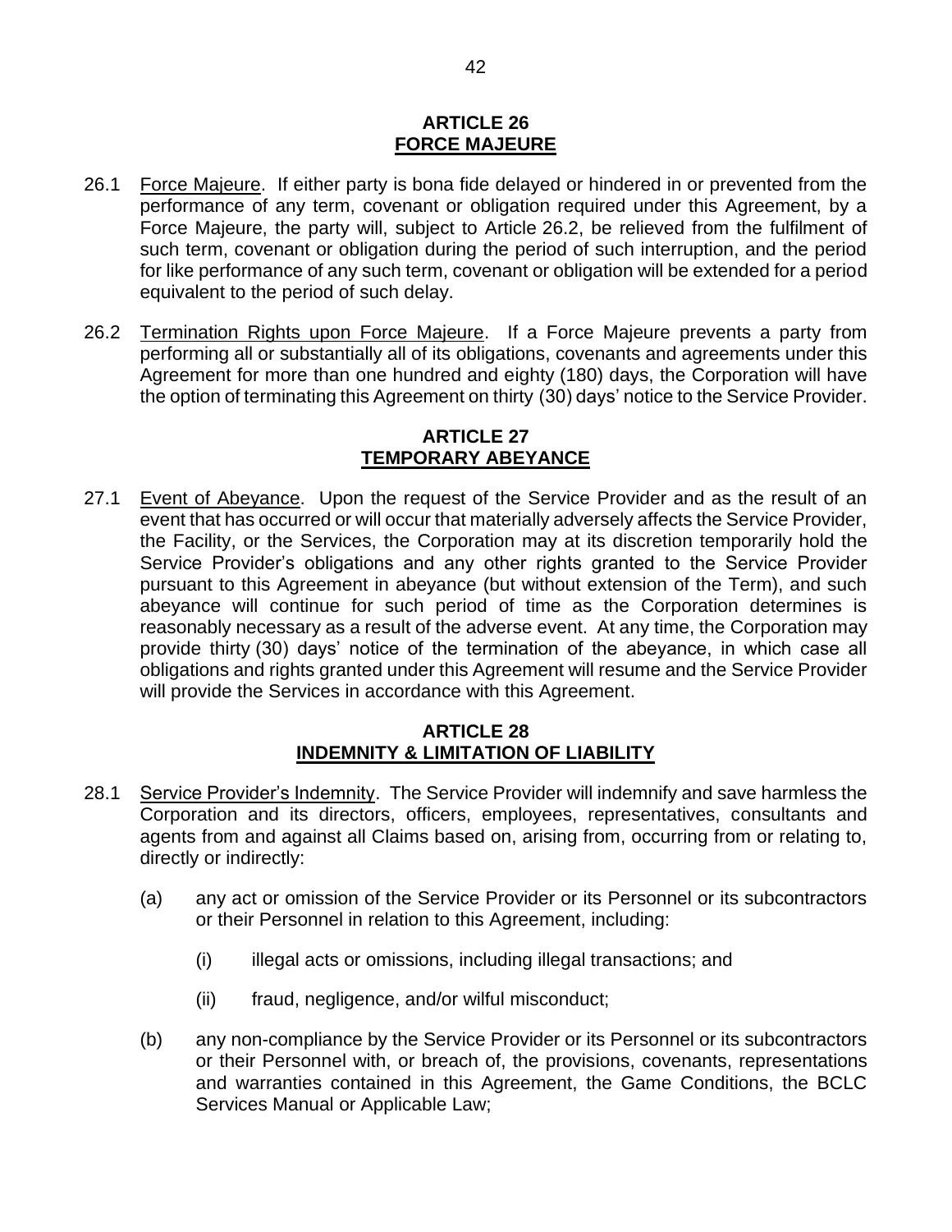## ARTICLE 26
## FORCE MAJEURE

26.1 Force Majeure. If either party is bona fide delayed or hindered in or prevented from the performance of any term, covenant or obligation required under this Agreement, by a Force Majeure, the party will, subject to Article 26.2, be relieved from the fulfilment of such term, covenant or obligation during the period of such interruption, and the period for like performance of any such term, covenant or obligation will be extended for a period equivalent to the period of such delay.

26.2 Termination Rights upon Force Majeure. If a Force Majeure prevents a party from performing all or substantially all of its obligations, covenants and agreements under this Agreement for more than one hundred and eighty (180) days, the Corporation will have the option of terminating this Agreement on thirty (30) days' notice to the Service Provider.

## ARTICLE 27
## TEMPORARY ABEYANCE

27.1 Event of Abeyance. Upon the request of the Service Provider and as the result of an event that has occurred or will occur that materially adversely affects the Service Provider, the Facility, or the Services, the Corporation may at its discretion temporarily hold the Service Provider's obligations and any other rights granted to the Service Provider pursuant to this Agreement in abeyance (but without extension of the Term), and such abeyance will continue for such period of time as the Corporation determines is reasonably necessary as a result of the adverse event. At any time, the Corporation may provide thirty (30) days' notice of the termination of the abeyance, in which case all obligations and rights granted under this Agreement will resume and the Service Provider will provide the Services in accordance with this Agreement.

## ARTICLE 28
## INDEMNITY & LIMITATION OF LIABILITY

28.1 Service Provider's Indemnity. The Service Provider will indemnify and save harmless the Corporation and its directors, officers, employees, representatives, consultants and agents from and against all Claims based on, arising from, occurring from or relating to, directly or indirectly:

(a) any act or omission of the Service Provider or its Personnel or its subcontractors or their Personnel in relation to this Agreement, including:

   (i) illegal acts or omissions, including illegal transactions; and

   (ii) fraud, negligence, and/or wilful misconduct;

(b) any non-compliance by the Service Provider or its Personnel or its subcontractors or their Personnel with, or breach of, the provisions, covenants, representations and warranties contained in this Agreement, the Game Conditions, the BCLC Services Manual or Applicable Law;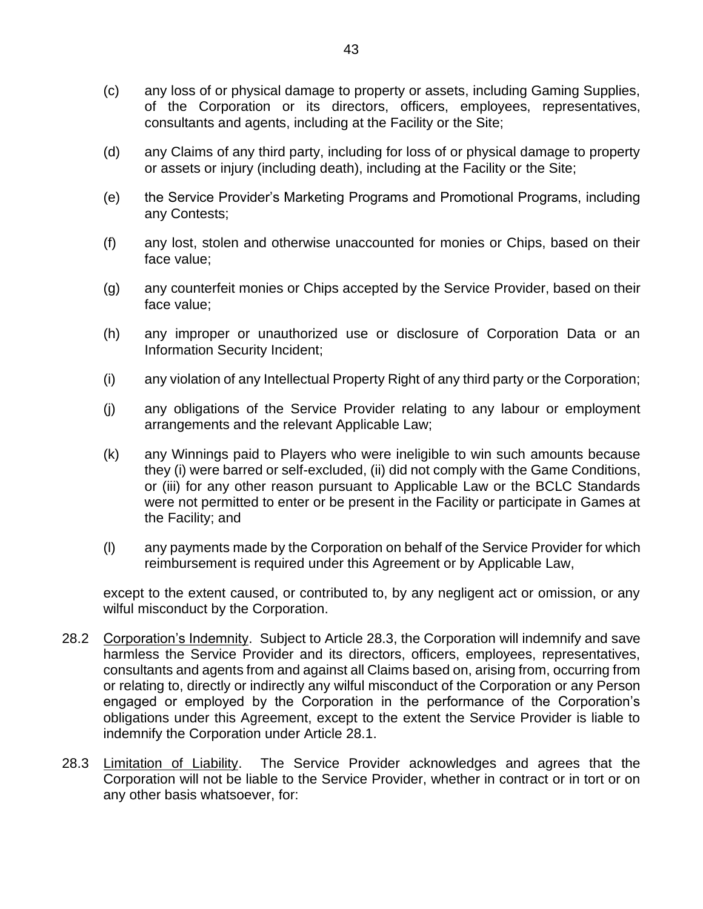(c) any loss of or physical damage to property or assets, including Gaming Supplies, of the Corporation or its directors, officers, employees, representatives, consultants and agents, including at the Facility or the Site;

(d) any Claims of any third party, including for loss of or physical damage to property or assets or injury (including death), including at the Facility or the Site;

(e) the Service Provider's Marketing Programs and Promotional Programs, including any Contests;

(f) any lost, stolen and otherwise unaccounted for monies or Chips, based on their face value;

(g) any counterfeit monies or Chips accepted by the Service Provider, based on their face value;

(h) any improper or unauthorized use or disclosure of Corporation Data or an Information Security Incident;

(i) any violation of any Intellectual Property Right of any third party or the Corporation;

(j) any obligations of the Service Provider relating to any labour or employment arrangements and the relevant Applicable Law;

(k) any Winnings paid to Players who were ineligible to win such amounts because they (i) were barred or self-excluded, (ii) did not comply with the Game Conditions, or (iii) for any other reason pursuant to Applicable Law or the BCLC Standards were not permitted to enter or be present in the Facility or participate in Games at the Facility; and

(l) any payments made by the Corporation on behalf of the Service Provider for which reimbursement is required under this Agreement or by Applicable Law,

except to the extent caused, or contributed to, by any negligent act or omission, or any wilful misconduct by the Corporation.

28.2 Corporation's Indemnity. Subject to Article 28.3, the Corporation will indemnify and save harmless the Service Provider and its directors, officers, employees, representatives, consultants and agents from and against all Claims based on, arising from, occurring from or relating to, directly or indirectly any wilful misconduct of the Corporation or any Person engaged or employed by the Corporation in the performance of the Corporation's obligations under this Agreement, except to the extent the Service Provider is liable to indemnify the Corporation under Article 28.1.

28.3 Limitation of Liability. The Service Provider acknowledges and agrees that the Corporation will not be liable to the Service Provider, whether in contract or in tort or on any other basis whatsoever, for: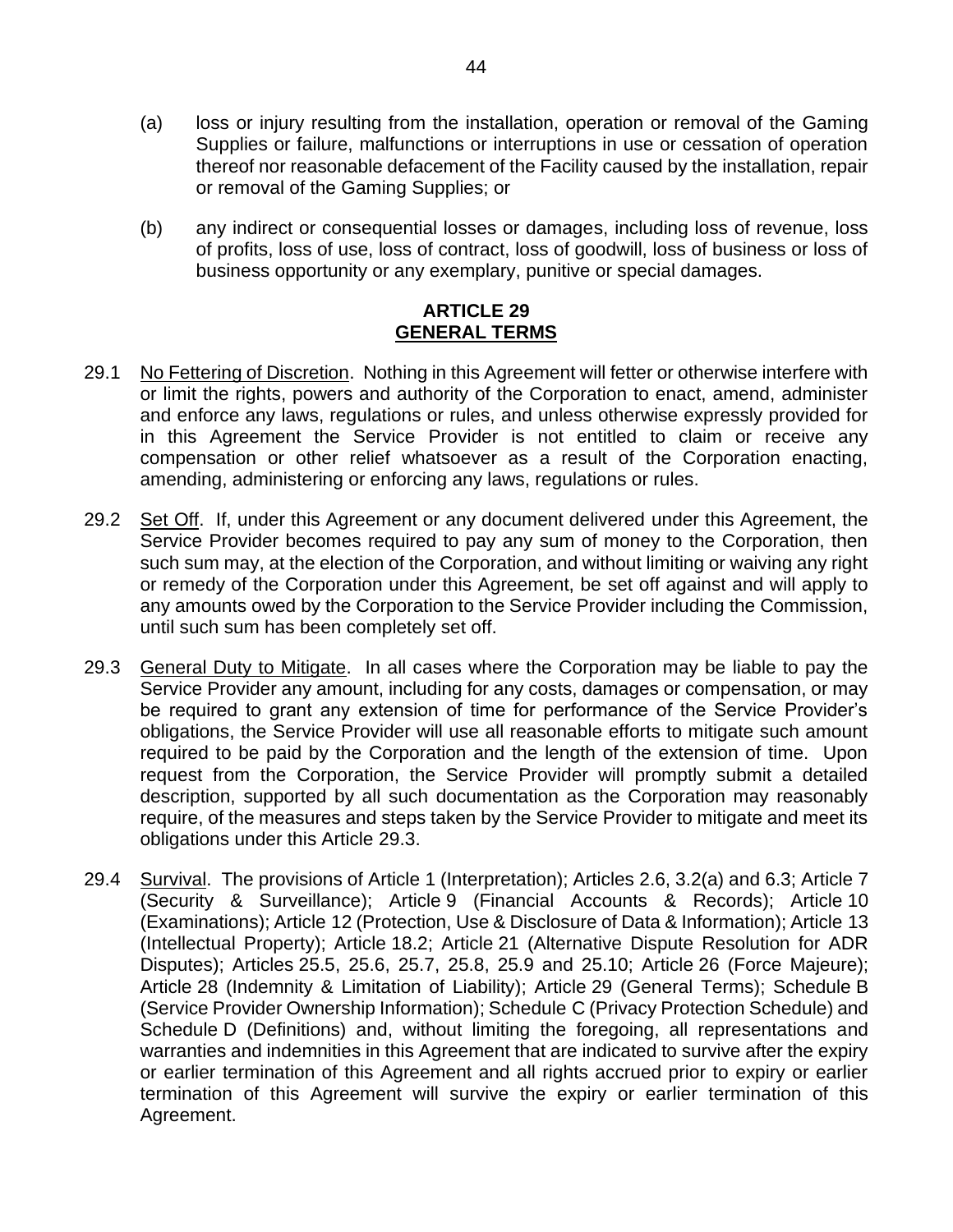(a) loss or injury resulting from the installation, operation or removal of the Gaming Supplies or failure, malfunctions or interruptions in use or cessation of operation thereof nor reasonable defacement of the Facility caused by the installation, repair or removal of the Gaming Supplies; or

(b) any indirect or consequential losses or damages, including loss of revenue, loss of profits, loss of use, loss of contract, loss of goodwill, loss of business or loss of business opportunity or any exemplary, punitive or special damages.

## ARTICLE 29
## GENERAL TERMS

29.1 No Fettering of Discretion. Nothing in this Agreement will fetter or otherwise interfere with or limit the rights, powers and authority of the Corporation to enact, amend, administer and enforce any laws, regulations or rules, and unless otherwise expressly provided for in this Agreement the Service Provider is not entitled to claim or receive any compensation or other relief whatsoever as a result of the Corporation enacting, amending, administering or enforcing any laws, regulations or rules.

29.2 Set Off. If, under this Agreement or any document delivered under this Agreement, the Service Provider becomes required to pay any sum of money to the Corporation, then such sum may, at the election of the Corporation, and without limiting or waiving any right or remedy of the Corporation under this Agreement, be set off against and will apply to any amounts owed by the Corporation to the Service Provider including the Commission, until such sum has been completely set off.

29.3 General Duty to Mitigate. In all cases where the Corporation may be liable to pay the Service Provider any amount, including for any costs, damages or compensation, or may be required to grant any extension of time for performance of the Service Provider's obligations, the Service Provider will use all reasonable efforts to mitigate such amount required to be paid by the Corporation and the length of the extension of time. Upon request from the Corporation, the Service Provider will promptly submit a detailed description, supported by all such documentation as the Corporation may reasonably require, of the measures and steps taken by the Service Provider to mitigate and meet its obligations under this Article 29.3.

29.4 Survival. The provisions of Article 1 (Interpretation); Articles 2.6, 3.2(a) and 6.3; Article 7 (Security & Surveillance); Article 9 (Financial Accounts & Records); Article 10 (Examinations); Article 12 (Protection, Use & Disclosure of Data & Information); Article 13 (Intellectual Property); Article 18.2; Article 21 (Alternative Dispute Resolution for ADR Disputes); Articles 25.5, 25.6, 25.7, 25.8, 25.9 and 25.10; Article 26 (Force Majeure); Article 28 (Indemnity & Limitation of Liability); Article 29 (General Terms); Schedule B (Service Provider Ownership Information); Schedule C (Privacy Protection Schedule) and Schedule D (Definitions) and, without limiting the foregoing, all representations and warranties and indemnities in this Agreement that are indicated to survive after the expiry or earlier termination of this Agreement and all rights accrued prior to expiry or earlier termination of this Agreement will survive the expiry or earlier termination of this Agreement.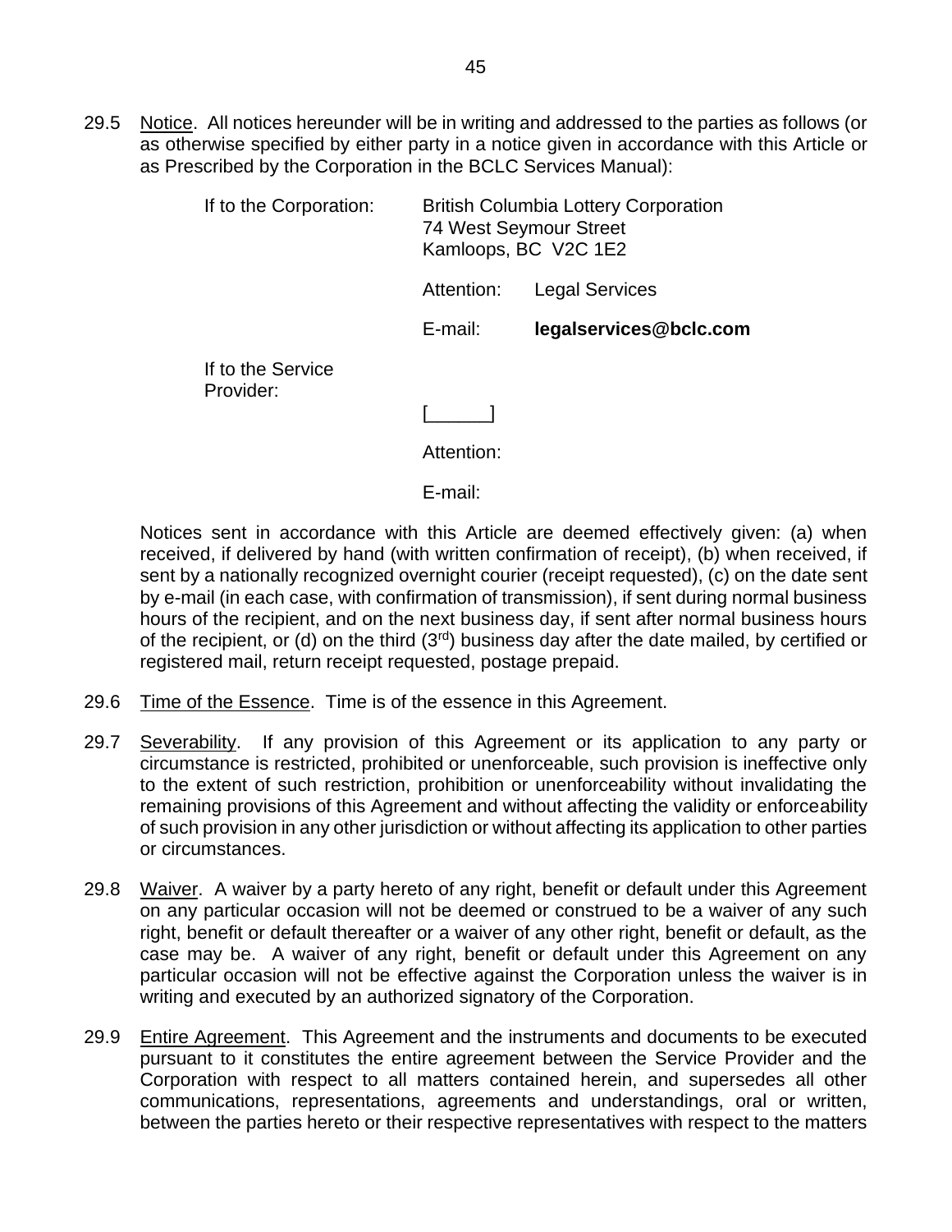29.5 Notice. All notices hereunder will be in writing and addressed to the parties as follows (or as otherwise specified by either party in a notice given in accordance with this Article or as Prescribed by the Corporation in the BCLC Services Manual):

If to the Corporation: British Columbia Lottery Corporation
74 West Seymour Street
Kamloops, BC V2C 1E2

Attention: Legal Services

E-mail: **legalservices@bclc.com**

If to the Service Provider:

[______]

Attention:

E-mail:

Notices sent in accordance with this Article are deemed effectively given: (a) when received, if delivered by hand (with written confirmation of receipt), (b) when received, if sent by a nationally recognized overnight courier (receipt requested), (c) on the date sent by e-mail (in each case, with confirmation of transmission), if sent during normal business hours of the recipient, and on the next business day, if sent after normal business hours of the recipient, or (d) on the third (3rd) business day after the date mailed, by certified or registered mail, return receipt requested, postage prepaid.

29.6 Time of the Essence. Time is of the essence in this Agreement.

29.7 Severability. If any provision of this Agreement or its application to any party or circumstance is restricted, prohibited or unenforceable, such provision is ineffective only to the extent of such restriction, prohibition or unenforceability without invalidating the remaining provisions of this Agreement and without affecting the validity or enforceability of such provision in any other jurisdiction or without affecting its application to other parties or circumstances.

29.8 Waiver. A waiver by a party hereto of any right, benefit or default under this Agreement on any particular occasion will not be deemed or construed to be a waiver of any such right, benefit or default thereafter or a waiver of any other right, benefit or default, as the case may be. A waiver of any right, benefit or default under this Agreement on any particular occasion will not be effective against the Corporation unless the waiver is in writing and executed by an authorized signatory of the Corporation.

29.9 Entire Agreement. This Agreement and the instruments and documents to be executed pursuant to it constitutes the entire agreement between the Service Provider and the Corporation with respect to all matters contained herein, and supersedes all other communications, representations, agreements and understandings, oral or written, between the parties hereto or their respective representatives with respect to the matters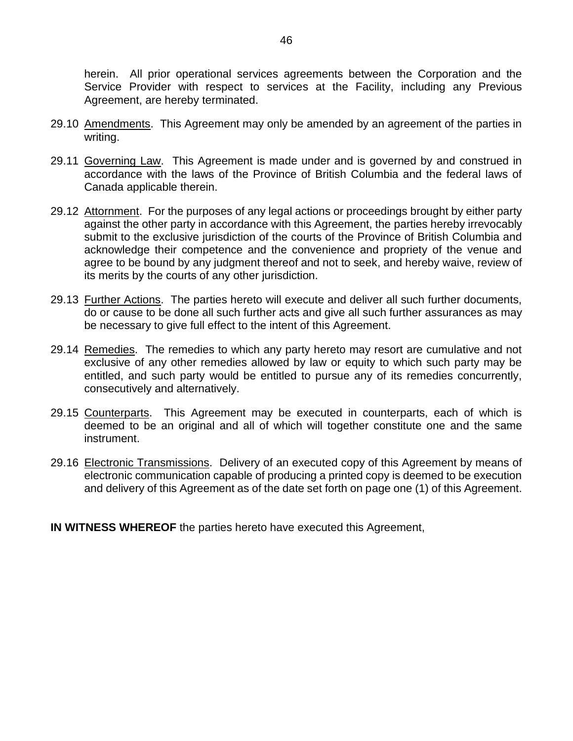herein. All prior operational services agreements between the Corporation and the Service Provider with respect to services at the Facility, including any Previous Agreement, are hereby terminated.

29.10 Amendments. This Agreement may only be amended by an agreement of the parties in writing.

29.11 Governing Law. This Agreement is made under and is governed by and construed in accordance with the laws of the Province of British Columbia and the federal laws of Canada applicable therein.

29.12 Attornment. For the purposes of any legal actions or proceedings brought by either party against the other party in accordance with this Agreement, the parties hereby irrevocably submit to the exclusive jurisdiction of the courts of the Province of British Columbia and acknowledge their competence and the convenience and propriety of the venue and agree to be bound by any judgment thereof and not to seek, and hereby waive, review of its merits by the courts of any other jurisdiction.

29.13 Further Actions. The parties hereto will execute and deliver all such further documents, do or cause to be done all such further acts and give all such further assurances as may be necessary to give full effect to the intent of this Agreement.

29.14 Remedies. The remedies to which any party hereto may resort are cumulative and not exclusive of any other remedies allowed by law or equity to which such party may be entitled, and such party would be entitled to pursue any of its remedies concurrently, consecutively and alternatively.

29.15 Counterparts. This Agreement may be executed in counterparts, each of which is deemed to be an original and all of which will together constitute one and the same instrument.

29.16 Electronic Transmissions. Delivery of an executed copy of this Agreement by means of electronic communication capable of producing a printed copy is deemed to be execution and delivery of this Agreement as of the date set forth on page one (1) of this Agreement.

**IN WITNESS WHEREOF** the parties hereto have executed this Agreement,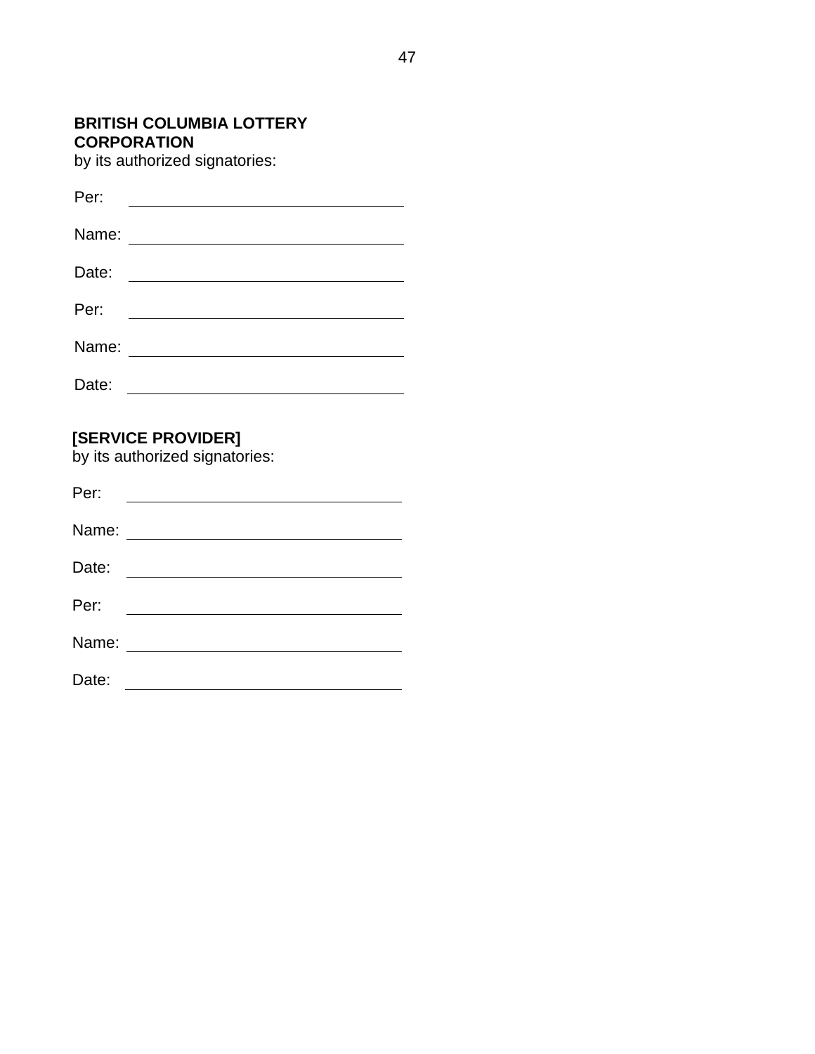**BRITISH COLUMBIA LOTTERY CORPORATION**
by its authorized signatories:

Per: \_\_\_\_\_\_\_\_\_\_\_\_\_\_\_\_\_\_\_\_\_\_\_\_\_\_\_\_\_\_

Name: \_\_\_\_\_\_\_\_\_\_\_\_\_\_\_\_\_\_\_\_\_\_\_\_\_\_\_\_\_\_

Date: \_\_\_\_\_\_\_\_\_\_\_\_\_\_\_\_\_\_\_\_\_\_\_\_\_\_\_\_\_\_

Per: \_\_\_\_\_\_\_\_\_\_\_\_\_\_\_\_\_\_\_\_\_\_\_\_\_\_\_\_\_\_

Name: \_\_\_\_\_\_\_\_\_\_\_\_\_\_\_\_\_\_\_\_\_\_\_\_\_\_\_\_\_\_

Date: \_\_\_\_\_\_\_\_\_\_\_\_\_\_\_\_\_\_\_\_\_\_\_\_\_\_\_\_\_\_

**[SERVICE PROVIDER]**
by its authorized signatories:

Per: \_\_\_\_\_\_\_\_\_\_\_\_\_\_\_\_\_\_\_\_\_\_\_\_\_\_\_\_\_\_

Name: \_\_\_\_\_\_\_\_\_\_\_\_\_\_\_\_\_\_\_\_\_\_\_\_\_\_\_\_\_\_

Date: \_\_\_\_\_\_\_\_\_\_\_\_\_\_\_\_\_\_\_\_\_\_\_\_\_\_\_\_\_\_

Per: \_\_\_\_\_\_\_\_\_\_\_\_\_\_\_\_\_\_\_\_\_\_\_\_\_\_\_\_\_\_

Name: \_\_\_\_\_\_\_\_\_\_\_\_\_\_\_\_\_\_\_\_\_\_\_\_\_\_\_\_\_\_

Date: \_\_\_\_\_\_\_\_\_\_\_\_\_\_\_\_\_\_\_\_\_\_\_\_\_\_\_\_\_\_